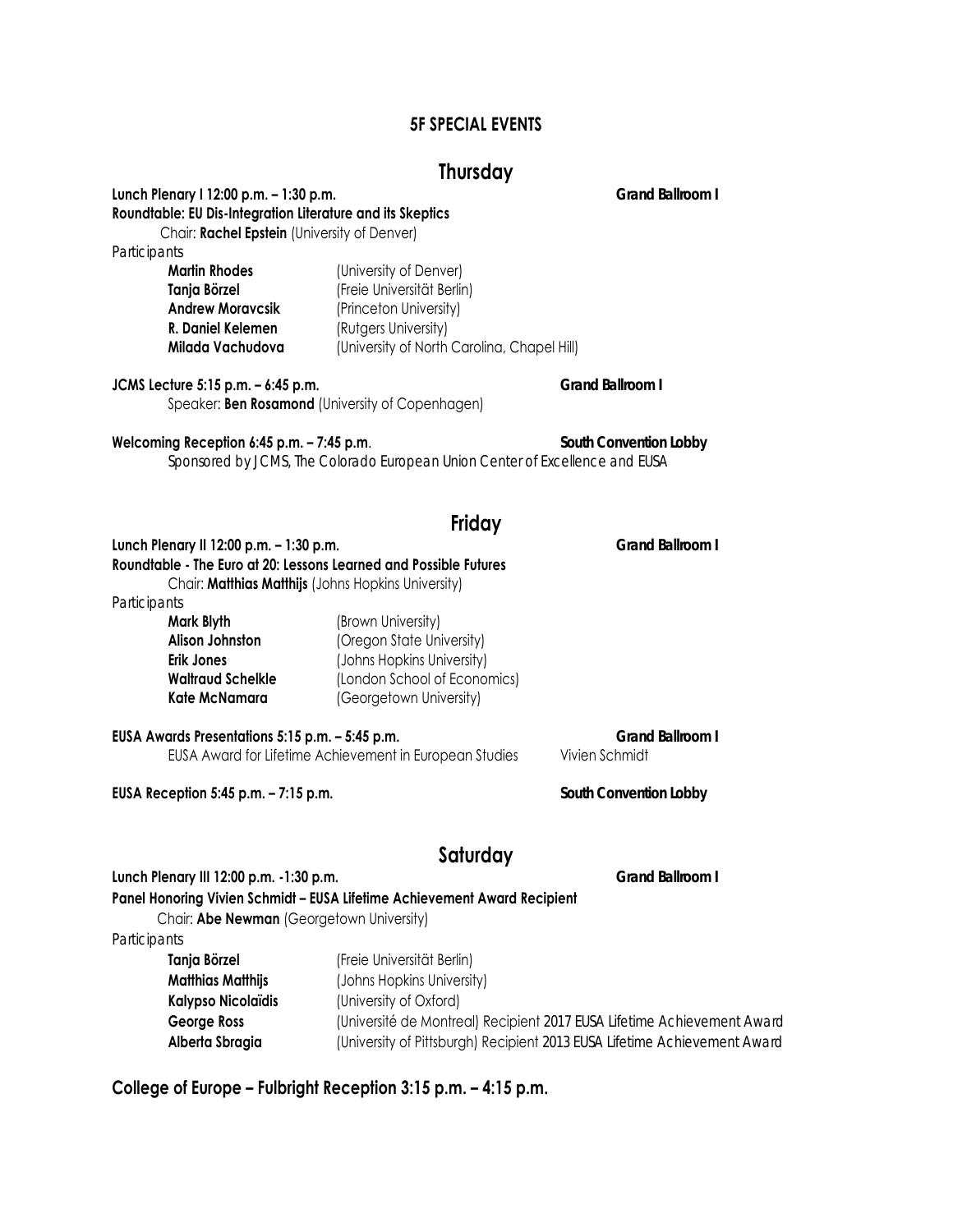## 5F SPECIAL EVENTS

### Thursday

**Lunch Plenary I 12:00 p.m. – 1:30 p.m.** **Grand Ballroom I**

**Roundtable: EU Dis-Integration Literature and its Skeptics**

Chair: **Rachel Epstein** (University of Denver)

*Participants*

| | |
|---|---|
| **Martin Rhodes** | (University of Denver) |
| **Tanja Börzel** | (Freie Universität Berlin) |
| **Andrew Moravcsik** | (Princeton University) |
| **R. Daniel Kelemen** | (Rutgers University) |
| **Milada Vachudova** | (University of North Carolina, Chapel Hill) |

**JCMS Lecture 5:15 p.m. – 6:45 p.m.** **Grand Ballroom I**

Speaker: **Ben Rosamond** (University of Copenhagen)

**Welcoming Reception 6:45 p.m. – 7:45 p.m.** **South Convention Lobby**

*Sponsored by JCMS, The Colorado European Union Center of Excellence and EUSA*

### Friday

**Lunch Plenary II 12:00 p.m. – 1:30 p.m.** **Grand Ballroom I**

**Roundtable - The Euro at 20: Lessons Learned and Possible Futures**

Chair: **Matthias Matthijs** (Johns Hopkins University)

*Participants*

| | |
|---|---|
| **Mark Blyth** | (Brown University) |
| **Alison Johnston** | (Oregon State University) |
| **Erik Jones** | (Johns Hopkins University) |
| **Waltraud Schelkle** | (London School of Economics) |
| **Kate McNamara** | (Georgetown University) |

**EUSA Awards Presentations 5:15 p.m. – 5:45 p.m.** **Grand Ballroom I**

EUSA Award for Lifetime Achievement in European Studies — Vivien Schmidt

**EUSA Reception 5:45 p.m. – 7:15 p.m.** **South Convention Lobby**

### Saturday

**Lunch Plenary III 12:00 p.m. -1:30 p.m.** **Grand Ballroom I**

**Panel Honoring Vivien Schmidt – EUSA Lifetime Achievement Award Recipient**

Chair: **Abe Newman** (Georgetown University)

*Participants*

| | |
|---|---|
| **Tanja Börzel** | (Freie Universität Berlin) |
| **Matthias Matthijs** | (Johns Hopkins University) |
| **Kalypso Nicolaïdis** | (University of Oxford) |
| **George Ross** | (Université de Montreal) Recipient 2017 EUSA Lifetime Achievement Award |
| **Alberta Sbragia** | (University of Pittsburgh) Recipient 2013 EUSA Lifetime Achievement Award |

**College of Europe – Fulbright Reception 3:15 p.m. – 4:15 p.m.**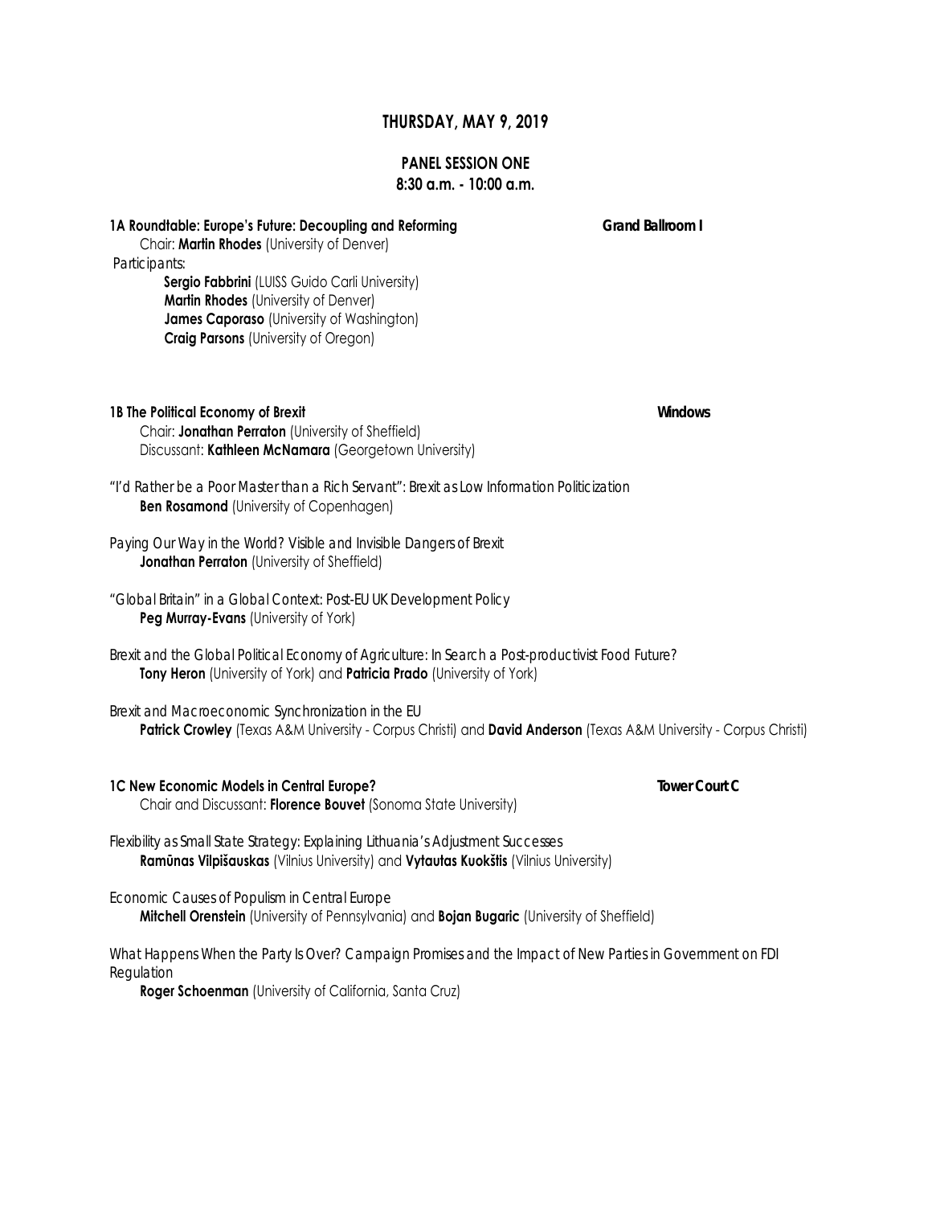## THURSDAY, MAY 9, 2019

### PANEL SESSION ONE
### 8:30 a.m. - 10:00 a.m.

**1A Roundtable: Europe's Future: Decoupling and Reforming** — **Grand Ballroom I**

Chair: **Martin Rhodes** (University of Denver)

*Participants:*

**Sergio Fabbrini** (LUISS Guido Carli University)
**Martin Rhodes** (University of Denver)
**James Caporaso** (University of Washington)
**Craig Parsons** (University of Oregon)

**1B The Political Economy of Brexit** — **Windows**

Chair: **Jonathan Perraton** (University of Sheffield)
Discussant: **Kathleen McNamara** (Georgetown University)

*"I'd Rather be a Poor Master than a Rich Servant": Brexit as Low Information Politicization*
**Ben Rosamond** (University of Copenhagen)

*Paying Our Way in the World? Visible and Invisible Dangers of Brexit*
**Jonathan Perraton** (University of Sheffield)

*"Global Britain" in a Global Context: Post-EU UK Development Policy*
**Peg Murray-Evans** (University of York)

*Brexit and the Global Political Economy of Agriculture: In Search a Post-productivist Food Future?*
**Tony Heron** (University of York) and **Patricia Prado** (University of York)

*Brexit and Macroeconomic Synchronization in the EU*
**Patrick Crowley** (Texas A&M University - Corpus Christi) and **David Anderson** (Texas A&M University - Corpus Christi)

**1C New Economic Models in Central Europe?** — **Tower Court C**

Chair and Discussant: **Florence Bouvet** (Sonoma State University)

*Flexibility as Small State Strategy: Explaining Lithuania's Adjustment Successes*
**Ramūnas Vilpišauskas** (Vilnius University) and **Vytautas Kuokštis** (Vilnius University)

*Economic Causes of Populism in Central Europe*
**Mitchell Orenstein** (University of Pennsylvania) and **Bojan Bugaric** (University of Sheffield)

*What Happens When the Party Is Over? Campaign Promises and the Impact of New Parties in Government on FDI Regulation*
**Roger Schoenman** (University of California, Santa Cruz)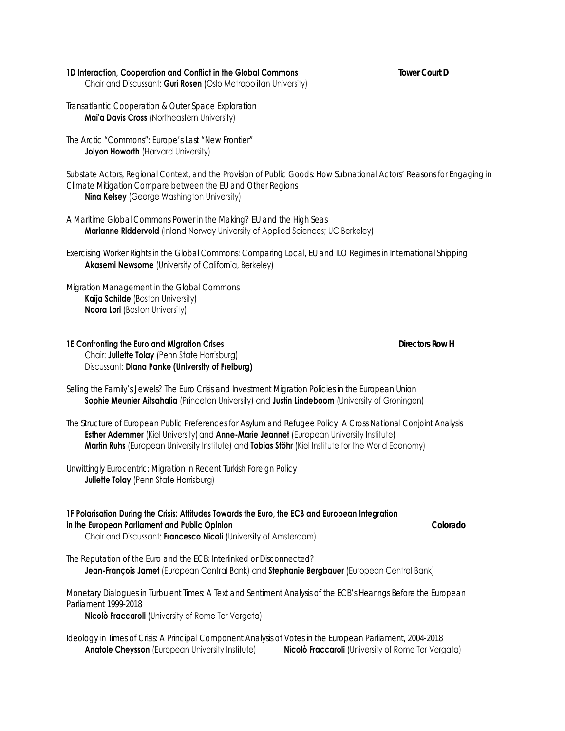**1D Interaction, Cooperation and Conflict in the Global Commons** **Tower Court D**

Chair and Discussant: **Guri Rosen** (Oslo Metropolitan University)

*Transatlantic Cooperation & Outer Space Exploration*
**Mai'a Davis Cross** (Northeastern University)

*The Arctic "Commons": Europe's Last "New Frontier"*
**Jolyon Howorth** (Harvard University)

*Substate Actors, Regional Context, and the Provision of Public Goods: How Subnational Actors' Reasons for Engaging in Climate Mitigation Compare between the EU and Other Regions*
**Nina Kelsey** (George Washington University)

*A Maritime Global Commons Power in the Making? EU and the High Seas*
**Marianne Riddervold** (Inland Norway University of Applied Sciences; UC Berkeley)

*Exercising Worker Rights in the Global Commons: Comparing Local, EU and ILO Regimes in International Shipping*
**Akasemi Newsome** (University of California, Berkeley)

*Migration Management in the Global Commons*
**Kaija Schilde** (Boston University)
**Noora Lori** (Boston University)

**1E Confronting the Euro and Migration Crises** **Directors Row H**

Chair: **Juliette Tolay** (Penn State Harrisburg)
Discussant: **Diana Panke (University of Freiburg)**

*Selling the Family's Jewels? The Euro Crisis and Investment Migration Policies in the European Union*
**Sophie Meunier Aitsahalia** (Princeton University) and **Justin Lindeboom** (University of Groningen)

*The Structure of European Public Preferences for Asylum and Refugee Policy: A Cross National Conjoint Analysis*
**Esther Ademmer** (Kiel University) and **Anne-Marie Jeannet** (European University Institute)
**Martin Ruhs** (European University Institute) and **Tobias Stöhr** (Kiel Institute for the World Economy)

*Unwittingly Eurocentric: Migration in Recent Turkish Foreign Policy*
**Juliette Tolay** (Penn State Harrisburg)

**1F Polarisation During the Crisis: Attitudes Towards the Euro, the ECB and European Integration in the European Parliament and Public Opinion** **Colorado**

Chair and Discussant: **Francesco Nicoli** (University of Amsterdam)

*The Reputation of the Euro and the ECB: Interlinked or Disconnected?*
**Jean-François Jamet** (European Central Bank) and **Stephanie Bergbauer** (European Central Bank)

*Monetary Dialogues in Turbulent Times: A Text and Sentiment Analysis of the ECB's Hearings Before the European Parliament 1999-2018*
**Nicolò Fraccaroli** (University of Rome Tor Vergata)

*Ideology in Times of Crisis: A Principal Component Analysis of Votes in the European Parliament, 2004-2018*
**Anatole Cheysson** (European University Institute) **Nicolò Fraccaroli** (University of Rome Tor Vergata)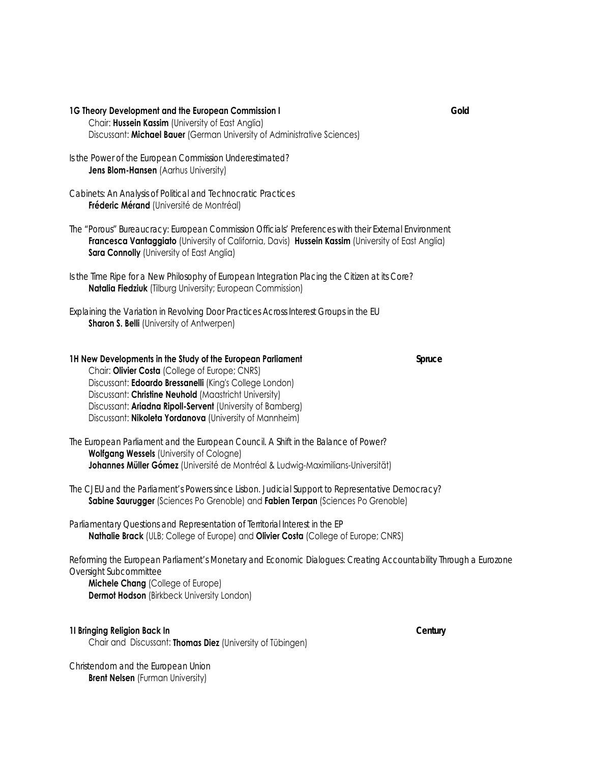**1G Theory Development and the European Commission I** **Gold**

Chair: **Hussein Kassim** (University of East Anglia)
Discussant: **Michael Bauer** (German University of Administrative Sciences)

*Is the Power of the European Commission Underestimated?*
**Jens Blom-Hansen** (Aarhus University)

*Cabinets: An Analysis of Political and Technocratic Practices*
**Fréderic Mérand** (Université de Montréal)

*The "Porous" Bureaucracy: European Commission Officials' Preferences with their External Environment*
**Francesca Vantaggiato** (University of California, Davis) **Hussein Kassim** (University of East Anglia)
**Sara Connolly** (University of East Anglia)

*Is the Time Ripe for a New Philosophy of European Integration Placing the Citizen at its Core?*
**Natalia Fiedziuk** (Tilburg University; European Commission)

*Explaining the Variation in Revolving Door Practices Across Interest Groups in the EU*
**Sharon S. Belli** (University of Antwerpen)

**1H New Developments in the Study of the European Parliament** **Spruce**

Chair: **Olivier Costa** (College of Europe; CNRS)
Discussant: **Edoardo Bressanelli** (King's College London)
Discussant: **Christine Neuhold** (Maastricht University)
Discussant: **Ariadna Ripoll-Servent** (University of Bamberg)
Discussant: **Nikoleta Yordanova** (University of Mannheim)

*The European Parliament and the European Council. A Shift in the Balance of Power?*
**Wolfgang Wessels** (University of Cologne)
**Johannes Müller Gómez** (Université de Montréal & Ludwig-Maximilians-Universität)

*The CJEU and the Parliament's Powers since Lisbon. Judicial Support to Representative Democracy?*
**Sabine Saurugger** (Sciences Po Grenoble) and **Fabien Terpan** (Sciences Po Grenoble)

*Parliamentary Questions and Representation of Territorial Interest in the EP*
**Nathalie Brack** (ULB; College of Europe) and **Olivier Costa** (College of Europe; CNRS)

*Reforming the European Parliament's Monetary and Economic Dialogues: Creating Accountability Through a Eurozone Oversight Subcommittee*
**Michele Chang** (College of Europe)
**Dermot Hodson** (Birkbeck University London)

**1I Bringing Religion Back In** **Century**

Chair and Discussant: **Thomas Diez** (University of Tübingen)

*Christendom and the European Union*
**Brent Nelsen** (Furman University)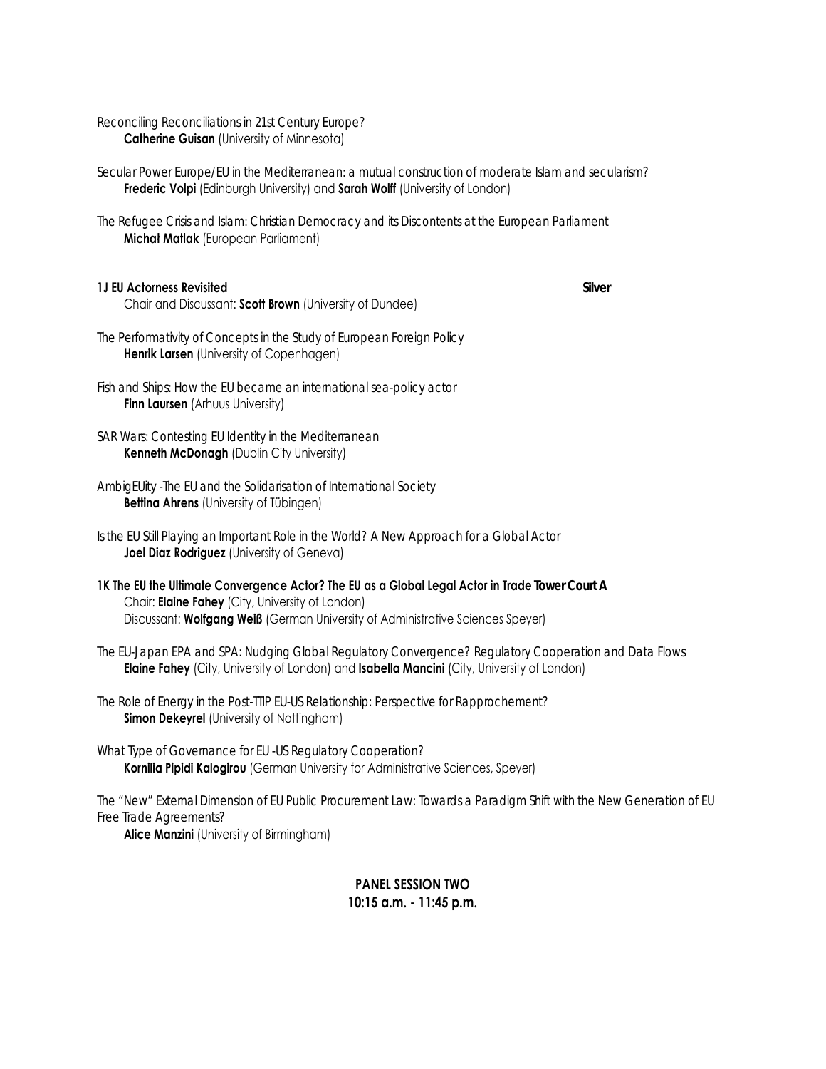Reconciling Reconciliations in 21st Century Europe?
**Catherine Guisan** (University of Minnesota)

Secular Power Europe/EU in the Mediterranean: a mutual construction of moderate Islam and secularism?
**Frederic Volpi** (Edinburgh University) and **Sarah Wolff** (University of London)

The Refugee Crisis and Islam: Christian Democracy and its Discontents at the European Parliament
**Michał Matlak** (European Parliament)

**1J EU Actorness Revisited** **Silver**
Chair and Discussant: **Scott Brown** (University of Dundee)

The Performativity of Concepts in the Study of European Foreign Policy
**Henrik Larsen** (University of Copenhagen)

Fish and Ships: How the EU became an international sea-policy actor
**Finn Laursen** (Arhuus University)

SAR Wars: Contesting EU Identity in the Mediterranean
**Kenneth McDonagh** (Dublin City University)

AmbigEUity -The EU and the Solidarisation of International Society
**Bettina Ahrens** (University of Tübingen)

Is the EU Still Playing an Important Role in the World? A New Approach for a Global Actor
**Joel Diaz Rodriguez** (University of Geneva)

**1K The EU the Ultimate Convergence Actor? The EU as a Global Legal Actor in Trade Tower Court A**
Chair: **Elaine Fahey** (City, University of London)
Discussant: **Wolfgang Weiß** (German University of Administrative Sciences Speyer)

The EU-Japan EPA and SPA: Nudging Global Regulatory Convergence? Regulatory Cooperation and Data Flows
**Elaine Fahey** (City, University of London) and **Isabella Mancini** (City, University of London)

The Role of Energy in the Post-TTIP EU-US Relationship: Perspective for Rapprochement?
**Simon Dekeyrel** (University of Nottingham)

What Type of Governance for EU -US Regulatory Cooperation?
**Kornilia Pipidi Kalogirou** (German University for Administrative Sciences, Speyer)

The "New" External Dimension of EU Public Procurement Law: Towards a Paradigm Shift with the New Generation of EU Free Trade Agreements?
**Alice Manzini** (University of Birmingham)

**PANEL SESSION TWO**
**10:15 a.m. - 11:45 p.m.**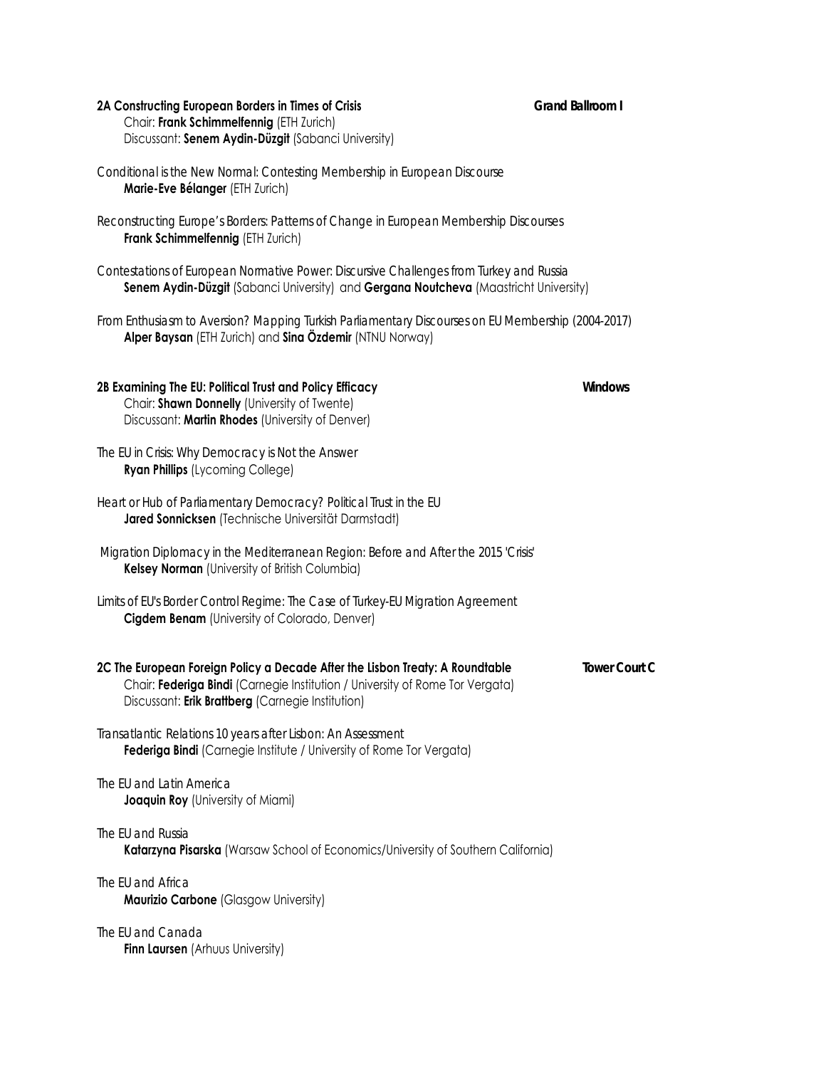**2A Constructing European Borders in Times of Crisis** **Grand Ballroom I**

Chair: **Frank Schimmelfennig** (ETH Zurich)
Discussant: **Senem Aydin-Düzgit** (Sabanci University)

*Conditional is the New Normal: Contesting Membership in European Discourse*
**Marie-Eve Bélanger** (ETH Zurich)

*Reconstructing Europe's Borders: Patterns of Change in European Membership Discourses*
**Frank Schimmelfennig** (ETH Zurich)

*Contestations of European Normative Power: Discursive Challenges from Turkey and Russia*
**Senem Aydin-Düzgit** (Sabanci University) and **Gergana Noutcheva** (Maastricht University)

*From Enthusiasm to Aversion? Mapping Turkish Parliamentary Discourses on EU Membership (2004-2017)*
**Alper Baysan** (ETH Zurich) and **Sina Özdemir** (NTNU Norway)

**2B Examining The EU: Political Trust and Policy Efficacy** **Windows**

Chair: **Shawn Donnelly** (University of Twente)
Discussant: **Martin Rhodes** (University of Denver)

*The EU in Crisis: Why Democracy is Not the Answer*
**Ryan Phillips** (Lycoming College)

*Heart or Hub of Parliamentary Democracy? Political Trust in the EU*
**Jared Sonnicksen** (Technische Universität Darmstadt)

*Migration Diplomacy in the Mediterranean Region: Before and After the 2015 'Crisis'*
**Kelsey Norman** (University of British Columbia)

*Limits of EU's Border Control Regime: The Case of Turkey-EU Migration Agreement*
**Cigdem Benam** (University of Colorado, Denver)

**2C The European Foreign Policy a Decade After the Lisbon Treaty: A Roundtable** **Tower Court C**

Chair: **Federiga Bindi** (Carnegie Institution / University of Rome Tor Vergata)
Discussant: **Erik Brattberg** (Carnegie Institution)

*Transatlantic Relations 10 years after Lisbon: An Assessment*
**Federiga Bindi** (Carnegie Institute / University of Rome Tor Vergata)

*The EU and Latin America*
**Joaquin Roy** (University of Miami)

*The EU and Russia*
**Katarzyna Pisarska** (Warsaw School of Economics/University of Southern California)

*The EU and Africa*
**Maurizio Carbone** (Glasgow University)

*The EU and Canada*
**Finn Laursen** (Arhuus University)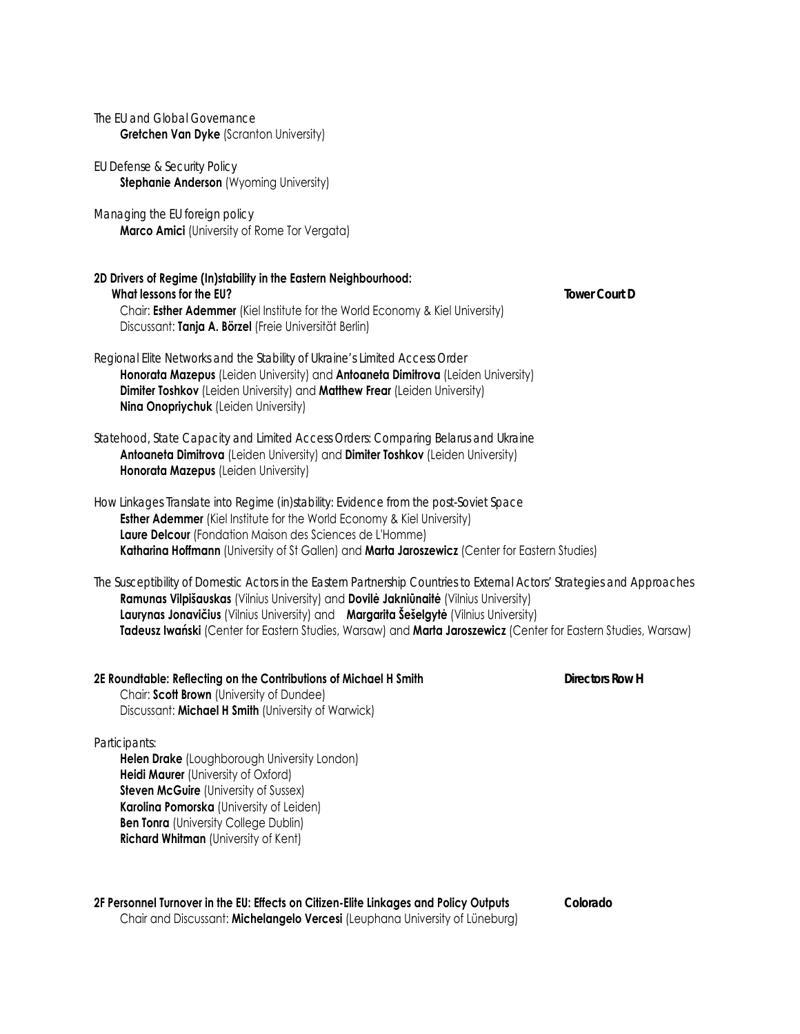*The EU and Global Governance*
**Gretchen Van Dyke** (Scranton University)

*EU Defense & Security Policy*
**Stephanie Anderson** (Wyoming University)

*Managing the EU foreign policy*
**Marco Amici** (University of Rome Tor Vergata)

**2D Drivers of Regime (In)stability in the Eastern Neighbourhood: What lessons for the EU?** **Tower Court D**
Chair: **Esther Ademmer** (Kiel Institute for the World Economy & Kiel University)
Discussant: **Tanja A. Börzel** (Freie Universität Berlin)

*Regional Elite Networks and the Stability of Ukraine's Limited Access Order*
**Honorata Mazepus** (Leiden University) and **Antoaneta Dimitrova** (Leiden University)
**Dimiter Toshkov** (Leiden University) and **Matthew Frear** (Leiden University)
**Nina Onopriychuk** (Leiden University)

*Statehood, State Capacity and Limited Access Orders: Comparing Belarus and Ukraine*
**Antoaneta Dimitrova** (Leiden University) and **Dimiter Toshkov** (Leiden University)
**Honorata Mazepus** (Leiden University)

*How Linkages Translate into Regime (in)stability: Evidence from the post-Soviet Space*
**Esther Ademmer** (Kiel Institute for the World Economy & Kiel University)
**Laure Delcour** (Fondation Maison des Sciences de L'Homme)
**Katharina Hoffmann** (University of St Gallen) and **Marta Jaroszewicz** (Center for Eastern Studies)

*The Susceptibility of Domestic Actors in the Eastern Partnership Countries to External Actors' Strategies and Approaches*
**Ramunas Vilpišauskas** (Vilnius University) and **Dovilė Jakniūnaitė** (Vilnius University)
**Laurynas Jonavičius** (Vilnius University) and **Margarita Šešelgytė** (Vilnius University)
**Tadeusz Iwański** (Center for Eastern Studies, Warsaw) and **Marta Jaroszewicz** (Center for Eastern Studies, Warsaw)

**2E Roundtable: Reflecting on the Contributions of Michael H Smith** **Directors Row H**
Chair: **Scott Brown** (University of Dundee)
Discussant: **Michael H Smith** (University of Warwick)

*Participants:*
**Helen Drake** (Loughborough University London)
**Heidi Maurer** (University of Oxford)
**Steven McGuire** (University of Sussex)
**Karolina Pomorska** (University of Leiden)
**Ben Tonra** (University College Dublin)
**Richard Whitman** (University of Kent)

**2F Personnel Turnover in the EU: Effects on Citizen-Elite Linkages and Policy Outputs** **Colorado**
Chair and Discussant: **Michelangelo Vercesi** (Leuphana University of Lüneburg)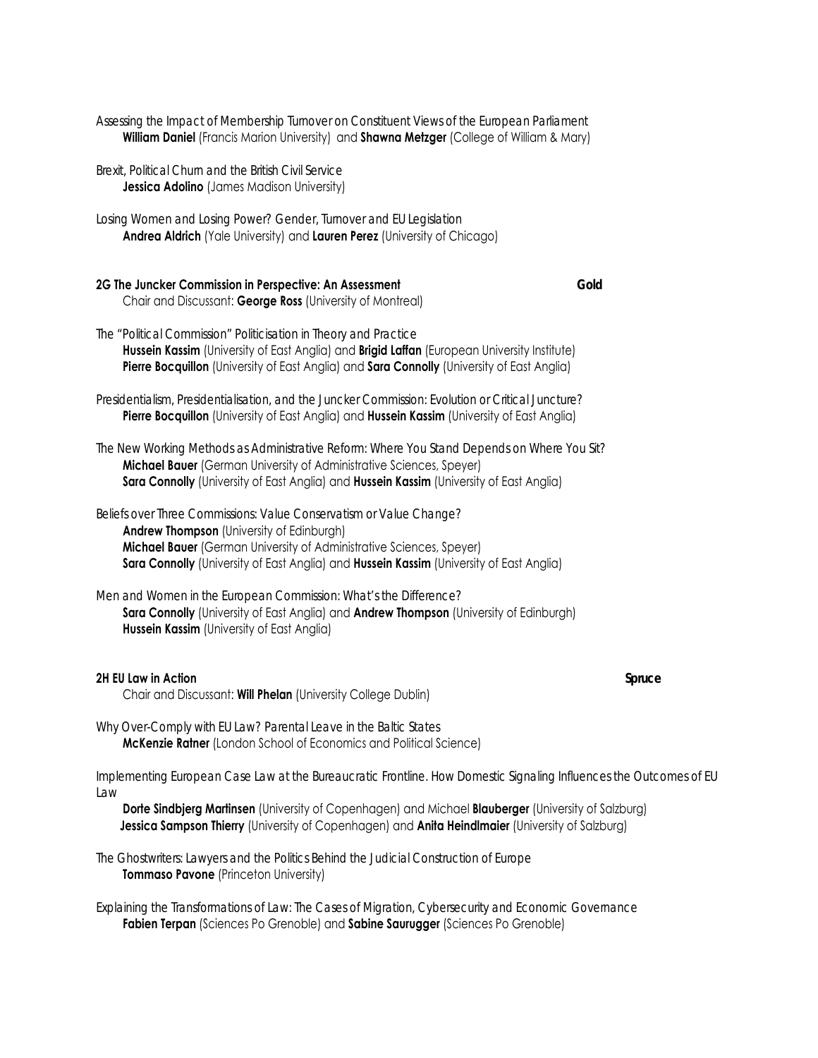*Assessing the Impact of Membership Turnover on Constituent Views of the European Parliament*
**William Daniel** (Francis Marion University) and **Shawna Metzger** (College of William & Mary)

*Brexit, Political Churn and the British Civil Service*
**Jessica Adolino** (James Madison University)

*Losing Women and Losing Power? Gender, Turnover and EU Legislation*
**Andrea Aldrich** (Yale University) and **Lauren Perez** (University of Chicago)

**2G The Juncker Commission in Perspective: An Assessment** **Gold**
Chair and Discussant: **George Ross** (University of Montreal)

*The "Political Commission" Politicisation in Theory and Practice*
**Hussein Kassim** (University of East Anglia) and **Brigid Laffan** (European University Institute)
**Pierre Bocquillon** (University of East Anglia) and **Sara Connolly** (University of East Anglia)

*Presidentialism, Presidentialisation, and the Juncker Commission: Evolution or Critical Juncture?*
**Pierre Bocquillon** (University of East Anglia) and **Hussein Kassim** (University of East Anglia)

*The New Working Methods as Administrative Reform: Where You Stand Depends on Where You Sit?*
**Michael Bauer** (German University of Administrative Sciences, Speyer)
**Sara Connolly** (University of East Anglia) and **Hussein Kassim** (University of East Anglia)

*Beliefs over Three Commissions: Value Conservatism or Value Change?*
**Andrew Thompson** (University of Edinburgh)
**Michael Bauer** (German University of Administrative Sciences, Speyer)
**Sara Connolly** (University of East Anglia) and **Hussein Kassim** (University of East Anglia)

*Men and Women in the European Commission: What's the Difference?*
**Sara Connolly** (University of East Anglia) and **Andrew Thompson** (University of Edinburgh)
**Hussein Kassim** (University of East Anglia)

**2H EU Law in Action** **Spruce**
Chair and Discussant: **Will Phelan** (University College Dublin)

*Why Over-Comply with EU Law? Parental Leave in the Baltic States*
**McKenzie Ratner** (London School of Economics and Political Science)

*Implementing European Case Law at the Bureaucratic Frontline. How Domestic Signaling Influences the Outcomes of EU Law*
**Dorte Sindbjerg Martinsen** (University of Copenhagen) and Michael **Blauberger** (University of Salzburg)
**Jessica Sampson Thierry** (University of Copenhagen) and **Anita Heindlmaier** (University of Salzburg)

*The Ghostwriters: Lawyers and the Politics Behind the Judicial Construction of Europe*
**Tommaso Pavone** (Princeton University)

*Explaining the Transformations of Law: The Cases of Migration, Cybersecurity and Economic Governance*
**Fabien Terpan** (Sciences Po Grenoble) and **Sabine Saurugger** (Sciences Po Grenoble)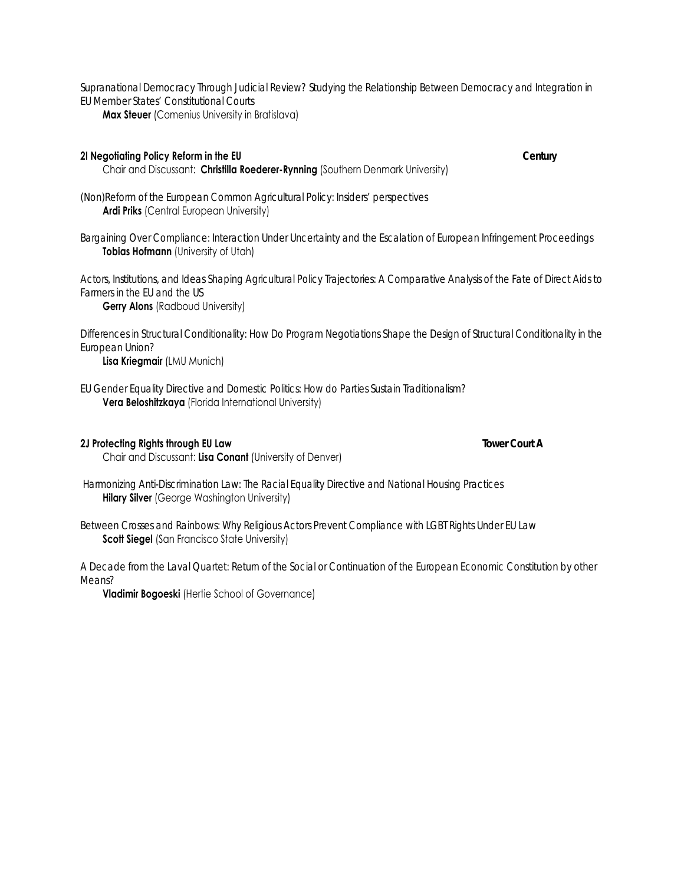*Supranational Democracy Through Judicial Review? Studying the Relationship Between Democracy and Integration in EU Member States' Constitutional Courts*
**Max Steuer** (Comenius University in Bratislava)

### 2I Negotiating Policy Reform in the EU — Century

Chair and Discussant: **Christilla Roederer-Rynning** (Southern Denmark University)

*(Non)Reform of the European Common Agricultural Policy: Insiders' perspectives*
**Ardi Priks** (Central European University)

*Bargaining Over Compliance: Interaction Under Uncertainty and the Escalation of European Infringement Proceedings*
**Tobias Hofmann** (University of Utah)

*Actors, Institutions, and Ideas Shaping Agricultural Policy Trajectories: A Comparative Analysis of the Fate of Direct Aids to Farmers in the EU and the US*
**Gerry Alons** (Radboud University)

*Differences in Structural Conditionality: How Do Program Negotiations Shape the Design of Structural Conditionality in the European Union?*
**Lisa Kriegmair** (LMU Munich)

*EU Gender Equality Directive and Domestic Politics: How do Parties Sustain Traditionalism?*
**Vera Beloshitzkaya** (Florida International University)

### 2J Protecting Rights through EU Law — Tower Court A

Chair and Discussant: **Lisa Conant** (University of Denver)

*Harmonizing Anti-Discrimination Law: The Racial Equality Directive and National Housing Practices*
**Hilary Silver** (George Washington University)

*Between Crosses and Rainbows: Why Religious Actors Prevent Compliance with LGBT Rights Under EU Law*
**Scott Siegel** (San Francisco State University)

*A Decade from the Laval Quartet: Return of the Social or Continuation of the European Economic Constitution by other Means?*
**Vladimir Bogoeski** (Hertie School of Governance)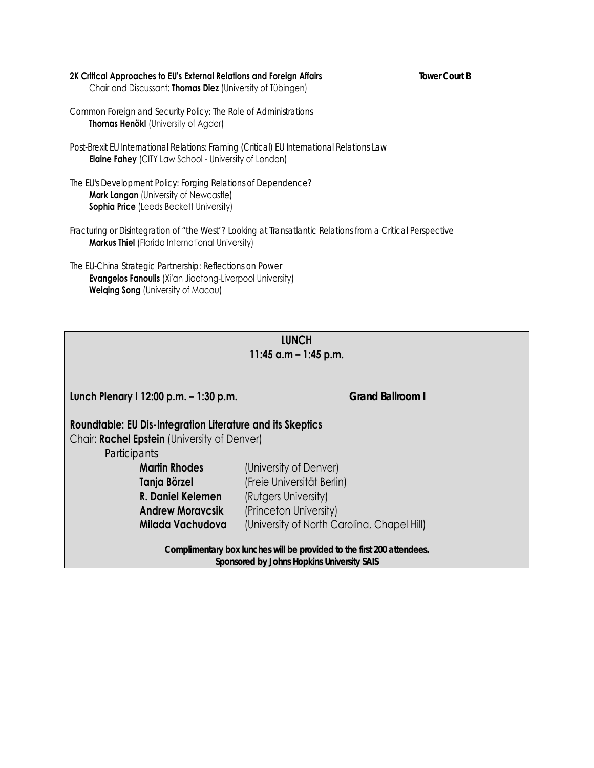**2K Critical Approaches to EU's External Relations and Foreign Affairs** **Tower Court B**

Chair and Discussant: **Thomas Diez** (University of Tübingen)

*Common Foreign and Security Policy: The Role of Administrations*
**Thomas Henökl** (University of Agder)

*Post-Brexit EU International Relations: Framing (Critical) EU International Relations Law*
**Elaine Fahey** (CITY Law School - University of London)

*The EU's Development Policy: Forging Relations of Dependence?*
**Mark Langan** (University of Newcastle)
**Sophia Price** (Leeds Beckett University)

*Fracturing or Disintegration of "the West"? Looking at Transatlantic Relations from a Critical Perspective*
**Markus Thiel** (Florida International University)

*The EU-China Strategic Partnership: Reflections on Power*
**Evangelos Fanoulis** (Xi'an Jiaotong-Liverpool University)
**Weiqing Song** (University of Macau)

## LUNCH
**11:45 a.m – 1:45 p.m.**

**Lunch Plenary I 12:00 p.m. – 1:30 p.m.** **Grand Ballroom I**

**Roundtable: EU Dis-Integration Literature and its Skeptics**
Chair: **Rachel Epstein** (University of Denver)

*Participants*

**Martin Rhodes** (University of Denver)
**Tanja Börzel** (Freie Universität Berlin)
**R. Daniel Kelemen** (Rutgers University)
**Andrew Moravcsik** (Princeton University)
**Milada Vachudova** (University of North Carolina, Chapel Hill)

**Complimentary box lunches will be provided to the first 200 attendees.**
**Sponsored by Johns Hopkins University SAIS**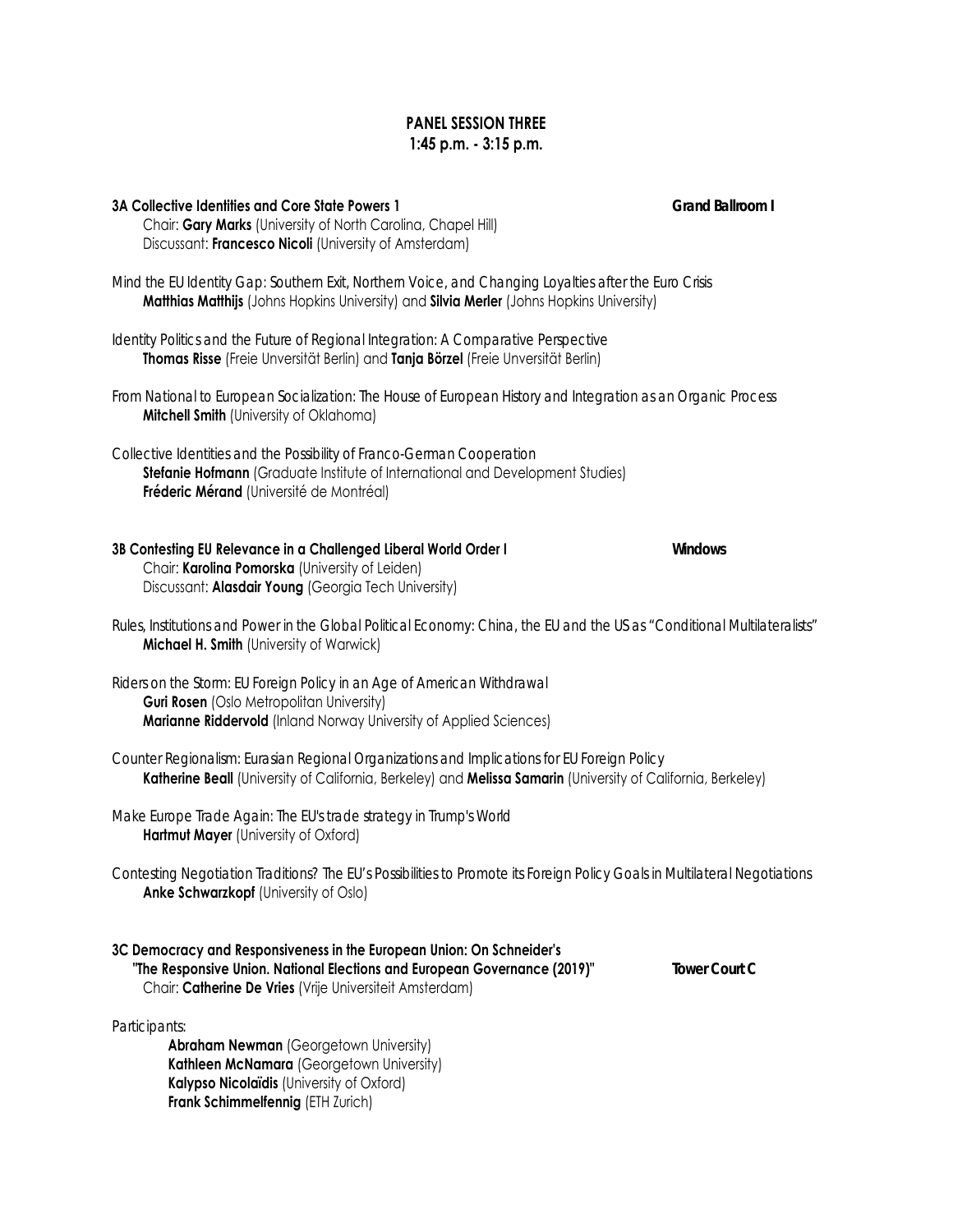## PANEL SESSION THREE
**1:45 p.m. - 3:15 p.m.**

**3A Collective Identities and Core State Powers 1** — **Grand Ballroom I**

Chair: **Gary Marks** (University of North Carolina, Chapel Hill)
Discussant: **Francesco Nicoli** (University of Amsterdam)

*Mind the EU Identity Gap: Southern Exit, Northern Voice, and Changing Loyalties after the Euro Crisis*
**Matthias Matthijs** (Johns Hopkins University) and **Silvia Merler** (Johns Hopkins University)

*Identity Politics and the Future of Regional Integration: A Comparative Perspective*
**Thomas Risse** (Freie Unversität Berlin) and **Tanja Börzel** (Freie Unversität Berlin)

*From National to European Socialization: The House of European History and Integration as an Organic Process*
**Mitchell Smith** (University of Oklahoma)

*Collective Identities and the Possibility of Franco-German Cooperation*
**Stefanie Hofmann** (Graduate Institute of International and Development Studies)
**Fréderic Mérand** (Université de Montréal)

**3B Contesting EU Relevance in a Challenged Liberal World Order I** — **Windows**

Chair: **Karolina Pomorska** (University of Leiden)
Discussant: **Alasdair Young** (Georgia Tech University)

*Rules, Institutions and Power in the Global Political Economy: China, the EU and the US as "Conditional Multilateralists"*
**Michael H. Smith** (University of Warwick)

*Riders on the Storm: EU Foreign Policy in an Age of American Withdrawal*
**Guri Rosen** (Oslo Metropolitan University)
**Marianne Riddervold** (Inland Norway University of Applied Sciences)

*Counter Regionalism: Eurasian Regional Organizations and Implications for EU Foreign Policy*
**Katherine Beall** (University of California, Berkeley) and **Melissa Samarin** (University of California, Berkeley)

*Make Europe Trade Again: The EU's trade strategy in Trump's World*
**Hartmut Mayer** (University of Oxford)

*Contesting Negotiation Traditions? The EU's Possibilities to Promote its Foreign Policy Goals in Multilateral Negotiations*
**Anke Schwarzkopf** (University of Oslo)

**3C Democracy and Responsiveness in the European Union: On Schneider's "The Responsive Union. National Elections and European Governance (2019)"** — **Tower Court C**

Chair: **Catherine De Vries** (Vrije Universiteit Amsterdam)

*Participants:*

**Abraham Newman** (Georgetown University)
**Kathleen McNamara** (Georgetown University)
**Kalypso Nicolaïdis** (University of Oxford)
**Frank Schimmelfennig** (ETH Zurich)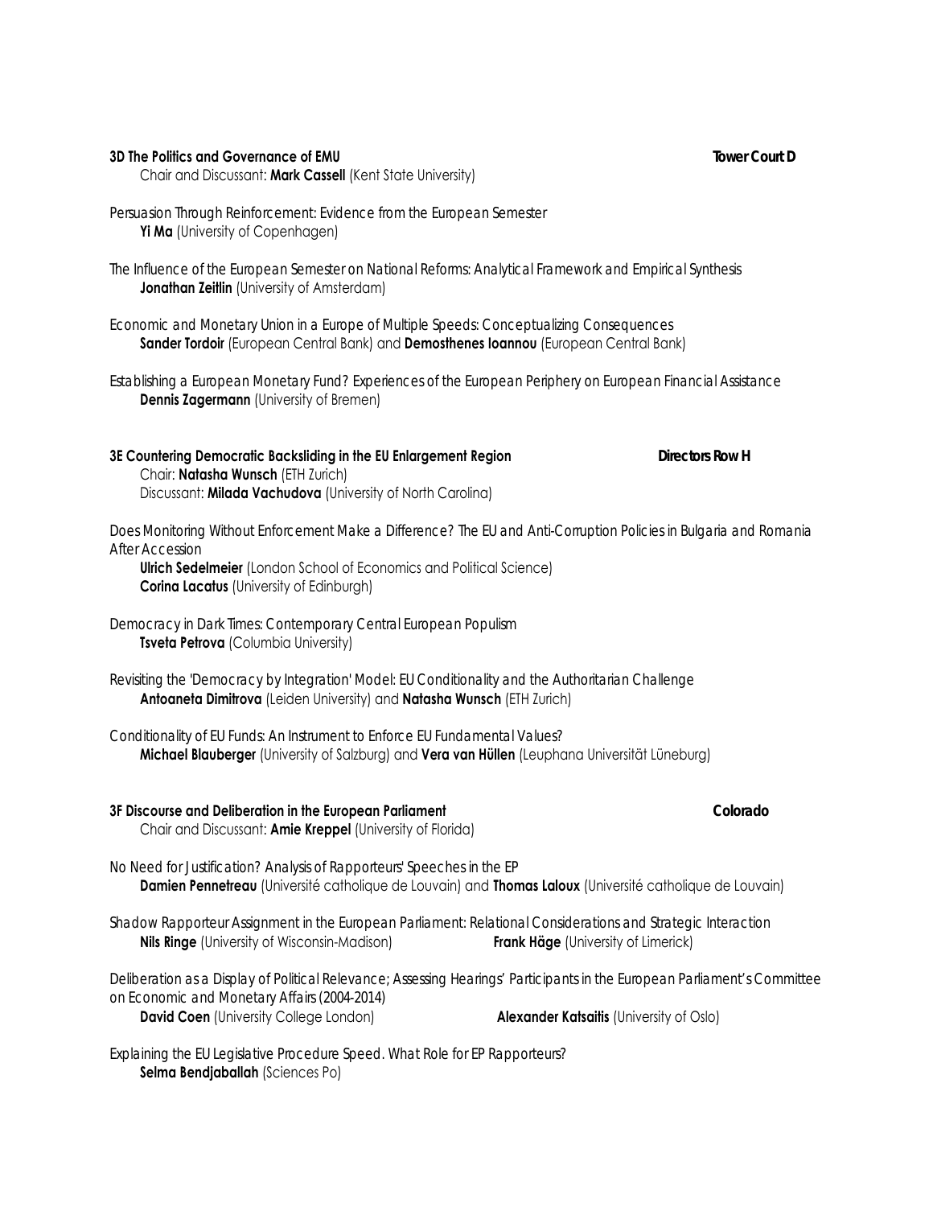**3D The Politics and Governance of EMU** **Tower Court D**

Chair and Discussant: **Mark Cassell** (Kent State University)

*Persuasion Through Reinforcement: Evidence from the European Semester*
**Yi Ma** (University of Copenhagen)

*The Influence of the European Semester on National Reforms: Analytical Framework and Empirical Synthesis*
**Jonathan Zeitlin** (University of Amsterdam)

*Economic and Monetary Union in a Europe of Multiple Speeds: Conceptualizing Consequences*
**Sander Tordoir** (European Central Bank) and **Demosthenes Ioannou** (European Central Bank)

*Establishing a European Monetary Fund? Experiences of the European Periphery on European Financial Assistance*
**Dennis Zagermann** (University of Bremen)

**3E Countering Democratic Backsliding in the EU Enlargement Region** **Directors Row H**

Chair: **Natasha Wunsch** (ETH Zurich)
Discussant: **Milada Vachudova** (University of North Carolina)

*Does Monitoring Without Enforcement Make a Difference? The EU and Anti-Corruption Policies in Bulgaria and Romania After Accession*
**Ulrich Sedelmeier** (London School of Economics and Political Science)
**Corina Lacatus** (University of Edinburgh)

*Democracy in Dark Times: Contemporary Central European Populism*
**Tsveta Petrova** (Columbia University)

*Revisiting the 'Democracy by Integration' Model: EU Conditionality and the Authoritarian Challenge*
**Antoaneta Dimitrova** (Leiden University) and **Natasha Wunsch** (ETH Zurich)

*Conditionality of EU Funds: An Instrument to Enforce EU Fundamental Values?*
**Michael Blauberger** (University of Salzburg) and **Vera van Hüllen** (Leuphana Universität Lüneburg)

**3F Discourse and Deliberation in the European Parliament** **Colorado**

Chair and Discussant: **Amie Kreppel** (University of Florida)

*No Need for Justification? Analysis of Rapporteurs' Speeches in the EP*
**Damien Pennetreau** (Université catholique de Louvain) and **Thomas Laloux** (Université catholique de Louvain)

*Shadow Rapporteur Assignment in the European Parliament: Relational Considerations and Strategic Interaction*
**Nils Ringe** (University of Wisconsin-Madison) **Frank Häge** (University of Limerick)

*Deliberation as a Display of Political Relevance; Assessing Hearings' Participants in the European Parliament's Committee on Economic and Monetary Affairs (2004-2014)*
**David Coen** (University College London) **Alexander Katsaitis** (University of Oslo)

*Explaining the EU Legislative Procedure Speed. What Role for EP Rapporteurs?*
**Selma Bendjaballah** (Sciences Po)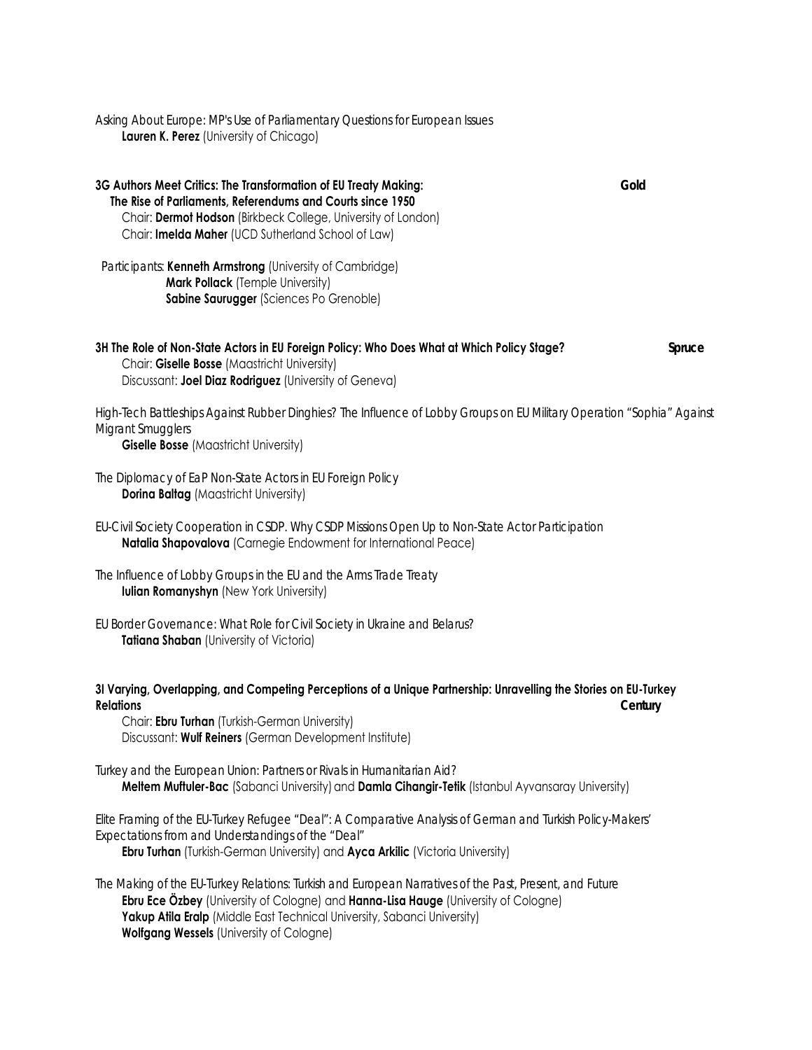*Asking About Europe: MP's Use of Parliamentary Questions for European Issues*
**Lauren K. Perez** (University of Chicago)

**3G Authors Meet Critics: The Transformation of EU Treaty Making: The Rise of Parliaments, Referendums and Courts since 1950** **Gold**
Chair: **Dermot Hodson** (Birkbeck College, University of London)
Chair: **Imelda Maher** (UCD Sutherland School of Law)

Participants: **Kenneth Armstrong** (University of Cambridge)
**Mark Pollack** (Temple University)
**Sabine Saurugger** (Sciences Po Grenoble)

**3H The Role of Non-State Actors in EU Foreign Policy: Who Does What at Which Policy Stage?** **Spruce**
Chair: **Giselle Bosse** (Maastricht University)
Discussant: **Joel Diaz Rodriguez** (University of Geneva)

*High-Tech Battleships Against Rubber Dinghies? The Influence of Lobby Groups on EU Military Operation "Sophia" Against Migrant Smugglers*
**Giselle Bosse** (Maastricht University)

*The Diplomacy of EaP Non-State Actors in EU Foreign Policy*
**Dorina Baltag** (Maastricht University)

*EU-Civil Society Cooperation in CSDP. Why CSDP Missions Open Up to Non-State Actor Participation*
**Natalia Shapovalova** (Carnegie Endowment for International Peace)

*The Influence of Lobby Groups in the EU and the Arms Trade Treaty*
**Iulian Romanyshyn** (New York University)

*EU Border Governance: What Role for Civil Society in Ukraine and Belarus?*
**Tatiana Shaban** (University of Victoria)

**3I Varying, Overlapping, and Competing Perceptions of a Unique Partnership: Unravelling the Stories on EU-Turkey Relations** **Century**
Chair: **Ebru Turhan** (Turkish-German University)
Discussant: **Wulf Reiners** (German Development Institute)

*Turkey and the European Union: Partners or Rivals in Humanitarian Aid?*
**Meltem Muftuler-Bac** (Sabanci University) and **Damla Cihangir-Tetik** (Istanbul Ayvansaray University)

*Elite Framing of the EU-Turkey Refugee "Deal": A Comparative Analysis of German and Turkish Policy-Makers' Expectations from and Understandings of the "Deal"*
**Ebru Turhan** (Turkish-German University) and **Ayca Arkilic** (Victoria University)

*The Making of the EU-Turkey Relations: Turkish and European Narratives of the Past, Present, and Future*
**Ebru Ece Özbey** (University of Cologne) and **Hanna-Lisa Hauge** (University of Cologne)
**Yakup Atila Eralp** (Middle East Technical University, Sabanci University)
**Wolfgang Wessels** (University of Cologne)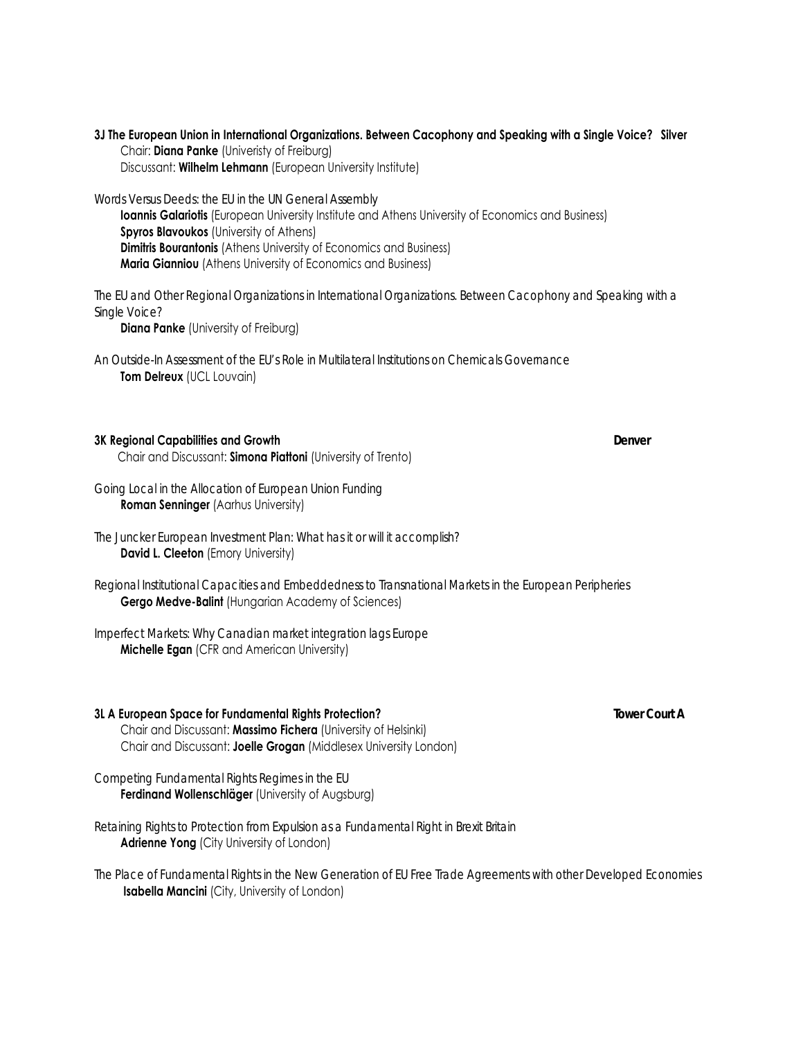**3J The European Union in International Organizations. Between Cacophony and Speaking with a Single Voice?** **Silver**

Chair: **Diana Panke** (Univeristy of Freiburg)
Discussant: **Wilhelm Lehmann** (European University Institute)

*Words Versus Deeds: the EU in the UN General Assembly*
**Ioannis Galariotis** (European University Institute and Athens University of Economics and Business)
**Spyros Blavoukos** (University of Athens)
**Dimitris Bourantonis** (Athens University of Economics and Business)
**Maria Gianniou** (Athens University of Economics and Business)

*The EU and Other Regional Organizations in International Organizations. Between Cacophony and Speaking with a Single Voice?*
**Diana Panke** (University of Freiburg)

*An Outside-In Assessment of the EU's Role in Multilateral Institutions on Chemicals Governance*
**Tom Delreux** (UCL Louvain)

**3K Regional Capabilities and Growth** **Denver**

Chair and Discussant: **Simona Piattoni** (University of Trento)

*Going Local in the Allocation of European Union Funding*
**Roman Senninger** (Aarhus University)

*The Juncker European Investment Plan: What has it or will it accomplish?*
**David L. Cleeton** (Emory University)

*Regional Institutional Capacities and Embeddedness to Transnational Markets in the European Peripheries*
**Gergo Medve-Balint** (Hungarian Academy of Sciences)

*Imperfect Markets: Why Canadian market integration lags Europe*
**Michelle Egan** (CFR and American University)

**3L A European Space for Fundamental Rights Protection?** **Tower Court A**

Chair and Discussant: **Massimo Fichera** (University of Helsinki)
Chair and Discussant: **Joelle Grogan** (Middlesex University London)

*Competing Fundamental Rights Regimes in the EU*
**Ferdinand Wollenschläger** (University of Augsburg)

*Retaining Rights to Protection from Expulsion as a Fundamental Right in Brexit Britain*
**Adrienne Yong** (City University of London)

*The Place of Fundamental Rights in the New Generation of EU Free Trade Agreements with other Developed Economies*
**Isabella Mancini** (City, University of London)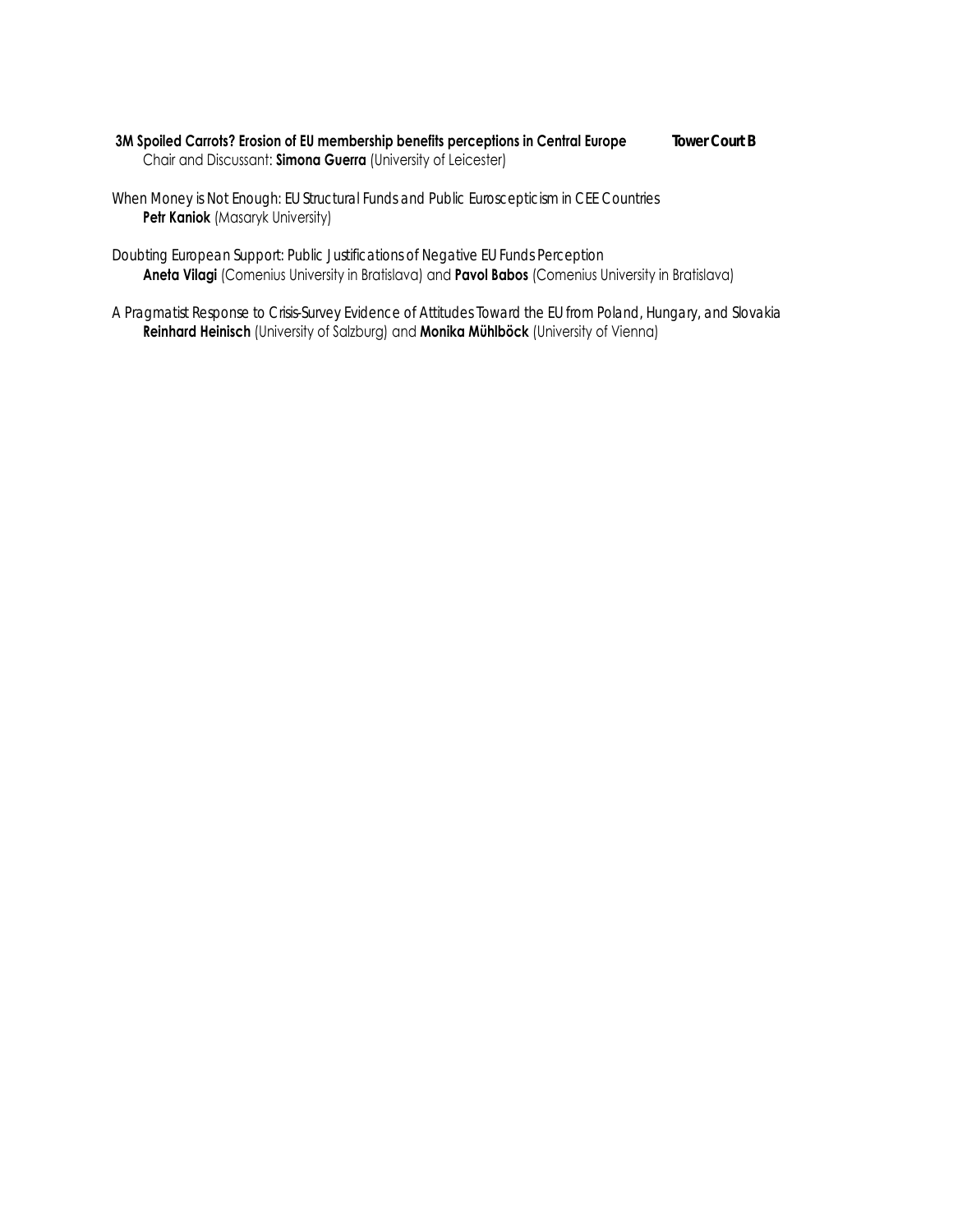**3M Spoiled Carrots? Erosion of EU membership benefits perceptions in Central Europe** **Tower Court B**

Chair and Discussant: **Simona Guerra** (University of Leicester)

*When Money is Not Enough: EU Structural Funds and Public Euroscepticism in CEE Countries*
**Petr Kaniok** (Masaryk University)

*Doubting European Support: Public Justifications of Negative EU Funds Perception*
**Aneta Vilagi** (Comenius University in Bratislava) and **Pavol Babos** (Comenius University in Bratislava)

*A Pragmatist Response to Crisis-Survey Evidence of Attitudes Toward the EU from Poland, Hungary, and Slovakia*
**Reinhard Heinisch** (University of Salzburg) and **Monika Mühlböck** (University of Vienna)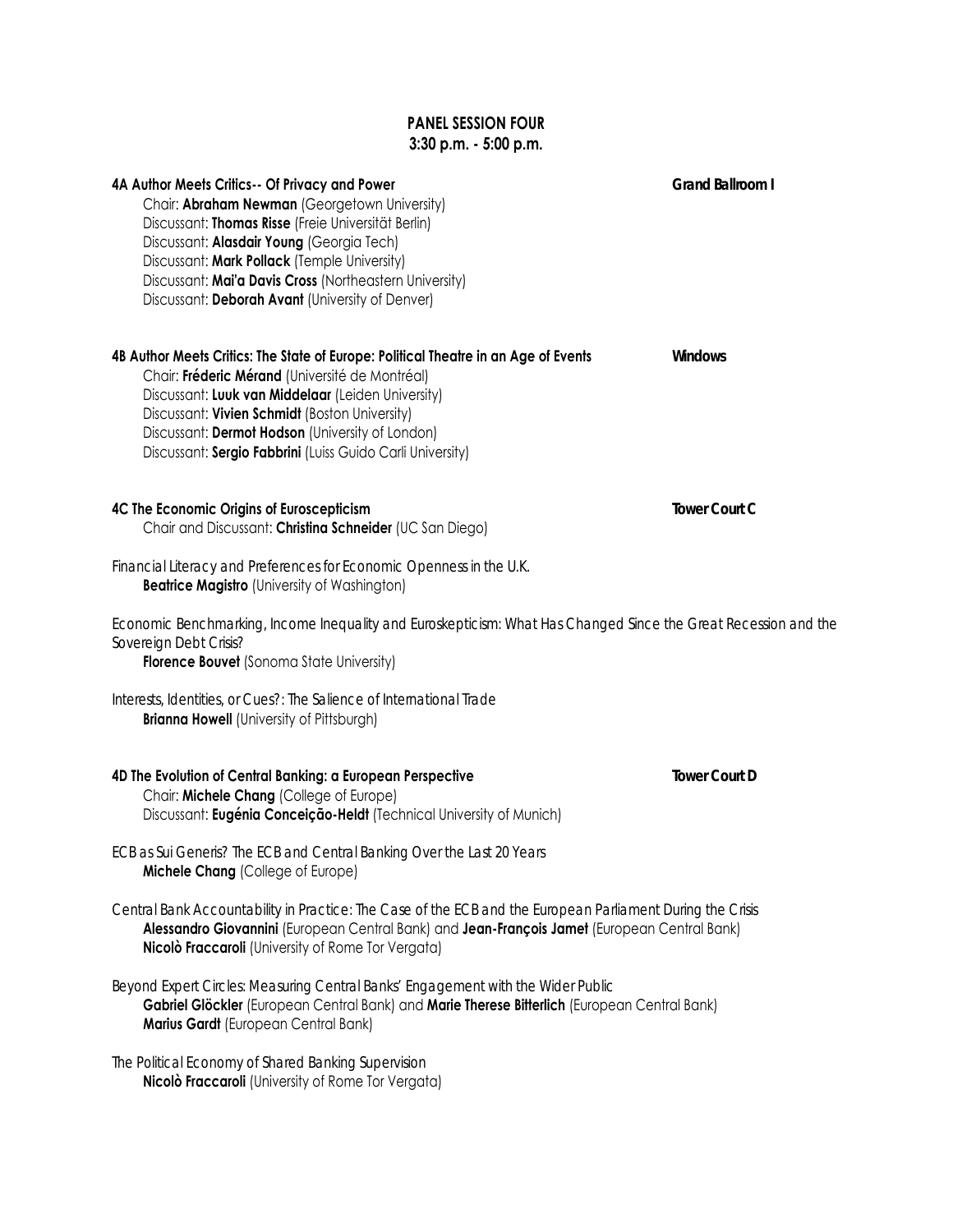## PANEL SESSION FOUR
### 3:30 p.m. - 5:00 p.m.

**4A Author Meets Critics-- Of Privacy and Power** — **Grand Ballroom I**

Chair: **Abraham Newman** (Georgetown University)
Discussant: **Thomas Risse** (Freie Universität Berlin)
Discussant: **Alasdair Young** (Georgia Tech)
Discussant: **Mark Pollack** (Temple University)
Discussant: **Mai'a Davis Cross** (Northeastern University)
Discussant: **Deborah Avant** (University of Denver)

**4B Author Meets Critics: The State of Europe: Political Theatre in an Age of Events** — **Windows**

Chair: **Fréderic Mérand** (Université de Montréal)
Discussant: **Luuk van Middelaar** (Leiden University)
Discussant: **Vivien Schmidt** (Boston University)
Discussant: **Dermot Hodson** (University of London)
Discussant: **Sergio Fabbrini** (Luiss Guido Carli University)

**4C The Economic Origins of Euroscepticism** — **Tower Court C**

Chair and Discussant: **Christina Schneider** (UC San Diego)

*Financial Literacy and Preferences for Economic Openness in the U.K.*
**Beatrice Magistro** (University of Washington)

*Economic Benchmarking, Income Inequality and Euroskepticism: What Has Changed Since the Great Recession and the Sovereign Debt Crisis?*
**Florence Bouvet** (Sonoma State University)

*Interests, Identities, or Cues?: The Salience of International Trade*
**Brianna Howell** (University of Pittsburgh)

**4D The Evolution of Central Banking: a European Perspective** — **Tower Court D**

Chair: **Michele Chang** (College of Europe)
Discussant: **Eugénia Conceição-Heldt** (Technical University of Munich)

*ECB as Sui Generis? The ECB and Central Banking Over the Last 20 Years*
**Michele Chang** (College of Europe)

*Central Bank Accountability in Practice: The Case of the ECB and the European Parliament During the Crisis*
**Alessandro Giovannini** (European Central Bank) and **Jean-François Jamet** (European Central Bank)
**Nicolò Fraccaroli** (University of Rome Tor Vergata)

*Beyond Expert Circles: Measuring Central Banks' Engagement with the Wider Public*
**Gabriel Glöckler** (European Central Bank) and **Marie Therese Bitterlich** (European Central Bank)
**Marius Gardt** (European Central Bank)

*The Political Economy of Shared Banking Supervision*
**Nicolò Fraccaroli** (University of Rome Tor Vergata)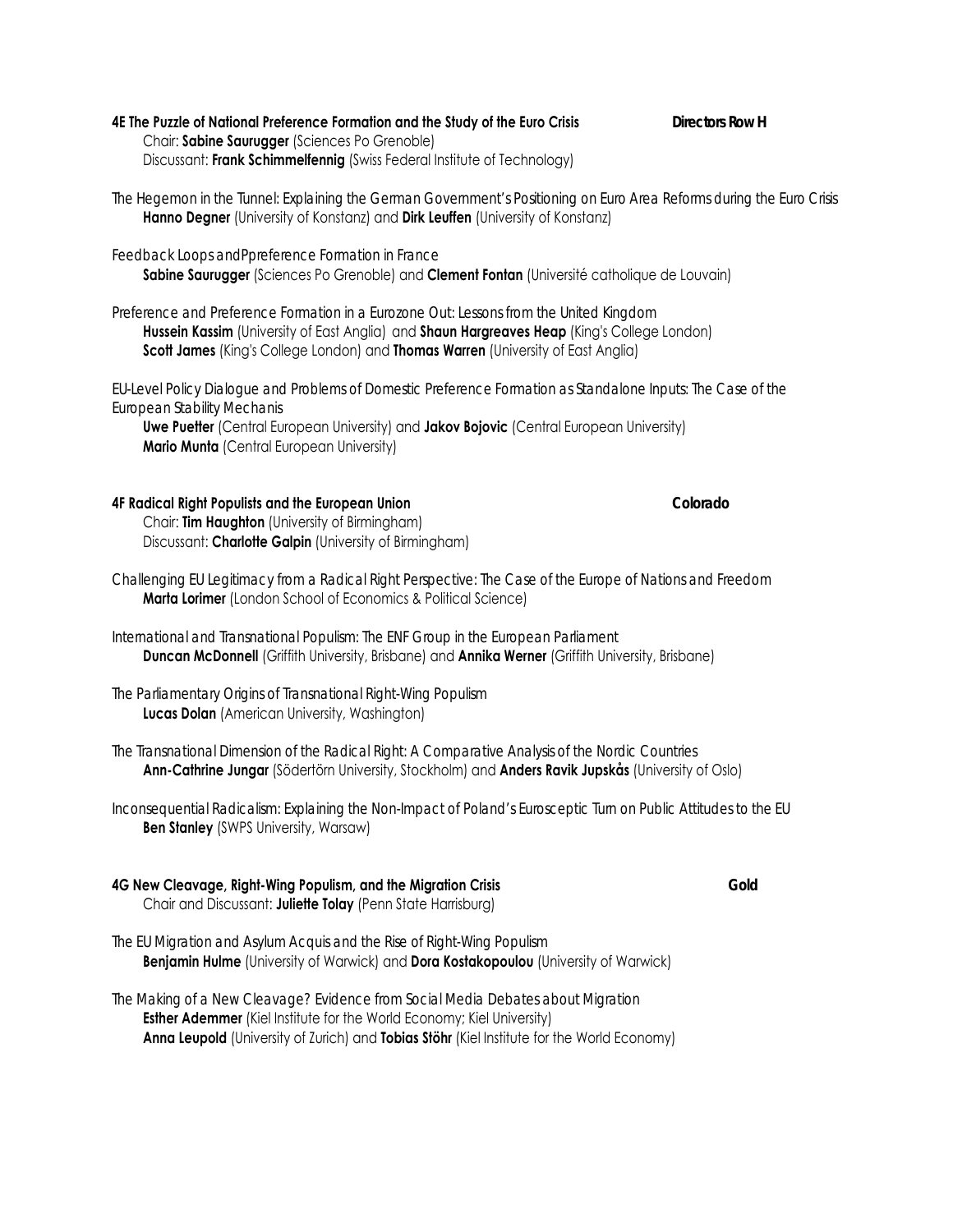**4E The Puzzle of National Preference Formation and the Study of the Euro Crisis** **Directors Row H**
Chair: **Sabine Saurugger** (Sciences Po Grenoble)
Discussant: **Frank Schimmelfennig** (Swiss Federal Institute of Technology)

*The Hegemon in the Tunnel: Explaining the German Government's Positioning on Euro Area Reforms during the Euro Crisis*
**Hanno Degner** (University of Konstanz) and **Dirk Leuffen** (University of Konstanz)

*Feedback Loops andPpreference Formation in France*
**Sabine Saurugger** (Sciences Po Grenoble) and **Clement Fontan** (Université catholique de Louvain)

*Preference and Preference Formation in a Eurozone Out: Lessons from the United Kingdom*
**Hussein Kassim** (University of East Anglia) and **Shaun Hargreaves Heap** (King's College London)
**Scott James** (King's College London) and **Thomas Warren** (University of East Anglia)

*EU-Level Policy Dialogue and Problems of Domestic Preference Formation as Standalone Inputs: The Case of the European Stability Mechanis*
**Uwe Puetter** (Central European University) and **Jakov Bojovic** (Central European University)
**Mario Munta** (Central European University)

**4F Radical Right Populists and the European Union** **Colorado**
Chair: **Tim Haughton** (University of Birmingham)
Discussant: **Charlotte Galpin** (University of Birmingham)

*Challenging EU Legitimacy from a Radical Right Perspective: The Case of the Europe of Nations and Freedom*
**Marta Lorimer** (London School of Economics & Political Science)

*International and Transnational Populism: The ENF Group in the European Parliament*
**Duncan McDonnell** (Griffith University, Brisbane) and **Annika Werner** (Griffith University, Brisbane)

*The Parliamentary Origins of Transnational Right-Wing Populism*
**Lucas Dolan** (American University, Washington)

*The Transnational Dimension of the Radical Right: A Comparative Analysis of the Nordic Countries*
**Ann-Cathrine Jungar** (Södertörn University, Stockholm) and **Anders Ravik Jupskås** (University of Oslo)

*Inconsequential Radicalism: Explaining the Non-Impact of Poland's Eurosceptic Turn on Public Attitudes to the EU*
**Ben Stanley** (SWPS University, Warsaw)

**4G New Cleavage, Right-Wing Populism, and the Migration Crisis** **Gold**
Chair and Discussant: **Juliette Tolay** (Penn State Harrisburg)

*The EU Migration and Asylum Acquis and the Rise of Right-Wing Populism*
**Benjamin Hulme** (University of Warwick) and **Dora Kostakopoulou** (University of Warwick)

*The Making of a New Cleavage? Evidence from Social Media Debates about Migration*
**Esther Ademmer** (Kiel Institute for the World Economy; Kiel University)
**Anna Leupold** (University of Zurich) and **Tobias Stöhr** (Kiel Institute for the World Economy)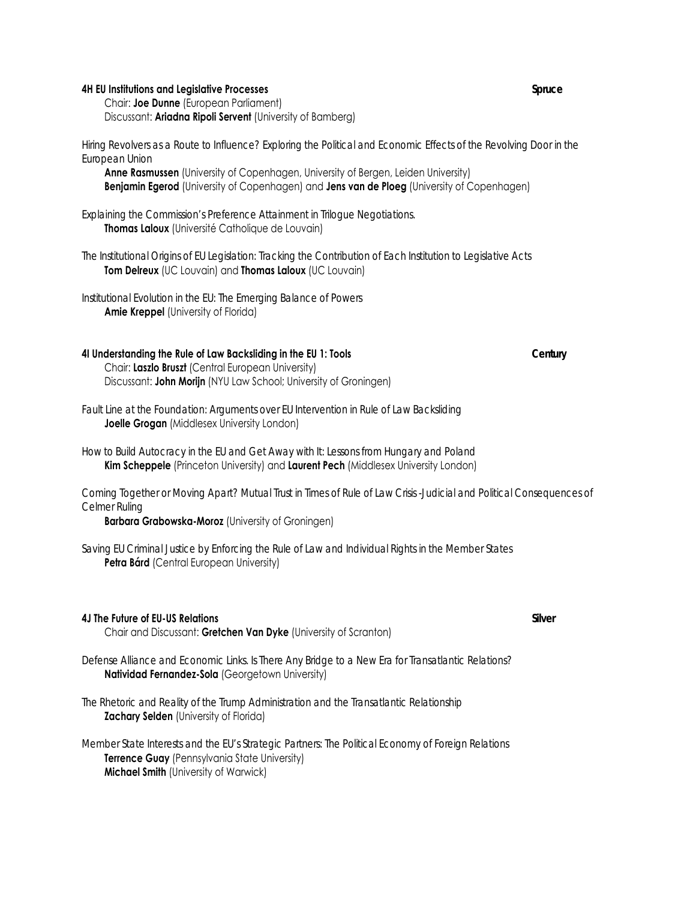### 4H EU Institutions and Legislative Processes — Spruce

Chair: **Joe Dunne** (European Parliament)
Discussant: **Ariadna Ripoli Servent** (University of Bamberg)

*Hiring Revolvers as a Route to Influence? Exploring the Political and Economic Effects of the Revolving Door in the European Union*
**Anne Rasmussen** (University of Copenhagen, University of Bergen, Leiden University)
**Benjamin Egerod** (University of Copenhagen) and **Jens van de Ploeg** (University of Copenhagen)

*Explaining the Commission's Preference Attainment in Trilogue Negotiations.*
**Thomas Laloux** (Université Catholique de Louvain)

*The Institutional Origins of EU Legislation: Tracking the Contribution of Each Institution to Legislative Acts*
**Tom Delreux** (UC Louvain) and **Thomas Laloux** (UC Louvain)

*Institutional Evolution in the EU: The Emerging Balance of Powers*
**Amie Kreppel** (University of Florida)

### 4I Understanding the Rule of Law Backsliding in the EU 1: Tools — Century

Chair: **Laszlo Bruszt** (Central European University)
Discussant: **John Morijn** (NYU Law School; University of Groningen)

*Fault Line at the Foundation: Arguments over EU Intervention in Rule of Law Backsliding*
**Joelle Grogan** (Middlesex University London)

*How to Build Autocracy in the EU and Get Away with It: Lessons from Hungary and Poland*
**Kim Scheppele** (Princeton University) and **Laurent Pech** (Middlesex University London)

*Coming Together or Moving Apart? Mutual Trust in Times of Rule of Law Crisis -Judicial and Political Consequences of Celmer Ruling*
**Barbara Grabowska-Moroz** (University of Groningen)

*Saving EU Criminal Justice by Enforcing the Rule of Law and Individual Rights in the Member States*
**Petra Bárd** (Central European University)

### 4J The Future of EU-US Relations — Silver

Chair and Discussant: **Gretchen Van Dyke** (University of Scranton)

*Defense Alliance and Economic Links. Is There Any Bridge to a New Era for Transatlantic Relations?*
**Natividad Fernandez-Sola** (Georgetown University)

*The Rhetoric and Reality of the Trump Administration and the Transatlantic Relationship*
**Zachary Selden** (University of Florida)

*Member State Interests and the EU's Strategic Partners: The Political Economy of Foreign Relations*
**Terrence Guay** (Pennsylvania State University)
**Michael Smith** (University of Warwick)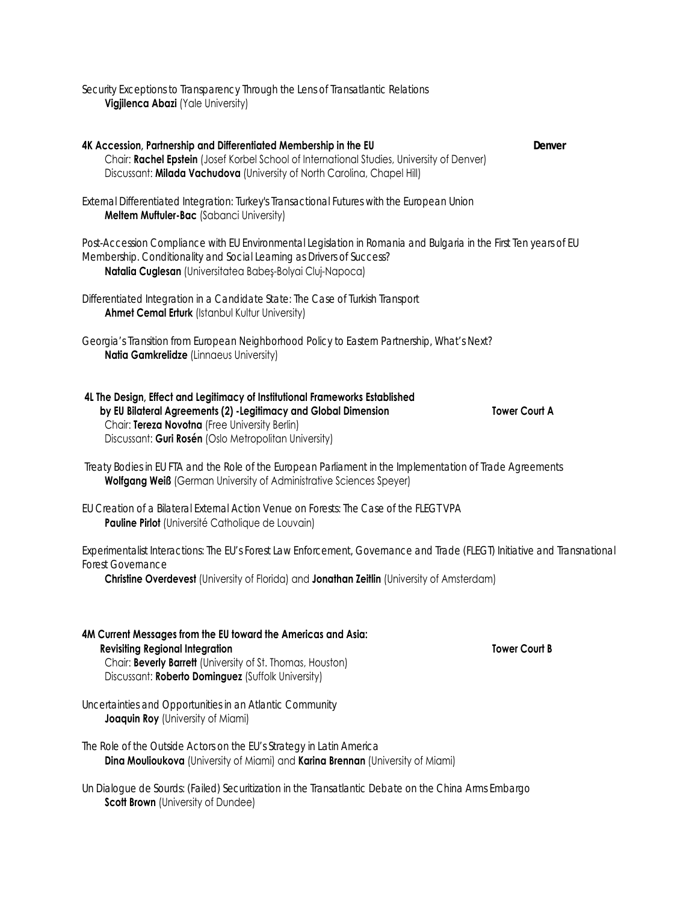*Security Exceptions to Transparency Through the Lens of Transatlantic Relations*
**Vigjilenca Abazi** (Yale University)

**4K Accession, Partnership and Differentiated Membership in the EU** **Denver**
Chair: **Rachel Epstein** (Josef Korbel School of International Studies, University of Denver)
Discussant: **Milada Vachudova** (University of North Carolina, Chapel Hill)

*External Differentiated Integration: Turkey's Transactional Futures with the European Union*
**Meltem Muftuler-Bac** (Sabanci University)

*Post-Accession Compliance with EU Environmental Legislation in Romania and Bulgaria in the First Ten years of EU Membership. Conditionality and Social Learning as Drivers of Success?*
**Natalia Cuglesan** (Universitatea Babeș-Bolyai Cluj-Napoca)

*Differentiated Integration in a Candidate State: The Case of Turkish Transport*
**Ahmet Cemal Erturk** (Istanbul Kultur University)

*Georgia's Transition from European Neighborhood Policy to Eastern Partnership, What's Next?*
**Natia Gamkrelidze** (Linnaeus University)

**4L The Design, Effect and Legitimacy of Institutional Frameworks Established by EU Bilateral Agreements (2) -Legitimacy and Global Dimension** **Tower Court A**
Chair: **Tereza Novotna** (Free University Berlin)
Discussant: **Guri Rosén** (Oslo Metropolitan University)

*Treaty Bodies in EU FTA and the Role of the European Parliament in the Implementation of Trade Agreements*
**Wolfgang Weiß** (German University of Administrative Sciences Speyer)

*EU Creation of a Bilateral External Action Venue on Forests: The Case of the FLEGT VPA*
**Pauline Pirlot** (Université Catholique de Louvain)

*Experimentalist Interactions: The EU's Forest Law Enforcement, Governance and Trade (FLEGT) Initiative and Transnational Forest Governance*
**Christine Overdevest** (University of Florida) and **Jonathan Zeitlin** (University of Amsterdam)

**4M Current Messages from the EU toward the Americas and Asia: Revisiting Regional Integration** **Tower Court B**
Chair: **Beverly Barrett** (University of St. Thomas, Houston)
Discussant: **Roberto Dominguez** (Suffolk University)

*Uncertainties and Opportunities in an Atlantic Community*
**Joaquin Roy** (University of Miami)

*The Role of the Outside Actors on the EU's Strategy in Latin America*
**Dina Moulioukova** (University of Miami) and **Karina Brennan** (University of Miami)

*Un Dialogue de Sourds: (Failed) Securitization in the Transatlantic Debate on the China Arms Embargo*
**Scott Brown** (University of Dundee)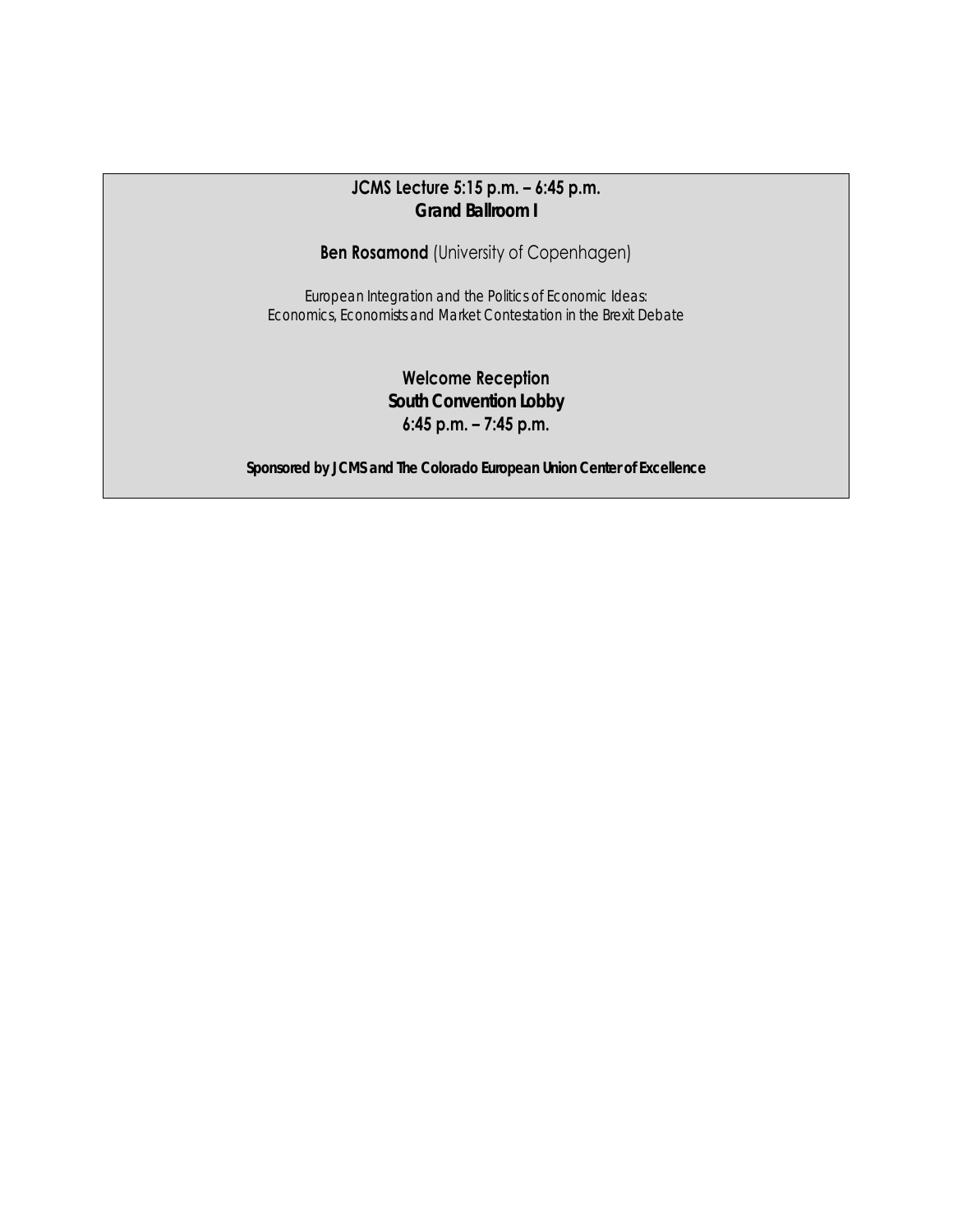**JCMS Lecture 5:15 p.m. – 6:45 p.m.**
**Grand Ballroom I**

**Ben Rosamond** (University of Copenhagen)

*European Integration and the Politics of Economic Ideas:*
*Economics, Economists and Market Contestation in the Brexit Debate*

**Welcome Reception**
**South Convention Lobby**
**6:45 p.m. – 7:45 p.m.**

**Sponsored by JCMS and The Colorado European Union Center of Excellence**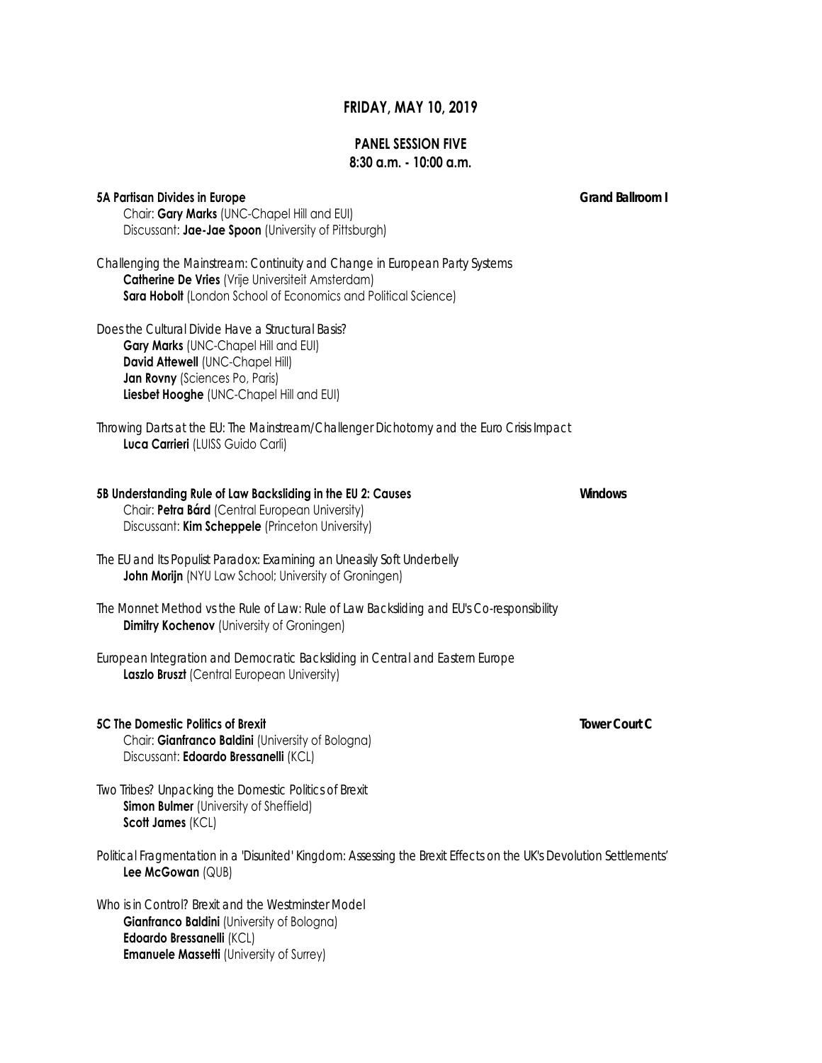## FRIDAY, MAY 10, 2019

### PANEL SESSION FIVE
### 8:30 a.m. - 10:00 a.m.

**5A Partisan Divides in Europe** — **Grand Ballroom I**

Chair: **Gary Marks** (UNC-Chapel Hill and EUI)
Discussant: **Jae-Jae Spoon** (University of Pittsburgh)

*Challenging the Mainstream: Continuity and Change in European Party Systems*
**Catherine De Vries** (Vrije Universiteit Amsterdam)
**Sara Hobolt** (London School of Economics and Political Science)

*Does the Cultural Divide Have a Structural Basis?*
**Gary Marks** (UNC-Chapel Hill and EUI)
**David Attewell** (UNC-Chapel Hill)
**Jan Rovny** (Sciences Po, Paris)
**Liesbet Hooghe** (UNC-Chapel Hill and EUI)

*Throwing Darts at the EU: The Mainstream/Challenger Dichotomy and the Euro Crisis Impact*
**Luca Carrieri** (LUISS Guido Carli)

**5B Understanding Rule of Law Backsliding in the EU 2: Causes** — **Windows**

Chair: **Petra Bárd** (Central European University)
Discussant: **Kim Scheppele** (Princeton University)

*The EU and Its Populist Paradox: Examining an Uneasily Soft Underbelly*
**John Morijn** (NYU Law School; University of Groningen)

*The Monnet Method vs the Rule of Law: Rule of Law Backsliding and EU's Co-responsibility*
**Dimitry Kochenov** (University of Groningen)

*European Integration and Democratic Backsliding in Central and Eastern Europe*
**Laszlo Bruszt** (Central European University)

**5C The Domestic Politics of Brexit** — **Tower Court C**

Chair: **Gianfranco Baldini** (University of Bologna)
Discussant: **Edoardo Bressanelli** (KCL)

*Two Tribes? Unpacking the Domestic Politics of Brexit*
**Simon Bulmer** (University of Sheffield)
**Scott James** (KCL)

*Political Fragmentation in a 'Disunited' Kingdom: Assessing the Brexit Effects on the UK's Devolution Settlements'*
**Lee McGowan** (QUB)

*Who is in Control? Brexit and the Westminster Model*
**Gianfranco Baldini** (University of Bologna)
**Edoardo Bressanelli** (KCL)
**Emanuele Massetti** (University of Surrey)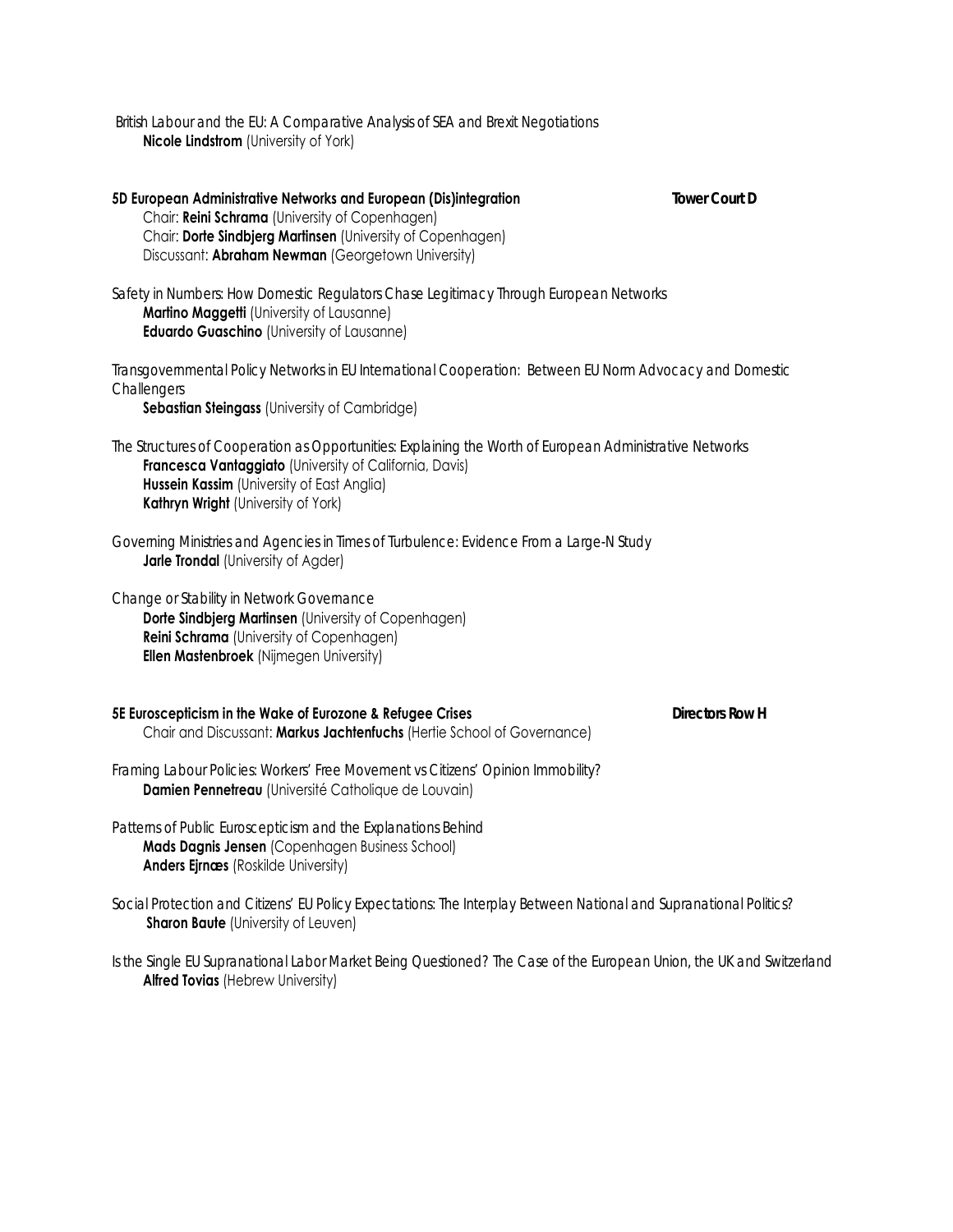British Labour and the EU: A Comparative Analysis of SEA and Brexit Negotiations
**Nicole Lindstrom** (University of York)

**5D European Administrative Networks and European (Dis)integration** **Tower Court D**
Chair: **Reini Schrama** (University of Copenhagen)
Chair: **Dorte Sindbjerg Martinsen** (University of Copenhagen)
Discussant: **Abraham Newman** (Georgetown University)

Safety in Numbers: How Domestic Regulators Chase Legitimacy Through European Networks
**Martino Maggetti** (University of Lausanne)
**Eduardo Guaschino** (University of Lausanne)

Transgovernmental Policy Networks in EU International Cooperation: Between EU Norm Advocacy and Domestic Challengers
**Sebastian Steingass** (University of Cambridge)

The Structures of Cooperation as Opportunities: Explaining the Worth of European Administrative Networks
**Francesca Vantaggiato** (University of California, Davis)
**Hussein Kassim** (University of East Anglia)
**Kathryn Wright** (University of York)

Governing Ministries and Agencies in Times of Turbulence: Evidence From a Large-N Study
**Jarle Trondal** (University of Agder)

Change or Stability in Network Governance
**Dorte Sindbjerg Martinsen** (University of Copenhagen)
**Reini Schrama** (University of Copenhagen)
**Ellen Mastenbroek** (Nijmegen University)

**5E Euroscepticism in the Wake of Eurozone & Refugee Crises** **Directors Row H**
Chair and Discussant: **Markus Jachtenfuchs** (Hertie School of Governance)

Framing Labour Policies: Workers' Free Movement vs Citizens' Opinion Immobility?
**Damien Pennetreau** (Université Catholique de Louvain)

Patterns of Public Euroscepticism and the Explanations Behind
**Mads Dagnis Jensen** (Copenhagen Business School)
**Anders Ejrnæs** (Roskilde University)

Social Protection and Citizens' EU Policy Expectations: The Interplay Between National and Supranational Politics?
**Sharon Baute** (University of Leuven)

Is the Single EU Supranational Labor Market Being Questioned? The Case of the European Union, the UK and Switzerland
**Alfred Tovias** (Hebrew University)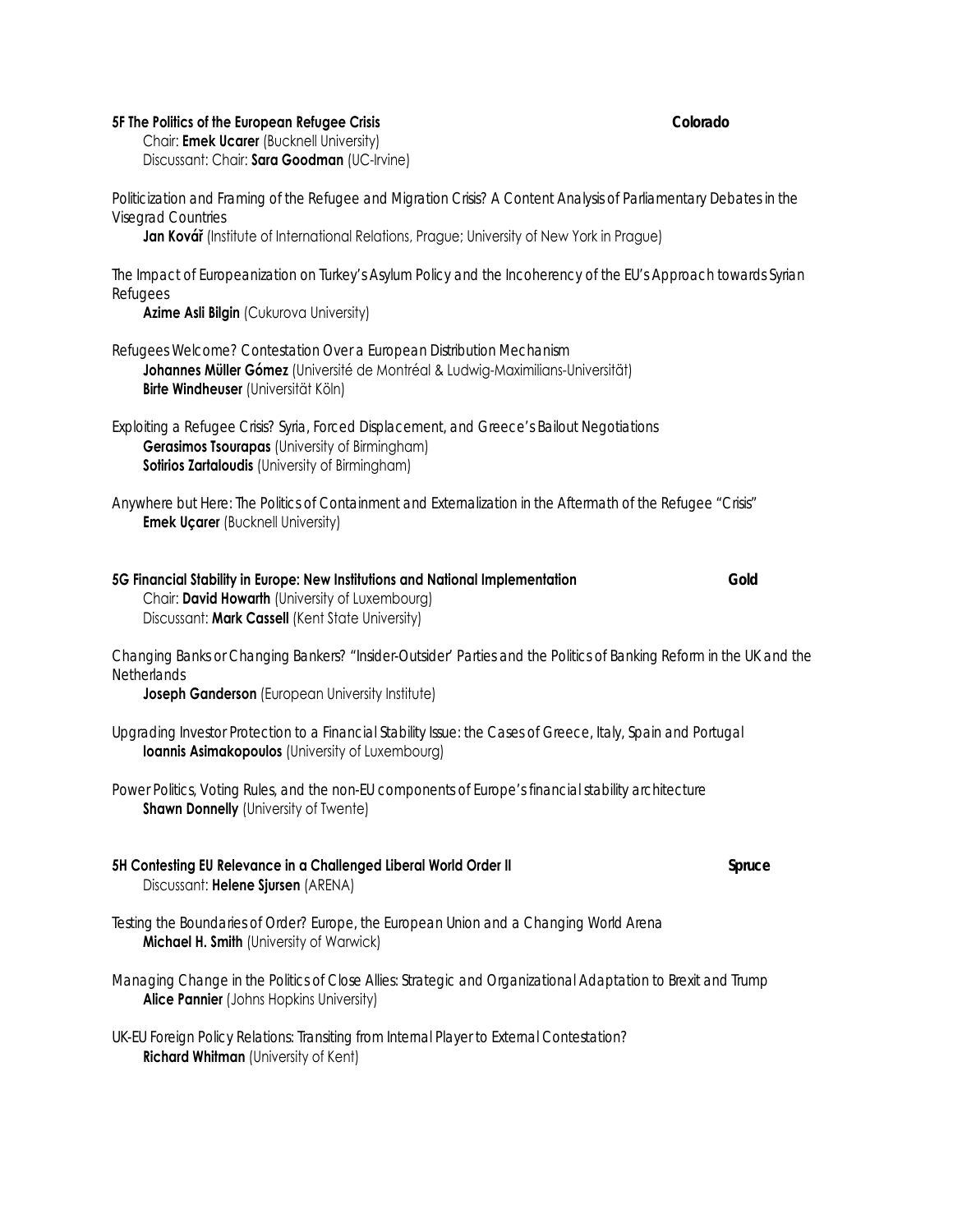**5F The Politics of the European Refugee Crisis** **Colorado**

Chair: **Emek Ucarer** (Bucknell University)
Discussant: Chair: **Sara Goodman** (UC-Irvine)

*Politicization and Framing of the Refugee and Migration Crisis? A Content Analysis of Parliamentary Debates in the Visegrad Countries*
**Jan Kovář** (Institute of International Relations, Prague; University of New York in Prague)

*The Impact of Europeanization on Turkey's Asylum Policy and the Incoherency of the EU's Approach towards Syrian Refugees*
**Azime Asli Bilgin** (Cukurova University)

*Refugees Welcome? Contestation Over a European Distribution Mechanism*
**Johannes Müller Gómez** (Université de Montréal & Ludwig-Maximilians-Universität)
**Birte Windheuser** (Universität Köln)

*Exploiting a Refugee Crisis? Syria, Forced Displacement, and Greece's Bailout Negotiations*
**Gerasimos Tsourapas** (University of Birmingham)
**Sotirios Zartaloudis** (University of Birmingham)

*Anywhere but Here: The Politics of Containment and Externalization in the Aftermath of the Refugee "Crisis"*
**Emek Uçarer** (Bucknell University)

**5G Financial Stability in Europe: New Institutions and National Implementation** **Gold**

Chair: **David Howarth** (University of Luxembourg)
Discussant: **Mark Cassell** (Kent State University)

*Changing Banks or Changing Bankers? "Insider-Outsider' Parties and the Politics of Banking Reform in the UK and the Netherlands*
**Joseph Ganderson** (European University Institute)

*Upgrading Investor Protection to a Financial Stability Issue: the Cases of Greece, Italy, Spain and Portugal*
**Ioannis Asimakopoulos** (University of Luxembourg)

*Power Politics, Voting Rules, and the non-EU components of Europe's financial stability architecture*
**Shawn Donnelly** (University of Twente)

**5H Contesting EU Relevance in a Challenged Liberal World Order II** **Spruce**

Discussant: **Helene Sjursen** (ARENA)

*Testing the Boundaries of Order? Europe, the European Union and a Changing World Arena*
**Michael H. Smith** (University of Warwick)

*Managing Change in the Politics of Close Allies: Strategic and Organizational Adaptation to Brexit and Trump*
**Alice Pannier** (Johns Hopkins University)

*UK-EU Foreign Policy Relations: Transiting from Internal Player to External Contestation?*
**Richard Whitman** (University of Kent)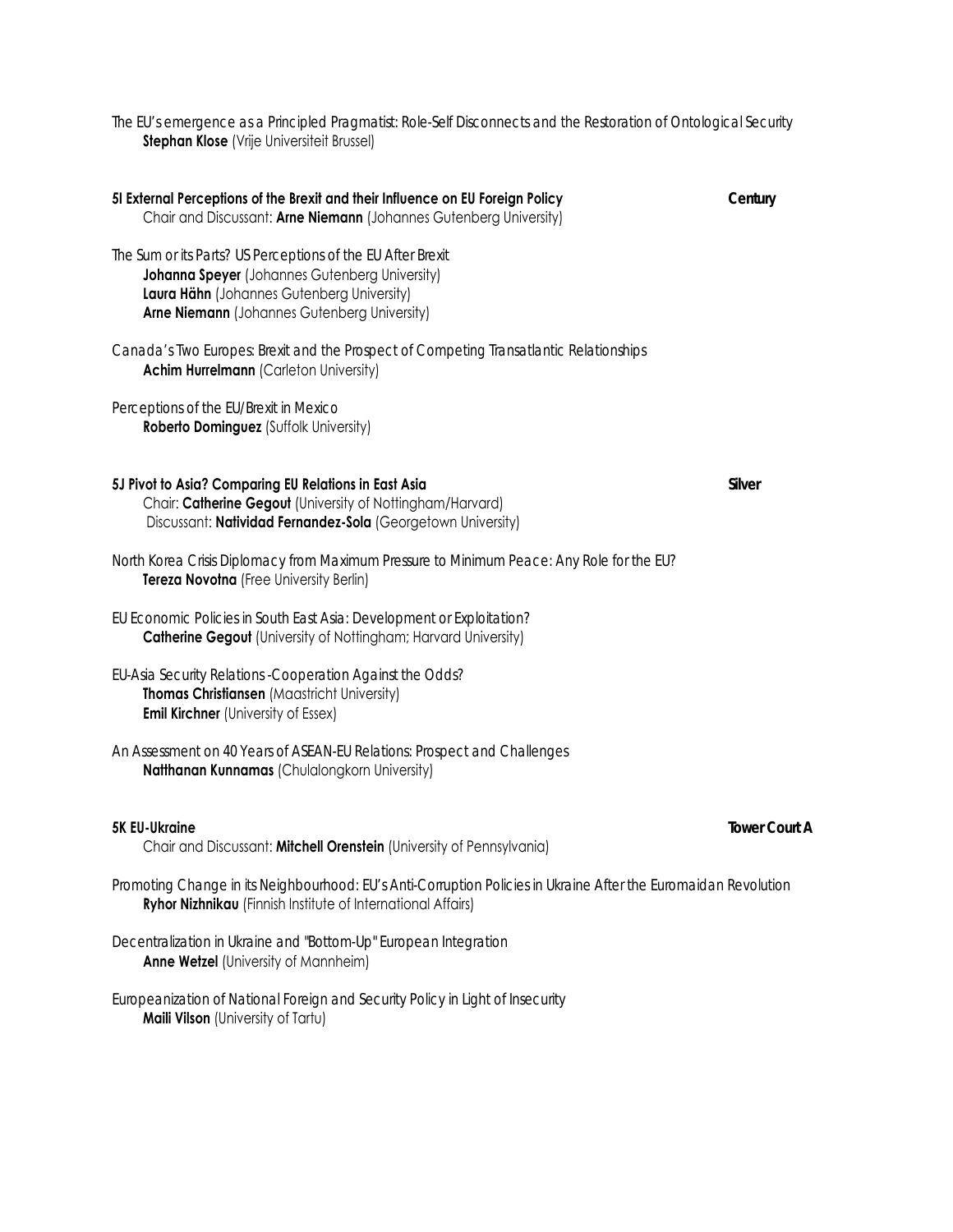*The EU's emergence as a Principled Pragmatist: Role-Self Disconnects and the Restoration of Ontological Security*
**Stephan Klose** (Vrije Universiteit Brussel)

### 5I External Perceptions of the Brexit and their Influence on EU Foreign Policy — Century

Chair and Discussant: **Arne Niemann** (Johannes Gutenberg University)

*The Sum or its Parts? US Perceptions of the EU After Brexit*
**Johanna Speyer** (Johannes Gutenberg University)
**Laura Hähn** (Johannes Gutenberg University)
**Arne Niemann** (Johannes Gutenberg University)

*Canada's Two Europes: Brexit and the Prospect of Competing Transatlantic Relationships*
**Achim Hurrelmann** (Carleton University)

*Perceptions of the EU/Brexit in Mexico*
**Roberto Dominguez** (Suffolk University)

### 5J Pivot to Asia? Comparing EU Relations in East Asia — Silver

Chair: **Catherine Gegout** (University of Nottingham/Harvard)
Discussant: **Natividad Fernandez-Sola** (Georgetown University)

*North Korea Crisis Diplomacy from Maximum Pressure to Minimum Peace: Any Role for the EU?*
**Tereza Novotna** (Free University Berlin)

*EU Economic Policies in South East Asia: Development or Exploitation?*
**Catherine Gegout** (University of Nottingham; Harvard University)

*EU-Asia Security Relations -Cooperation Against the Odds?*
**Thomas Christiansen** (Maastricht University)
**Emil Kirchner** (University of Essex)

*An Assessment on 40 Years of ASEAN-EU Relations: Prospect and Challenges*
**Natthanan Kunnamas** (Chulalongkorn University)

### 5K EU-Ukraine — Tower Court A

Chair and Discussant: **Mitchell Orenstein** (University of Pennsylvania)

*Promoting Change in its Neighbourhood: EU's Anti-Corruption Policies in Ukraine After the Euromaidan Revolution*
**Ryhor Nizhnikau** (Finnish Institute of International Affairs)

*Decentralization in Ukraine and "Bottom-Up" European Integration*
**Anne Wetzel** (University of Mannheim)

*Europeanization of National Foreign and Security Policy in Light of Insecurity*
**Maili Vilson** (University of Tartu)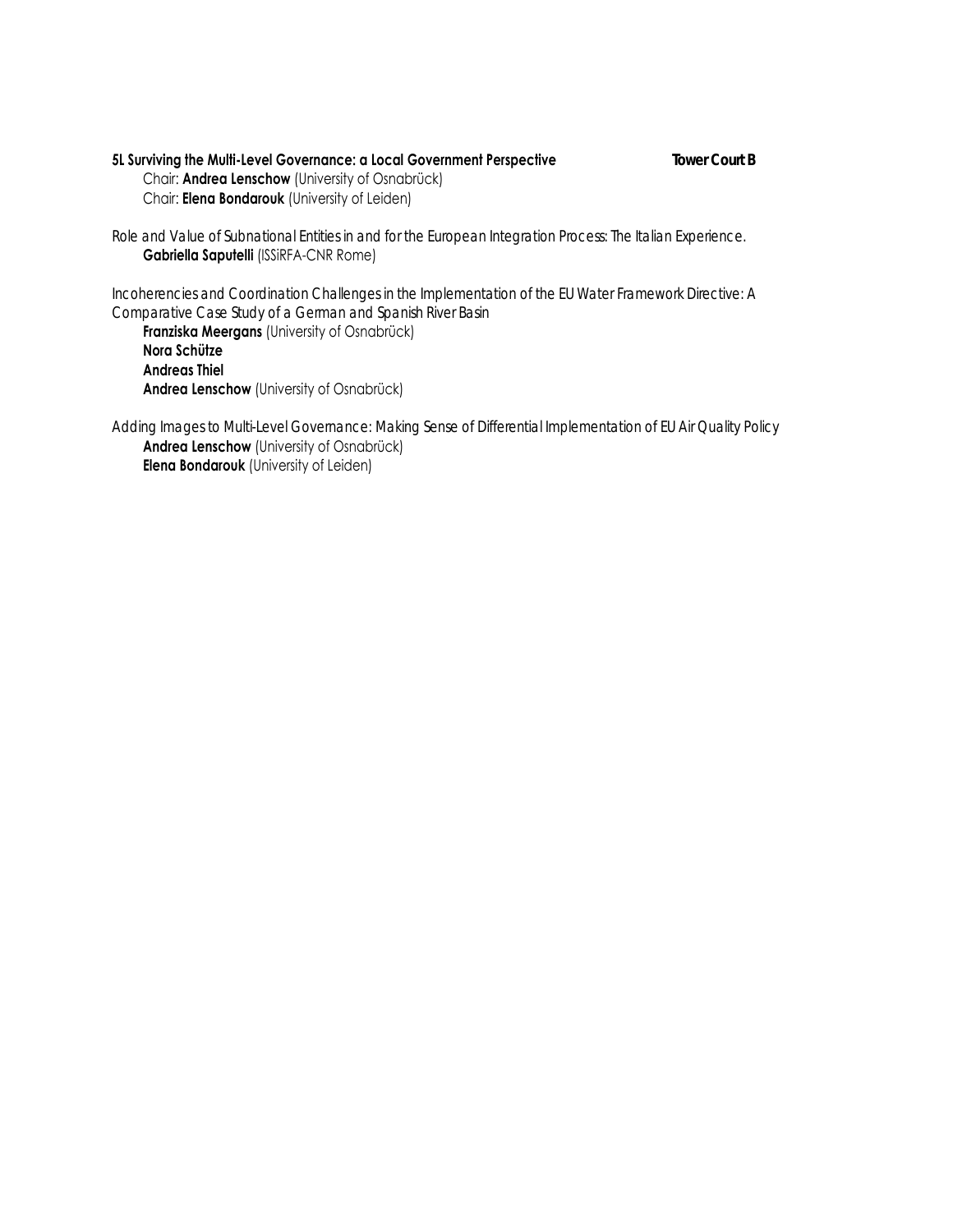**5L Surviving the Multi-Level Governance: a Local Government Perspective** **Tower Court B**

Chair: **Andrea Lenschow** (University of Osnabrück)
Chair: **Elena Bondarouk** (University of Leiden)

*Role and Value of Subnational Entities in and for the European Integration Process: The Italian Experience.*
**Gabriella Saputelli** (ISSiRFA-CNR Rome)

*Incoherencies and Coordination Challenges in the Implementation of the EU Water Framework Directive: A Comparative Case Study of a German and Spanish River Basin*
**Franziska Meergans** (University of Osnabrück)
**Nora Schütze**
**Andreas Thiel**
**Andrea Lenschow** (University of Osnabrück)

*Adding Images to Multi-Level Governance: Making Sense of Differential Implementation of EU Air Quality Policy*
**Andrea Lenschow** (University of Osnabrück)
**Elena Bondarouk** (University of Leiden)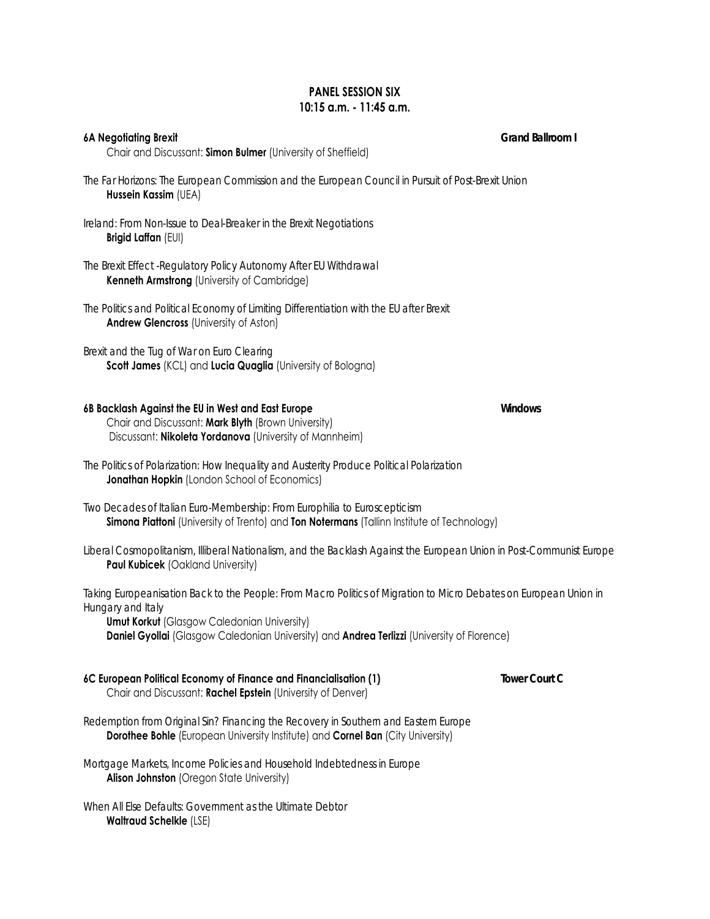## PANEL SESSION SIX
## 10:15 a.m. - 11:45 a.m.

### 6A Negotiating Brexit — Grand Ballroom I

Chair and Discussant: **Simon Bulmer** (University of Sheffield)

*The Far Horizons: The European Commission and the European Council in Pursuit of Post-Brexit Union*
**Hussein Kassim** (UEA)

*Ireland: From Non-Issue to Deal-Breaker in the Brexit Negotiations*
**Brigid Laffan** (EUI)

*The Brexit Effect -Regulatory Policy Autonomy After EU Withdrawal*
**Kenneth Armstrong** (University of Cambridge)

*The Politics and Political Economy of Limiting Differentiation with the EU after Brexit*
**Andrew Glencross** (University of Aston)

*Brexit and the Tug of War on Euro Clearing*
**Scott James** (KCL) and **Lucia Quaglia** (University of Bologna)

### 6B Backlash Against the EU in West and East Europe — Windows

Chair and Discussant: **Mark Blyth** (Brown University)
Discussant: **Nikoleta Yordanova** (University of Mannheim)

*The Politics of Polarization: How Inequality and Austerity Produce Political Polarization*
**Jonathan Hopkin** (London School of Economics)

*Two Decades of Italian Euro-Membership: From Europhilia to Euroscepticism*
**Simona Piattoni** (University of Trento) and **Ton Notermans** (Tallinn Institute of Technology)

*Liberal Cosmopolitanism, Illiberal Nationalism, and the Backlash Against the European Union in Post-Communist Europe*
**Paul Kubicek** (Oakland University)

*Taking Europeanisation Back to the People: From Macro Politics of Migration to Micro Debates on European Union in Hungary and Italy*
**Umut Korkut** (Glasgow Caledonian University)
**Daniel Gyollai** (Glasgow Caledonian University) and **Andrea Terlizzi** (University of Florence)

### 6C European Political Economy of Finance and Financialisation (1) — Tower Court C

Chair and Discussant: **Rachel Epstein** (University of Denver)

*Redemption from Original Sin? Financing the Recovery in Southern and Eastern Europe*
**Dorothee Bohle** (European University Institute) and **Cornel Ban** (City University)

*Mortgage Markets, Income Policies and Household Indebtedness in Europe*
**Alison Johnston** (Oregon State University)

*When All Else Defaults: Government as the Ultimate Debtor*
**Waltraud Schelkle** (LSE)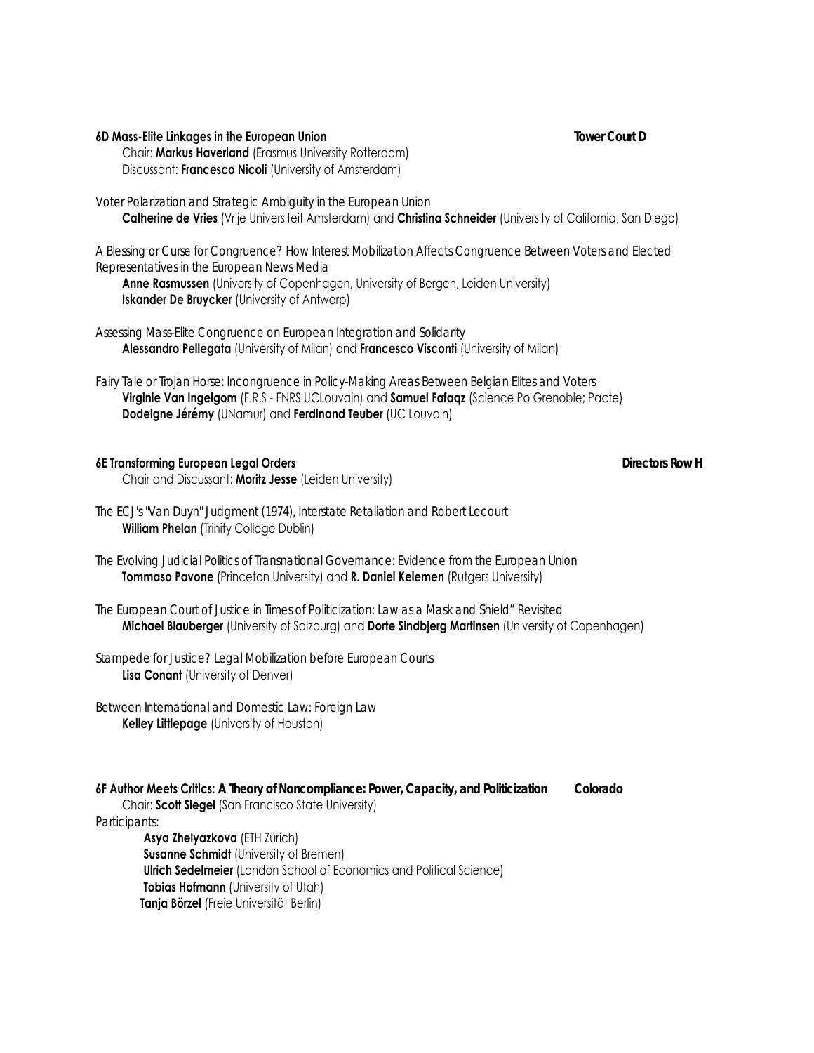**6D Mass-Elite Linkages in the European Union** **Tower Court D**

Chair: **Markus Haverland** (Erasmus University Rotterdam)
Discussant: **Francesco Nicoli** (University of Amsterdam)

*Voter Polarization and Strategic Ambiguity in the European Union*
**Catherine de Vries** (Vrije Universiteit Amsterdam) and **Christina Schneider** (University of California, San Diego)

*A Blessing or Curse for Congruence? How Interest Mobilization Affects Congruence Between Voters and Elected Representatives in the European News Media*
**Anne Rasmussen** (University of Copenhagen, University of Bergen, Leiden University)
**Iskander De Bruycker** (University of Antwerp)

*Assessing Mass-Elite Congruence on European Integration and Solidarity*
**Alessandro Pellegata** (University of Milan) and **Francesco Visconti** (University of Milan)

*Fairy Tale or Trojan Horse: Incongruence in Policy-Making Areas Between Belgian Elites and Voters*
**Virginie Van Ingelgom** (F.R.S - FNRS UCLouvain) and **Samuel Fafaqz** (Science Po Grenoble; Pacte)
**Dodeigne Jérémy** (UNamur) and **Ferdinand Teuber** (UC Louvain)

**6E Transforming European Legal Orders** **Directors Row H**

Chair and Discussant: **Moritz Jesse** (Leiden University)

*The ECJ's "Van Duyn" Judgment (1974), Interstate Retaliation and Robert Lecourt*
**William Phelan** (Trinity College Dublin)

*The Evolving Judicial Politics of Transnational Governance: Evidence from the European Union*
**Tommaso Pavone** (Princeton University) and **R. Daniel Kelemen** (Rutgers University)

*The European Court of Justice in Times of Politicization: Law as a Mask and Shield" Revisited*
**Michael Blauberger** (University of Salzburg) and **Dorte Sindbjerg Martinsen** (University of Copenhagen)

*Stampede for Justice? Legal Mobilization before European Courts*
**Lisa Conant** (University of Denver)

*Between International and Domestic Law: Foreign Law*
**Kelley Littlepage** (University of Houston)

**6F Author Meets Critics: A Theory of Noncompliance: Power, Capacity, and Politicization** **Colorado**

Chair: **Scott Siegel** (San Francisco State University)

Participants:

**Asya Zhelyazkova** (ETH Zürich)
**Susanne Schmidt** (University of Bremen)
**Ulrich Sedelmeier** (London School of Economics and Political Science)
**Tobias Hofmann** (University of Utah)
**Tanja Börzel** (Freie Universität Berlin)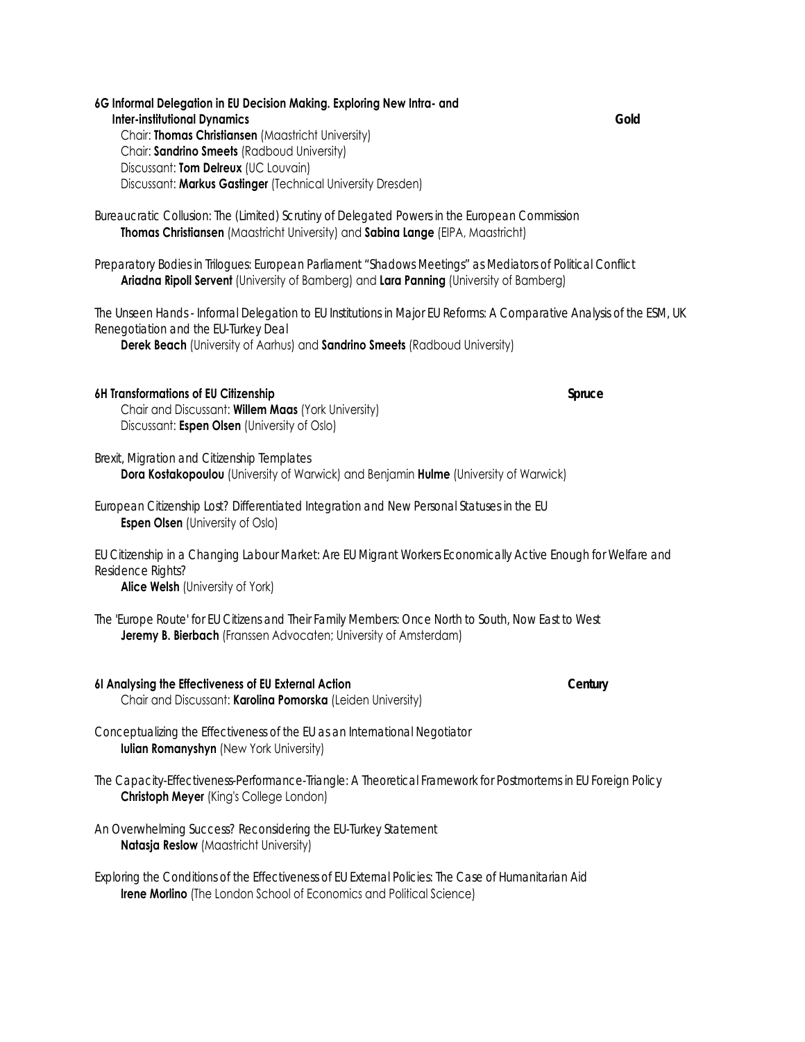**6G Informal Delegation in EU Decision Making. Exploring New Intra- and Inter-institutional Dynamics** **Gold**

Chair: **Thomas Christiansen** (Maastricht University)
Chair: **Sandrino Smeets** (Radboud University)
Discussant: **Tom Delreux** (UC Louvain)
Discussant: **Markus Gastinger** (Technical University Dresden)

*Bureaucratic Collusion: The (Limited) Scrutiny of Delegated Powers in the European Commission*
**Thomas Christiansen** (Maastricht University) and **Sabina Lange** (EIPA, Maastricht)

*Preparatory Bodies in Trilogues: European Parliament "Shadows Meetings" as Mediators of Political Conflict*
**Ariadna Ripoll Servent** (University of Bamberg) and **Lara Panning** (University of Bamberg)

*The Unseen Hands - Informal Delegation to EU Institutions in Major EU Reforms: A Comparative Analysis of the ESM, UK Renegotiation and the EU-Turkey Deal*
**Derek Beach** (University of Aarhus) and **Sandrino Smeets** (Radboud University)

**6H Transformations of EU Citizenship** **Spruce**

Chair and Discussant: **Willem Maas** (York University)
Discussant: **Espen Olsen** (University of Oslo)

*Brexit, Migration and Citizenship Templates*
**Dora Kostakopoulou** (University of Warwick) and Benjamin **Hulme** (University of Warwick)

*European Citizenship Lost? Differentiated Integration and New Personal Statuses in the EU*
**Espen Olsen** (University of Oslo)

*EU Citizenship in a Changing Labour Market: Are EU Migrant Workers Economically Active Enough for Welfare and Residence Rights?*
**Alice Welsh** (University of York)

*The 'Europe Route' for EU Citizens and Their Family Members: Once North to South, Now East to West*
**Jeremy B. Bierbach** (Franssen Advocaten; University of Amsterdam)

**6I Analysing the Effectiveness of EU External Action** **Century**

Chair and Discussant: **Karolina Pomorska** (Leiden University)

*Conceptualizing the Effectiveness of the EU as an International Negotiator*
**Iulian Romanyshyn** (New York University)

*The Capacity-Effectiveness-Performance-Triangle: A Theoretical Framework for Postmortems in EU Foreign Policy*
**Christoph Meyer** (King's College London)

*An Overwhelming Success? Reconsidering the EU-Turkey Statement*
**Natasja Reslow** (Maastricht University)

*Exploring the Conditions of the Effectiveness of EU External Policies: The Case of Humanitarian Aid*
**Irene Morlino** (The London School of Economics and Political Science)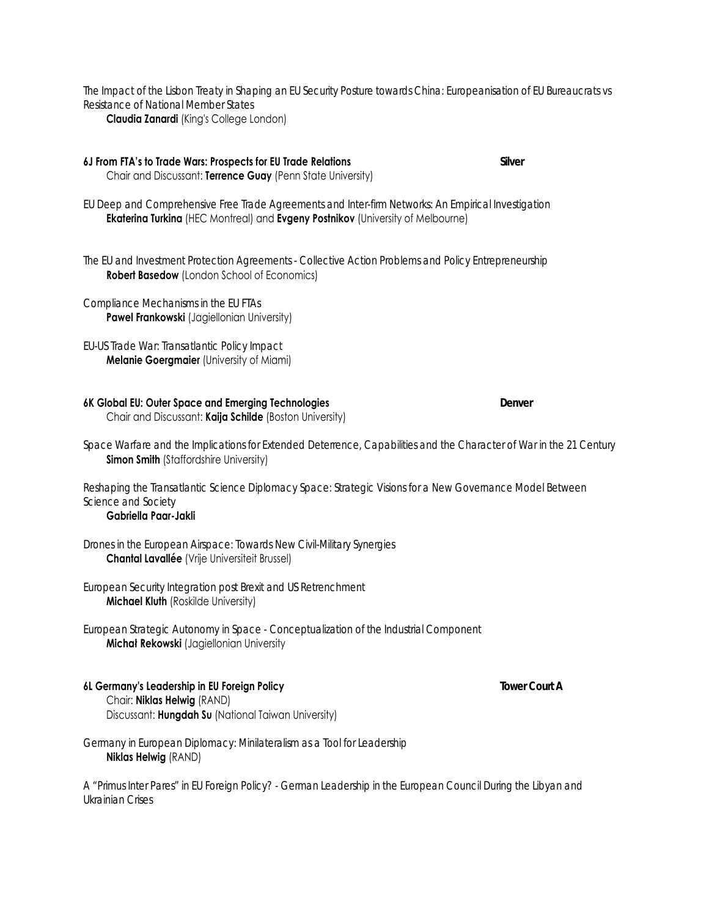*The Impact of the Lisbon Treaty in Shaping an EU Security Posture towards China: Europeanisation of EU Bureaucrats vs Resistance of National Member States*
**Claudia Zanardi** (King's College London)

**6J From FTA's to Trade Wars: Prospects for EU Trade Relations** **Silver**
Chair and Discussant: **Terrence Guay** (Penn State University)

*EU Deep and Comprehensive Free Trade Agreements and Inter-firm Networks: An Empirical Investigation*
**Ekaterina Turkina** (HEC Montreal) and **Evgeny Postnikov** (University of Melbourne)

*The EU and Investment Protection Agreements - Collective Action Problems and Policy Entrepreneurship*
**Robert Basedow** (London School of Economics)

*Compliance Mechanisms in the EU FTAs*
**Pawel Frankowski** (Jagiellonian University)

*EU-US Trade War: Transatlantic Policy Impact*
**Melanie Goergmaier** (University of Miami)

**6K Global EU: Outer Space and Emerging Technologies** **Denver**
Chair and Discussant: **Kaija Schilde** (Boston University)

*Space Warfare and the Implications for Extended Deterrence, Capabilities and the Character of War in the 21 Century*
**Simon Smith** (Staffordshire University)

*Reshaping the Transatlantic Science Diplomacy Space: Strategic Visions for a New Governance Model Between Science and Society*
**Gabriella Paar-Jakli**

*Drones in the European Airspace: Towards New Civil-Military Synergies*
**Chantal Lavallée** (Vrije Universiteit Brussel)

*European Security Integration post Brexit and US Retrenchment*
**Michael Kluth** (Roskilde University)

*European Strategic Autonomy in Space - Conceptualization of the Industrial Component*
**Michał Rekowski** (Jagiellonian University

**6L Germany's Leadership in EU Foreign Policy** **Tower Court A**
Chair: **Niklas Helwig** (RAND)
Discussant: **Hungdah Su** (National Taiwan University)

*Germany in European Diplomacy: Minilateralism as a Tool for Leadership*
**Niklas Helwig** (RAND)

*A "Primus Inter Pares" in EU Foreign Policy? - German Leadership in the European Council During the Libyan and Ukrainian Crises*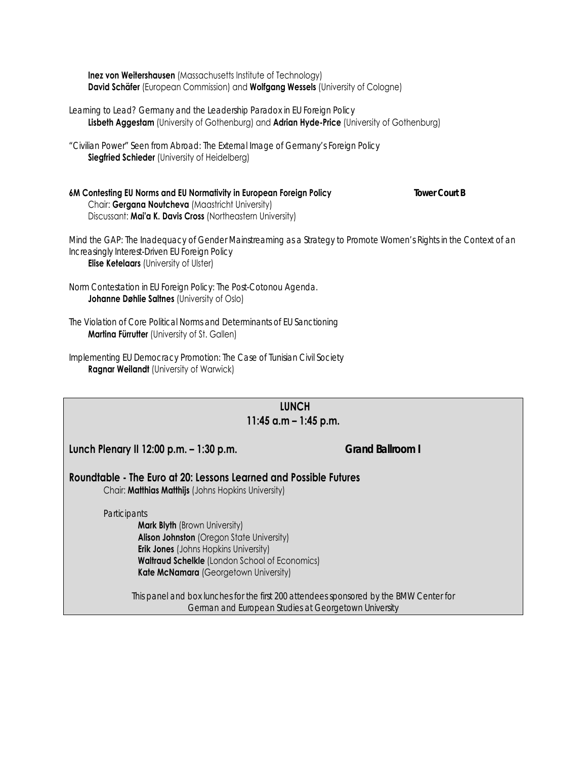**Inez von Weitershausen** (Massachusetts Institute of Technology)
**David Schäfer** (European Commission) and **Wolfgang Wessels** (University of Cologne)

*Learning to Lead? Germany and the Leadership Paradox in EU Foreign Policy*
**Lisbeth Aggestam** (University of Gothenburg) and **Adrian Hyde-Price** (University of Gothenburg)

*"Civilian Power" Seen from Abroad: The External Image of Germany's Foreign Policy*
**Siegfried Schieder** (University of Heidelberg)

**6M Contesting EU Norms and EU Normativity in European Foreign Policy** **Tower Court B**
Chair: **Gergana Noutcheva** (Maastricht University)
Discussant: **Mai'a K. Davis Cross** (Northeastern University)

*Mind the GAP: The Inadequacy of Gender Mainstreaming as a Strategy to Promote Women's Rights in the Context of an Increasingly Interest-Driven EU Foreign Policy*
**Elise Ketelaars** (University of Ulster)

*Norm Contestation in EU Foreign Policy: The Post-Cotonou Agenda.*
**Johanne Døhlie Saltnes** (University of Oslo)

*The Violation of Core Political Norms and Determinants of EU Sanctioning*
**Martina Fürrutter** (University of St. Gallen)

*Implementing EU Democracy Promotion: The Case of Tunisian Civil Society*
**Ragnar Weilandt** (University of Warwick)

**LUNCH**
**11:45 a.m – 1:45 p.m.**

**Lunch Plenary II 12:00 p.m. – 1:30 p.m.** **Grand Ballroom I**

**Roundtable - The Euro at 20: Lessons Learned and Possible Futures**
Chair: **Matthias Matthijs** (Johns Hopkins University)

*Participants*
**Mark Blyth** (Brown University)
**Alison Johnston** (Oregon State University)
**Erik Jones** (Johns Hopkins University)
**Waltraud Schelkle** (London School of Economics)
**Kate McNamara** (Georgetown University)

*This panel and box lunches for the first 200 attendees sponsored by the BMW Center for German and European Studies at Georgetown University*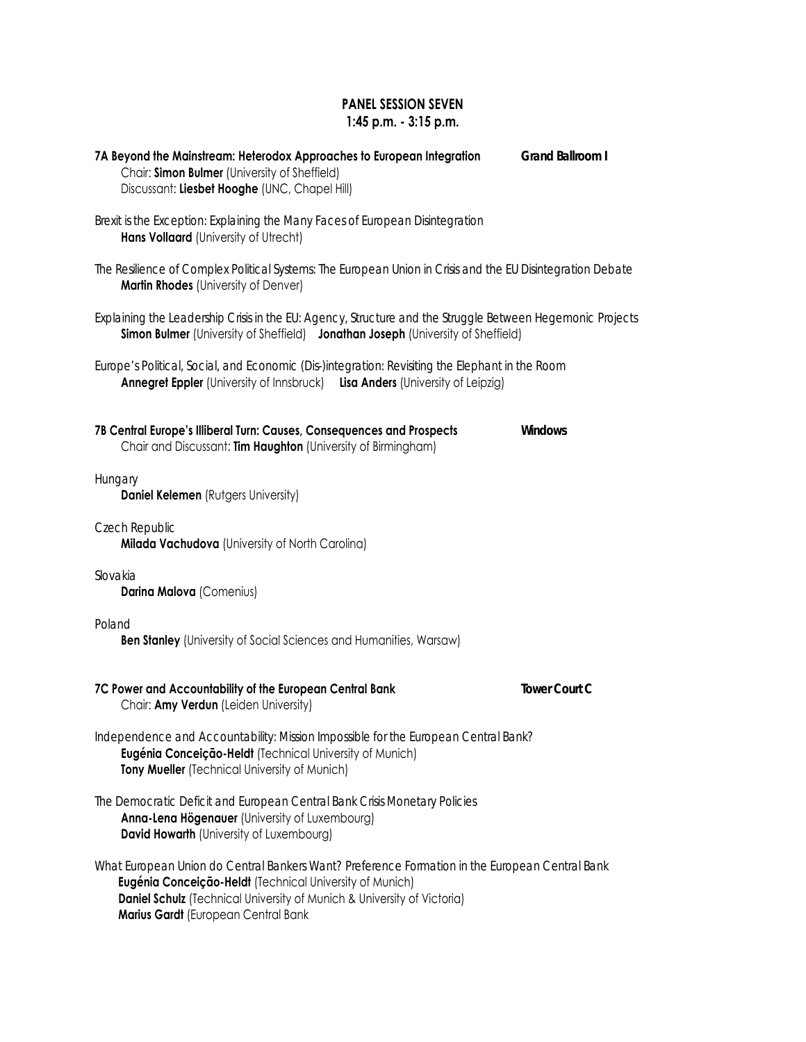## PANEL SESSION SEVEN
## 1:45 p.m. - 3:15 p.m.

**7A Beyond the Mainstream: Heterodox Approaches to European Integration** **Grand Ballroom I**
Chair: **Simon Bulmer** (University of Sheffield)
Discussant: **Liesbet Hooghe** (UNC, Chapel Hill)

*Brexit is the Exception: Explaining the Many Faces of European Disintegration*
**Hans Vollaard** (University of Utrecht)

*The Resilience of Complex Political Systems: The European Union in Crisis and the EU Disintegration Debate*
**Martin Rhodes** (University of Denver)

*Explaining the Leadership Crisis in the EU: Agency, Structure and the Struggle Between Hegemonic Projects*
**Simon Bulmer** (University of Sheffield) **Jonathan Joseph** (University of Sheffield)

*Europe's Political, Social, and Economic (Dis-)integration: Revisiting the Elephant in the Room*
**Annegret Eppler** (University of Innsbruck) **Lisa Anders** (University of Leipzig)

**7B Central Europe's Illiberal Turn: Causes, Consequences and Prospects** **Windows**
Chair and Discussant: **Tim Haughton** (University of Birmingham)

*Hungary*
**Daniel Kelemen** (Rutgers University)

*Czech Republic*
**Milada Vachudova** (University of North Carolina)

*Slovakia*
**Darina Malova** (Comenius)

*Poland*
**Ben Stanley** (University of Social Sciences and Humanities, Warsaw)

**7C Power and Accountability of the European Central Bank** **Tower Court C**
Chair: **Amy Verdun** (Leiden University)

*Independence and Accountability: Mission Impossible for the European Central Bank?*
**Eugénia Conceição-Heldt** (Technical University of Munich)
**Tony Mueller** (Technical University of Munich)

*The Democratic Deficit and European Central Bank Crisis Monetary Policies*
**Anna-Lena Högenauer** (University of Luxembourg)
**David Howarth** (University of Luxembourg)

*What European Union do Central Bankers Want? Preference Formation in the European Central Bank*
**Eugénia Conceição-Heldt** (Technical University of Munich)
**Daniel Schulz** (Technical University of Munich & University of Victoria)
**Marius Gardt** (European Central Bank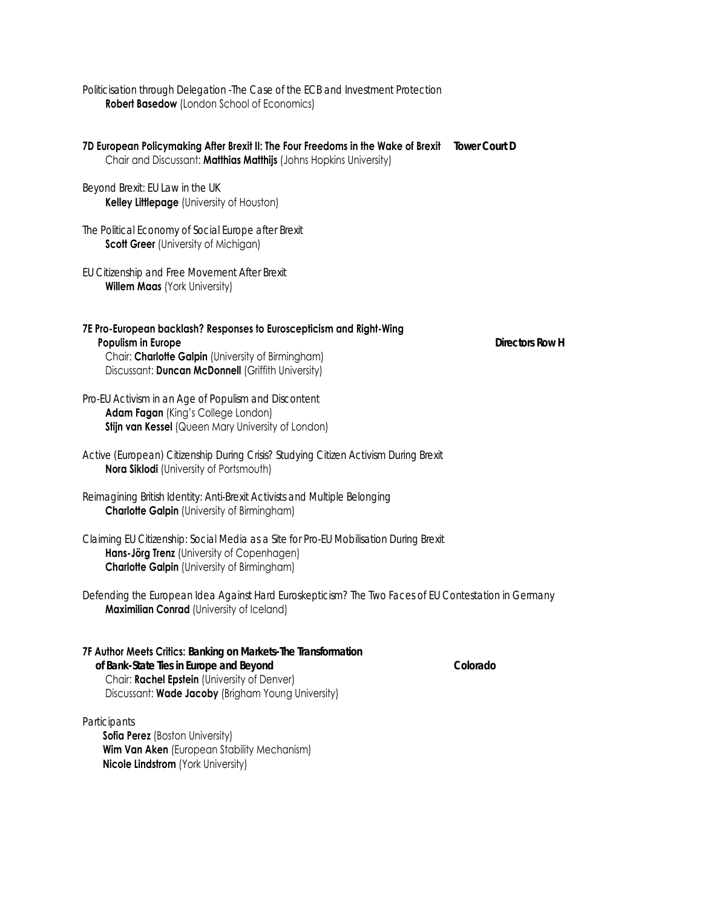*Politicisation through Delegation -The Case of the ECB and Investment Protection*
**Robert Basedow** (London School of Economics)

**7D European Policymaking After Brexit II: The Four Freedoms in the Wake of Brexit** **Tower Court D**
Chair and Discussant: **Matthias Matthijs** (Johns Hopkins University)

*Beyond Brexit: EU Law in the UK*
**Kelley Littlepage** (University of Houston)

*The Political Economy of Social Europe after Brexit*
**Scott Greer** (University of Michigan)

*EU Citizenship and Free Movement After Brexit*
**Willem Maas** (York University)

**7E Pro-European backlash? Responses to Euroscepticism and Right-Wing Populism in Europe** **Directors Row H**
Chair: **Charlotte Galpin** (University of Birmingham)
Discussant: **Duncan McDonnell** (Griffith University)

*Pro-EU Activism in an Age of Populism and Discontent*
**Adam Fagan** (King's College London)
**Stijn van Kessel** (Queen Mary University of London)

*Active (European) Citizenship During Crisis? Studying Citizen Activism During Brexit*
**Nora Siklodi** (University of Portsmouth)

*Reimagining British Identity: Anti-Brexit Activists and Multiple Belonging*
**Charlotte Galpin** (University of Birmingham)

*Claiming EU Citizenship: Social Media as a Site for Pro-EU Mobilisation During Brexit*
**Hans-Jörg Trenz** (University of Copenhagen)
**Charlotte Galpin** (University of Birmingham)

*Defending the European Idea Against Hard Euroskepticism? The Two Faces of EU Contestation in Germany*
**Maximilian Conrad** (University of Iceland)

**7F Author Meets Critics: *Banking on Markets-The Transformation of Bank-State Ties in Europe and Beyond*** **Colorado**
Chair: **Rachel Epstein** (University of Denver)
Discussant: **Wade Jacoby** (Brigham Young University)

*Participants*
**Sofia Perez** (Boston University)
**Wim Van Aken** (European Stability Mechanism)
**Nicole Lindstrom** (York University)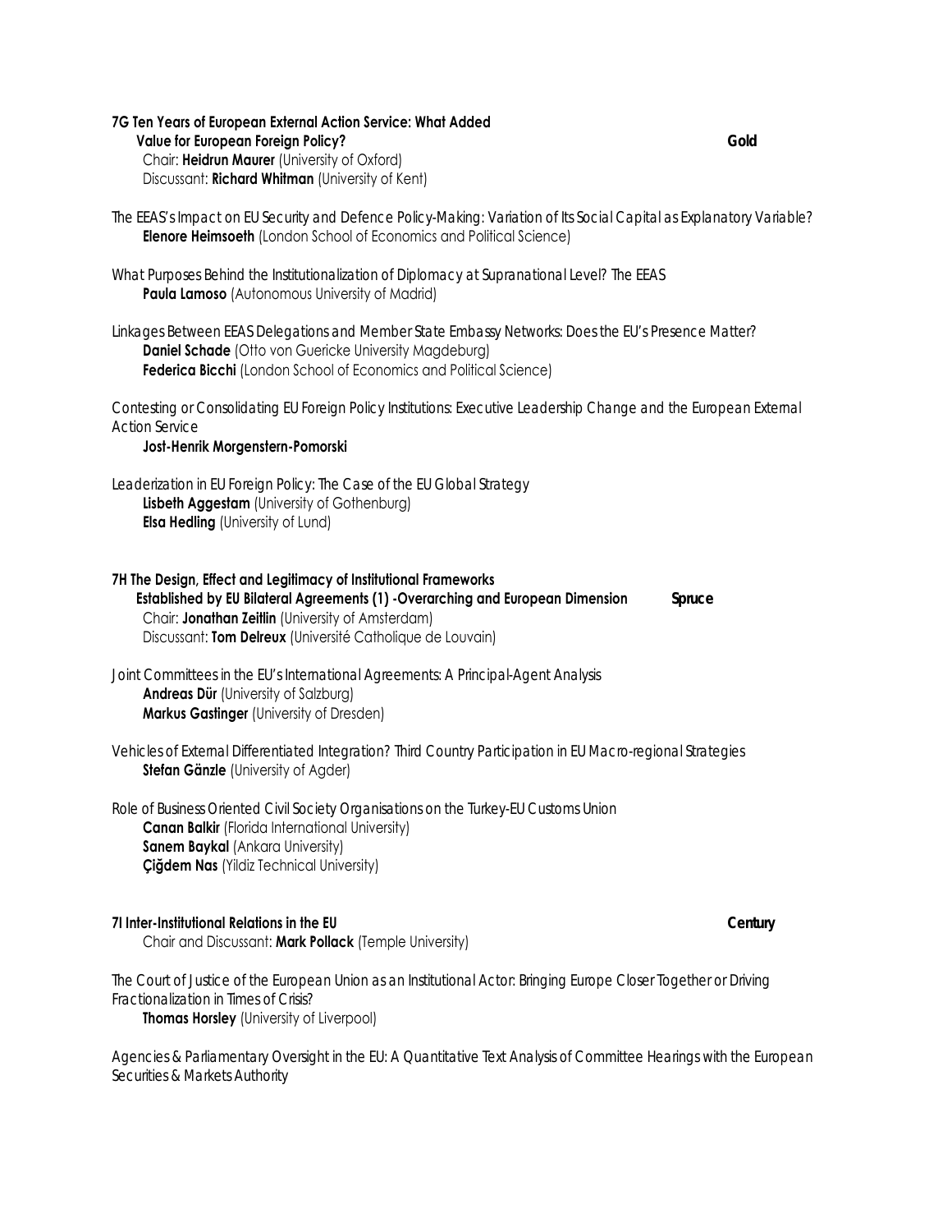**7G Ten Years of European External Action Service: What Added Value for European Foreign Policy?** **Gold**

Chair: **Heidrun Maurer** (University of Oxford)
Discussant: **Richard Whitman** (University of Kent)

*The EEAS's Impact on EU Security and Defence Policy-Making: Variation of Its Social Capital as Explanatory Variable?*
**Elenore Heimsoeth** (London School of Economics and Political Science)

*What Purposes Behind the Institutionalization of Diplomacy at Supranational Level? The EEAS*
**Paula Lamoso** (Autonomous University of Madrid)

*Linkages Between EEAS Delegations and Member State Embassy Networks: Does the EU's Presence Matter?*
**Daniel Schade** (Otto von Guericke University Magdeburg)
**Federica Bicchi** (London School of Economics and Political Science)

*Contesting or Consolidating EU Foreign Policy Institutions: Executive Leadership Change and the European External Action Service*
**Jost-Henrik Morgenstern-Pomorski**

*Leaderization in EU Foreign Policy: The Case of the EU Global Strategy*
**Lisbeth Aggestam** (University of Gothenburg)
**Elsa Hedling** (University of Lund)

**7H The Design, Effect and Legitimacy of Institutional Frameworks Established by EU Bilateral Agreements (1) -Overarching and European Dimension** **Spruce**

Chair: **Jonathan Zeitlin** (University of Amsterdam)
Discussant: **Tom Delreux** (Université Catholique de Louvain)

*Joint Committees in the EU's International Agreements: A Principal-Agent Analysis*
**Andreas Dür** (University of Salzburg)
**Markus Gastinger** (University of Dresden)

*Vehicles of External Differentiated Integration? Third Country Participation in EU Macro-regional Strategies*
**Stefan Gänzle** (University of Agder)

*Role of Business Oriented Civil Society Organisations on the Turkey-EU Customs Union*
**Canan Balkir** (Florida International University)
**Sanem Baykal** (Ankara University)
**Çiğdem Nas** (Yildiz Technical University)

**7I Inter-Institutional Relations in the EU** **Century**

Chair and Discussant: **Mark Pollack** (Temple University)

*The Court of Justice of the European Union as an Institutional Actor: Bringing Europe Closer Together or Driving Fractionalization in Times of Crisis?*
**Thomas Horsley** (University of Liverpool)

*Agencies & Parliamentary Oversight in the EU: A Quantitative Text Analysis of Committee Hearings with the European Securities & Markets Authority*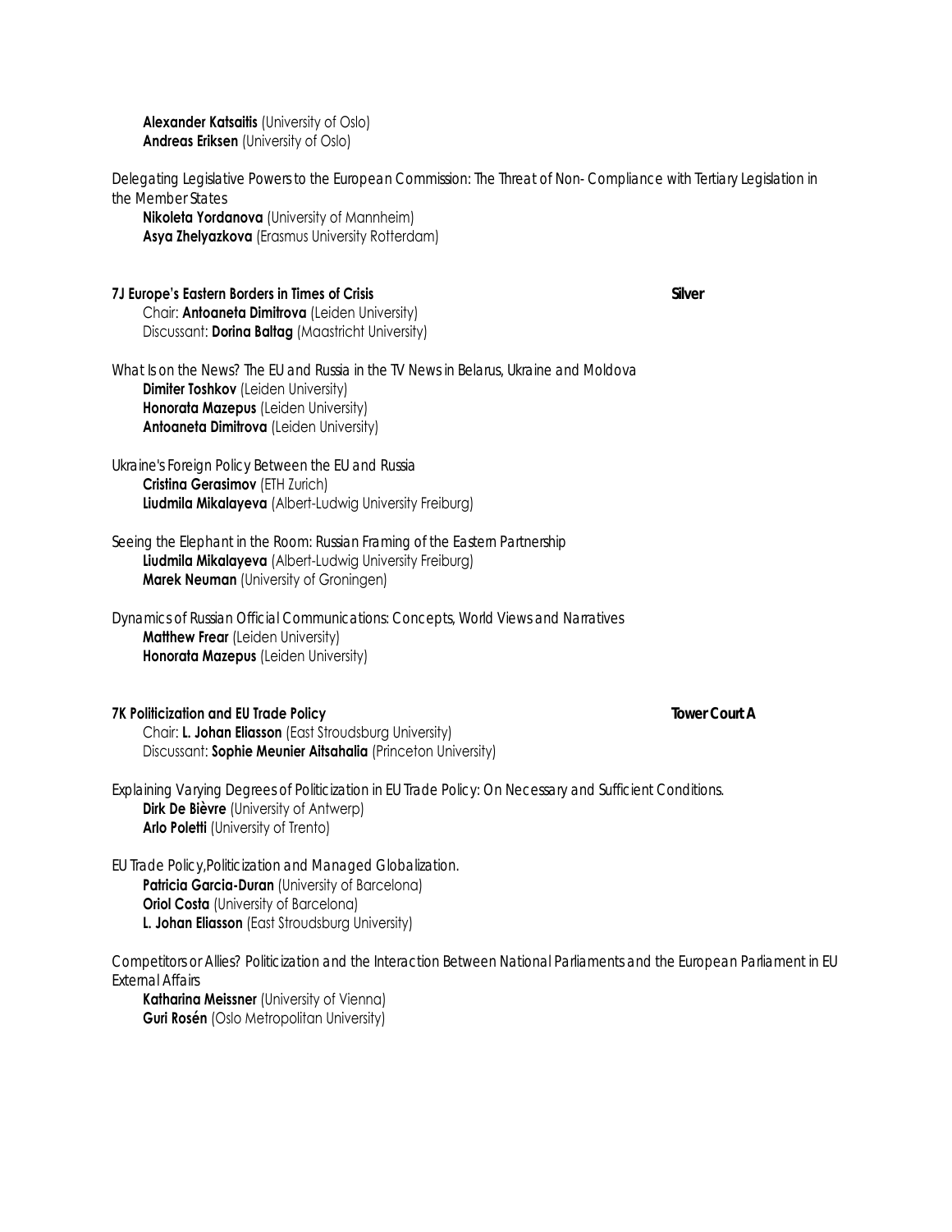**Alexander Katsaitis** (University of Oslo)
**Andreas Eriksen** (University of Oslo)

*Delegating Legislative Powers to the European Commission: The Threat of Non- Compliance with Tertiary Legislation in the Member States*
**Nikoleta Yordanova** (University of Mannheim)
**Asya Zhelyazkova** (Erasmus University Rotterdam)

### 7J Europe's Eastern Borders in Times of Crisis — Silver

Chair: **Antoaneta Dimitrova** (Leiden University)
Discussant: **Dorina Baltag** (Maastricht University)

*What Is on the News? The EU and Russia in the TV News in Belarus, Ukraine and Moldova*
**Dimiter Toshkov** (Leiden University)
**Honorata Mazepus** (Leiden University)
**Antoaneta Dimitrova** (Leiden University)

*Ukraine's Foreign Policy Between the EU and Russia*
**Cristina Gerasimov** (ETH Zurich)
**Liudmila Mikalayeva** (Albert-Ludwig University Freiburg)

*Seeing the Elephant in the Room: Russian Framing of the Eastern Partnership*
**Liudmila Mikalayeva** (Albert-Ludwig University Freiburg)
**Marek Neuman** (University of Groningen)

*Dynamics of Russian Official Communications: Concepts, World Views and Narratives*
**Matthew Frear** (Leiden University)
**Honorata Mazepus** (Leiden University)

### 7K Politicization and EU Trade Policy — Tower Court A

Chair: **L. Johan Eliasson** (East Stroudsburg University)
Discussant: **Sophie Meunier Aitsahalia** (Princeton University)

*Explaining Varying Degrees of Politicization in EU Trade Policy: On Necessary and Sufficient Conditions.*
**Dirk De Bièvre** (University of Antwerp)
**Arlo Poletti** (University of Trento)

*EU Trade Policy,Politicization and Managed Globalization.*
**Patricia Garcia-Duran** (University of Barcelona)
**Oriol Costa** (University of Barcelona)
**L. Johan Eliasson** (East Stroudsburg University)

*Competitors or Allies? Politicization and the Interaction Between National Parliaments and the European Parliament in EU External Affairs*
**Katharina Meissner** (University of Vienna)
**Guri Rosén** (Oslo Metropolitan University)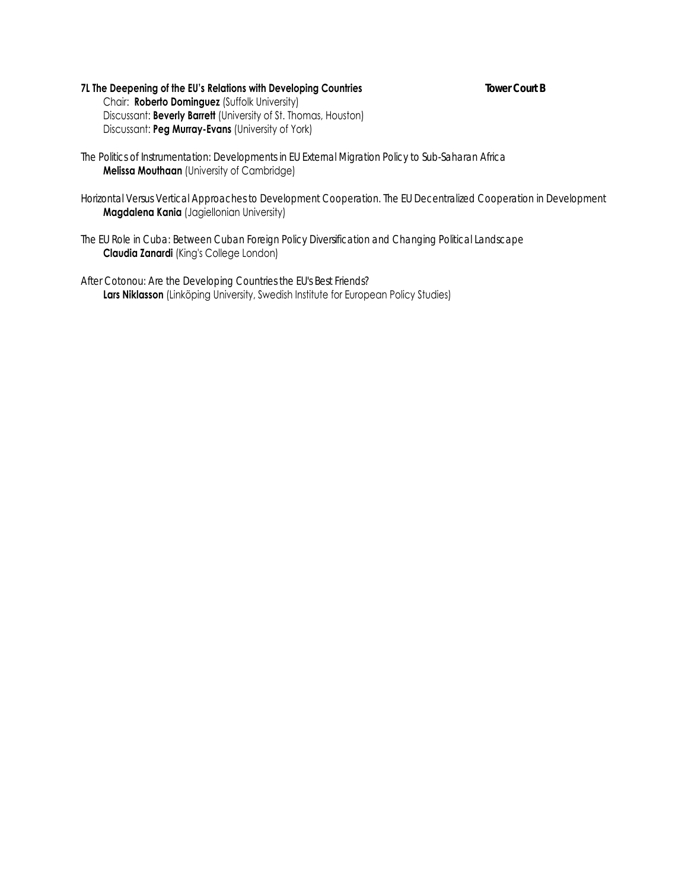**7L The Deepening of the EU's Relations with Developing Countries** **Tower Court B**

Chair: **Roberto Dominguez** (Suffolk University)
Discussant: **Beverly Barrett** (University of St. Thomas, Houston)
Discussant: **Peg Murray-Evans** (University of York)

The Politics of Instrumentation: Developments in EU External Migration Policy to Sub-Saharan Africa
**Melissa Mouthaan** (University of Cambridge)

Horizontal Versus Vertical Approaches to Development Cooperation. The EU Decentralized Cooperation in Development
**Magdalena Kania** (Jagiellonian University)

The EU Role in Cuba: Between Cuban Foreign Policy Diversification and Changing Political Landscape
**Claudia Zanardi** (King's College London)

After Cotonou: Are the Developing Countries the EU's Best Friends?
**Lars Niklasson** (Linköping University, Swedish Institute for European Policy Studies)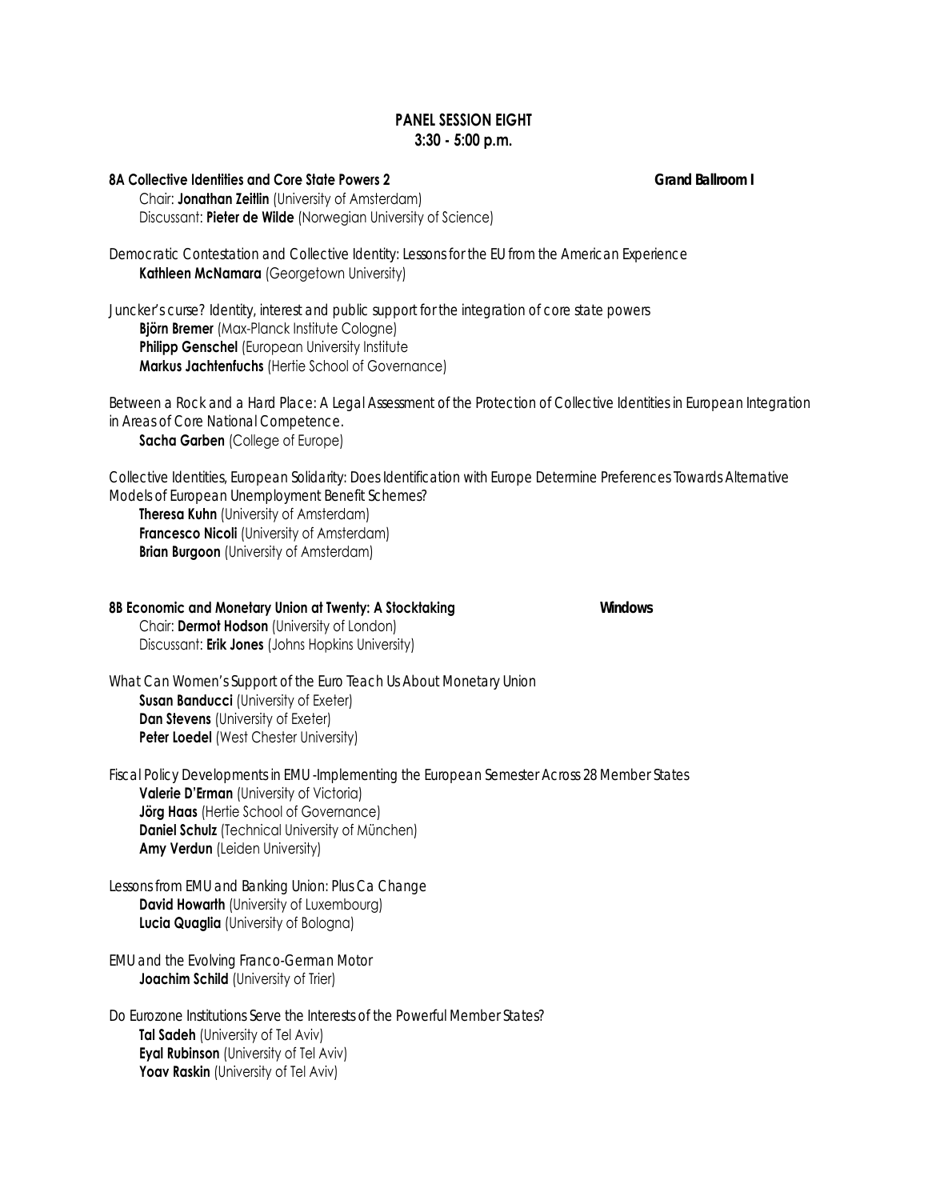## PANEL SESSION EIGHT
## 3:30 - 5:00 p.m.

**8A Collective Identities and Core State Powers 2** **Grand Ballroom I**

Chair: **Jonathan Zeitlin** (University of Amsterdam)
Discussant: **Pieter de Wilde** (Norwegian University of Science)

*Democratic Contestation and Collective Identity: Lessons for the EU from the American Experience*
**Kathleen McNamara** (Georgetown University)

*Juncker's curse? Identity, interest and public support for the integration of core state powers*
**Björn Bremer** (Max-Planck Institute Cologne)
**Philipp Genschel** (European University Institute
**Markus Jachtenfuchs** (Hertie School of Governance)

*Between a Rock and a Hard Place: A Legal Assessment of the Protection of Collective Identities in European Integration in Areas of Core National Competence.*
**Sacha Garben** (College of Europe)

*Collective Identities, European Solidarity: Does Identification with Europe Determine Preferences Towards Alternative Models of European Unemployment Benefit Schemes?*
**Theresa Kuhn** (University of Amsterdam)
**Francesco Nicoli** (University of Amsterdam)
**Brian Burgoon** (University of Amsterdam)

**8B Economic and Monetary Union at Twenty: A Stocktaking** **Windows**

Chair: **Dermot Hodson** (University of London)
Discussant: **Erik Jones** (Johns Hopkins University)

*What Can Women's Support of the Euro Teach Us About Monetary Union*
**Susan Banducci** (University of Exeter)
**Dan Stevens** (University of Exeter)
**Peter Loedel** (West Chester University)

*Fiscal Policy Developments in EMU -Implementing the European Semester Across 28 Member States*
**Valerie D'Erman** (University of Victoria)
**Jörg Haas** (Hertie School of Governance)
**Daniel Schulz** (Technical University of München)
**Amy Verdun** (Leiden University)

*Lessons from EMU and Banking Union: Plus Ca Change*
**David Howarth** (University of Luxembourg)
**Lucia Quaglia** (University of Bologna)

*EMU and the Evolving Franco-German Motor*
**Joachim Schild** (University of Trier)

*Do Eurozone Institutions Serve the Interests of the Powerful Member States?*
**Tal Sadeh** (University of Tel Aviv)
**Eyal Rubinson** (University of Tel Aviv)
**Yoav Raskin** (University of Tel Aviv)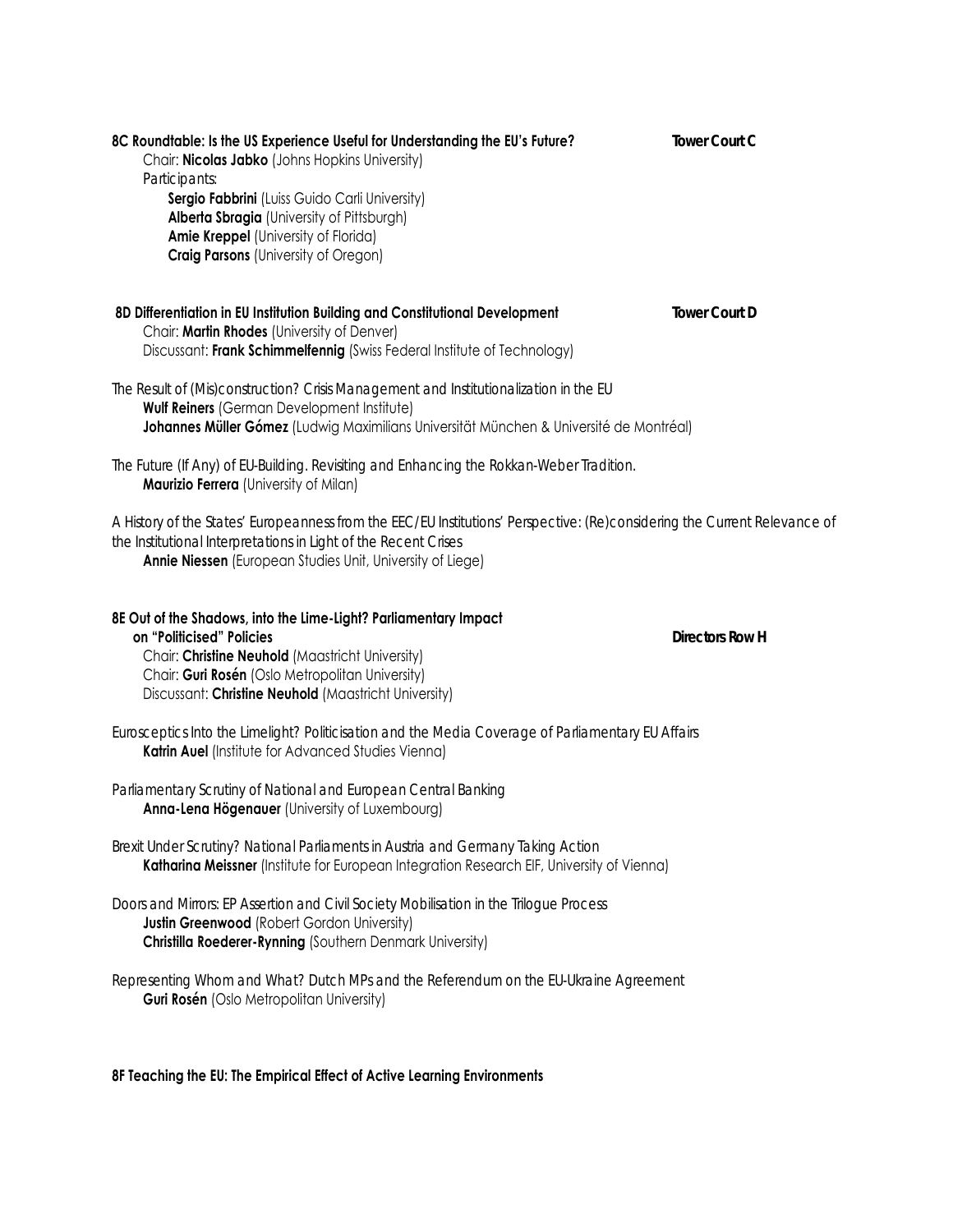**8C Roundtable: Is the US Experience Useful for Understanding the EU's Future?** **Tower Court C**

Chair: **Nicolas Jabko** (Johns Hopkins University)

Participants:

- **Sergio Fabbrini** (Luiss Guido Carli University)
- **Alberta Sbragia** (University of Pittsburgh)
- **Amie Kreppel** (University of Florida)
- **Craig Parsons** (University of Oregon)

**8D Differentiation in EU Institution Building and Constitutional Development** **Tower Court D**

Chair: **Martin Rhodes** (University of Denver)
Discussant: **Frank Schimmelfennig** (Swiss Federal Institute of Technology)

*The Result of (Mis)construction? Crisis Management and Institutionalization in the EU*
**Wulf Reiners** (German Development Institute)
**Johannes Müller Gómez** (Ludwig Maximilians Universität München & Université de Montréal)

*The Future (If Any) of EU-Building. Revisiting and Enhancing the Rokkan-Weber Tradition.*
**Maurizio Ferrera** (University of Milan)

*A History of the States' Europeanness from the EEC/EU Institutions' Perspective: (Re)considering the Current Relevance of the Institutional Interpretations in Light of the Recent Crises*
**Annie Niessen** (European Studies Unit, University of Liege)

**8E Out of the Shadows, into the Lime-Light? Parliamentary Impact on "Politicised" Policies** **Directors Row H**

Chair: **Christine Neuhold** (Maastricht University)
Chair: **Guri Rosén** (Oslo Metropolitan University)
Discussant: **Christine Neuhold** (Maastricht University)

*Eurosceptics Into the Limelight? Politicisation and the Media Coverage of Parliamentary EU Affairs*
**Katrin Auel** (Institute for Advanced Studies Vienna)

*Parliamentary Scrutiny of National and European Central Banking*
**Anna-Lena Högenauer** (University of Luxembourg)

*Brexit Under Scrutiny? National Parliaments in Austria and Germany Taking Action*
**Katharina Meissner** (Institute for European Integration Research EIF, University of Vienna)

*Doors and Mirrors: EP Assertion and Civil Society Mobilisation in the Trilogue Process*
**Justin Greenwood** (Robert Gordon University)
**Christilla Roederer-Rynning** (Southern Denmark University)

*Representing Whom and What? Dutch MPs and the Referendum on the EU-Ukraine Agreement*
**Guri Rosén** (Oslo Metropolitan University)

**8F Teaching the EU: The Empirical Effect of Active Learning Environments**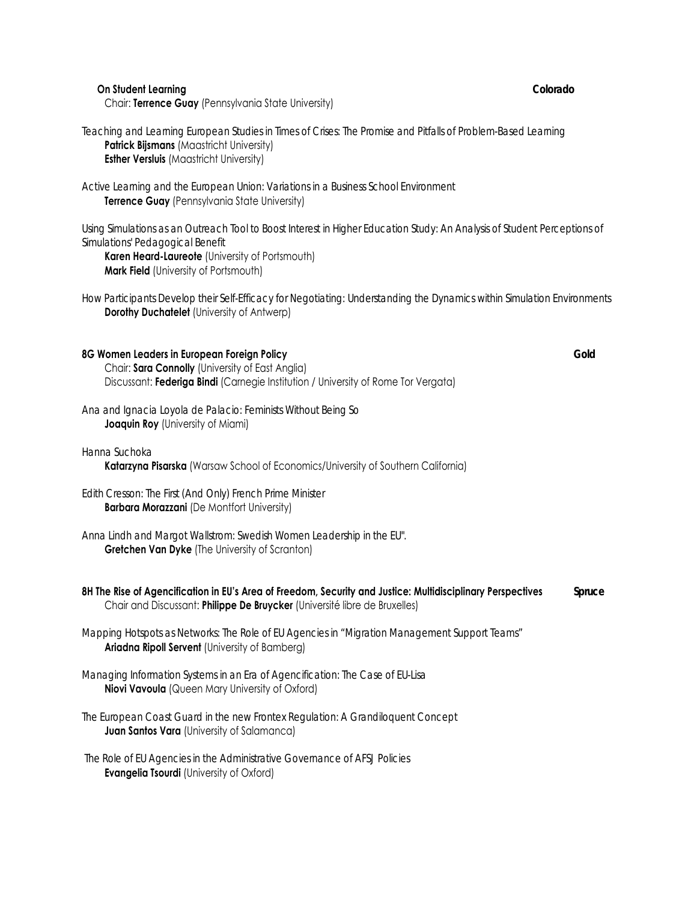**On Student Learning** **Colorado**

Chair: **Terrence Guay** (Pennsylvania State University)

*Teaching and Learning European Studies in Times of Crises: The Promise and Pitfalls of Problem-Based Learning*
**Patrick Bijsmans** (Maastricht University)
**Esther Versluis** (Maastricht University)

*Active Learning and the European Union: Variations in a Business School Environment*
**Terrence Guay** (Pennsylvania State University)

*Using Simulations as an Outreach Tool to Boost Interest in Higher Education Study: An Analysis of Student Perceptions of Simulations' Pedagogical Benefit*
**Karen Heard-Laureote** (University of Portsmouth)
**Mark Field** (University of Portsmouth)

*How Participants Develop their Self-Efficacy for Negotiating: Understanding the Dynamics within Simulation Environments*
**Dorothy Duchatelet** (University of Antwerp)

**8G Women Leaders in European Foreign Policy** **Gold**

Chair: **Sara Connolly** (University of East Anglia)
Discussant: **Federiga Bindi** (Carnegie Institution / University of Rome Tor Vergata)

*Ana and Ignacia Loyola de Palacio: Feminists Without Being So*
**Joaquin Roy** (University of Miami)

*Hanna Suchoka*
**Katarzyna Pisarska** (Warsaw School of Economics/University of Southern California)

*Edith Cresson: The First (And Only) French Prime Minister*
**Barbara Morazzani** (De Montfort University)

*Anna Lindh and Margot Wallstrom: Swedish Women Leadership in the EU".*
**Gretchen Van Dyke** (The University of Scranton)

**8H The Rise of Agencification in EU's Area of Freedom, Security and Justice: Multidisciplinary Perspectives** **Spruce**

Chair and Discussant: **Philippe De Bruycker** (Université libre de Bruxelles)

*Mapping Hotspots as Networks: The Role of EU Agencies in "Migration Management Support Teams"*
**Ariadna Ripoll Servent** (University of Bamberg)

*Managing Information Systems in an Era of Agencification: The Case of EU-Lisa*
**Niovi Vavoula** (Queen Mary University of Oxford)

*The European Coast Guard in the new Frontex Regulation: A Grandiloquent Concept*
**Juan Santos Vara** (University of Salamanca)

*The Role of EU Agencies in the Administrative Governance of AFSJ Policies*
**Evangelia Tsourdi** (University of Oxford)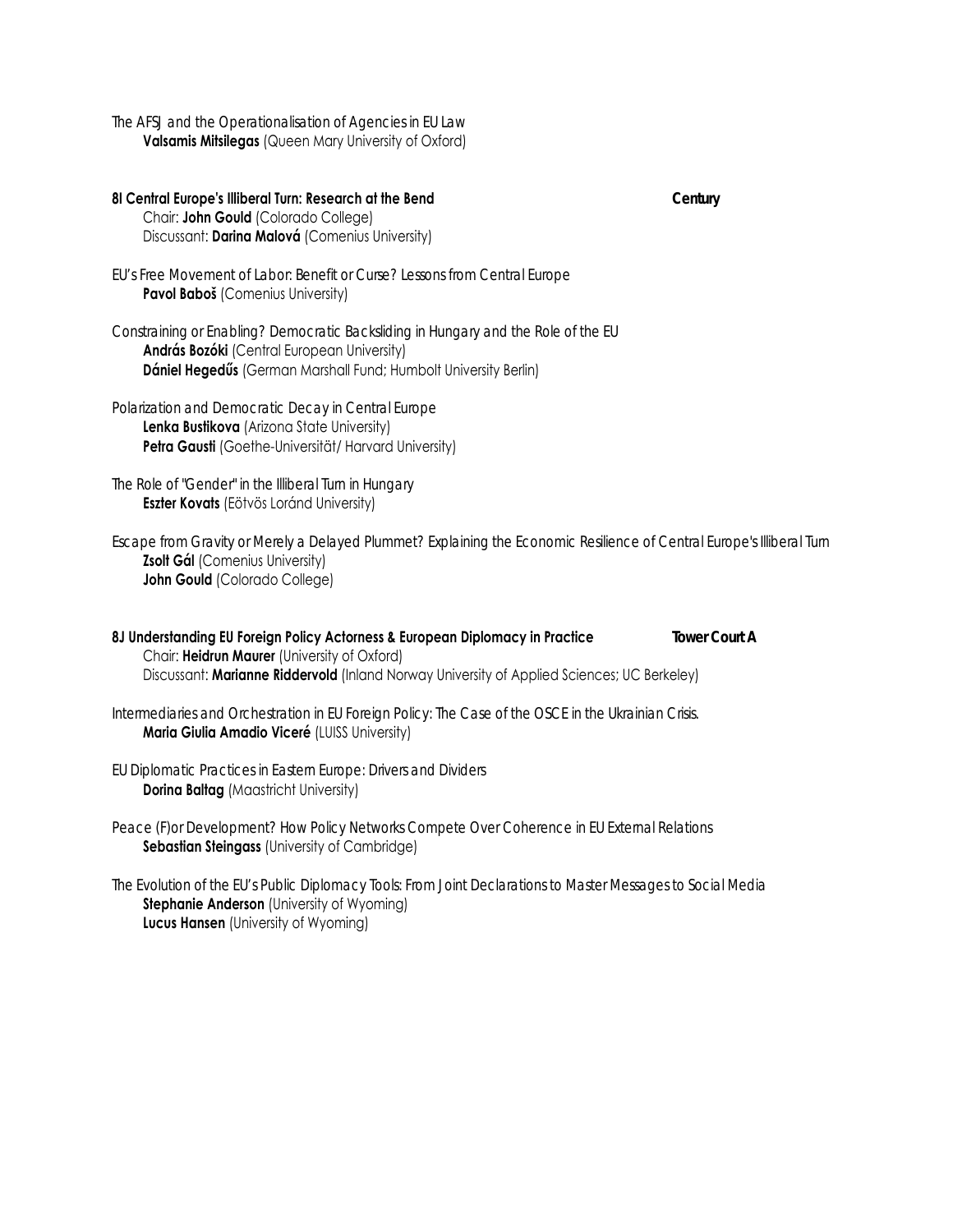The AFSJ and the Operationalisation of Agencies in EU Law
**Valsamis Mitsilegas** (Queen Mary University of Oxford)

### 8I Central Europe's Illiberal Turn: Research at the Bend — **Century**

Chair: **John Gould** (Colorado College)
Discussant: **Darina Malová** (Comenius University)

EU's Free Movement of Labor: Benefit or Curse? Lessons from Central Europe
**Pavol Baboš** (Comenius University)

Constraining or Enabling? Democratic Backsliding in Hungary and the Role of the EU
**András Bozóki** (Central European University)
**Dániel Hegedűs** (German Marshall Fund; Humbolt University Berlin)

Polarization and Democratic Decay in Central Europe
**Lenka Bustikova** (Arizona State University)
**Petra Gausti** (Goethe-Universität/ Harvard University)

The Role of "Gender" in the Illiberal Turn in Hungary
**Eszter Kovats** (Eötvös Loránd University)

Escape from Gravity or Merely a Delayed Plummet? Explaining the Economic Resilience of Central Europe's Illiberal Turn
**Zsolt Gál** (Comenius University)
**John Gould** (Colorado College)

### 8J Understanding EU Foreign Policy Actorness & European Diplomacy in Practice — **Tower Court A**

Chair: **Heidrun Maurer** (University of Oxford)
Discussant: **Marianne Riddervold** (Inland Norway University of Applied Sciences; UC Berkeley)

Intermediaries and Orchestration in EU Foreign Policy: The Case of the OSCE in the Ukrainian Crisis.
**Maria Giulia Amadio Viceré** (LUISS University)

EU Diplomatic Practices in Eastern Europe: Drivers and Dividers
**Dorina Baltag** (Maastricht University)

Peace (F)or Development? How Policy Networks Compete Over Coherence in EU External Relations
**Sebastian Steingass** (University of Cambridge)

The Evolution of the EU's Public Diplomacy Tools: From Joint Declarations to Master Messages to Social Media
**Stephanie Anderson** (University of Wyoming)
**Lucus Hansen** (University of Wyoming)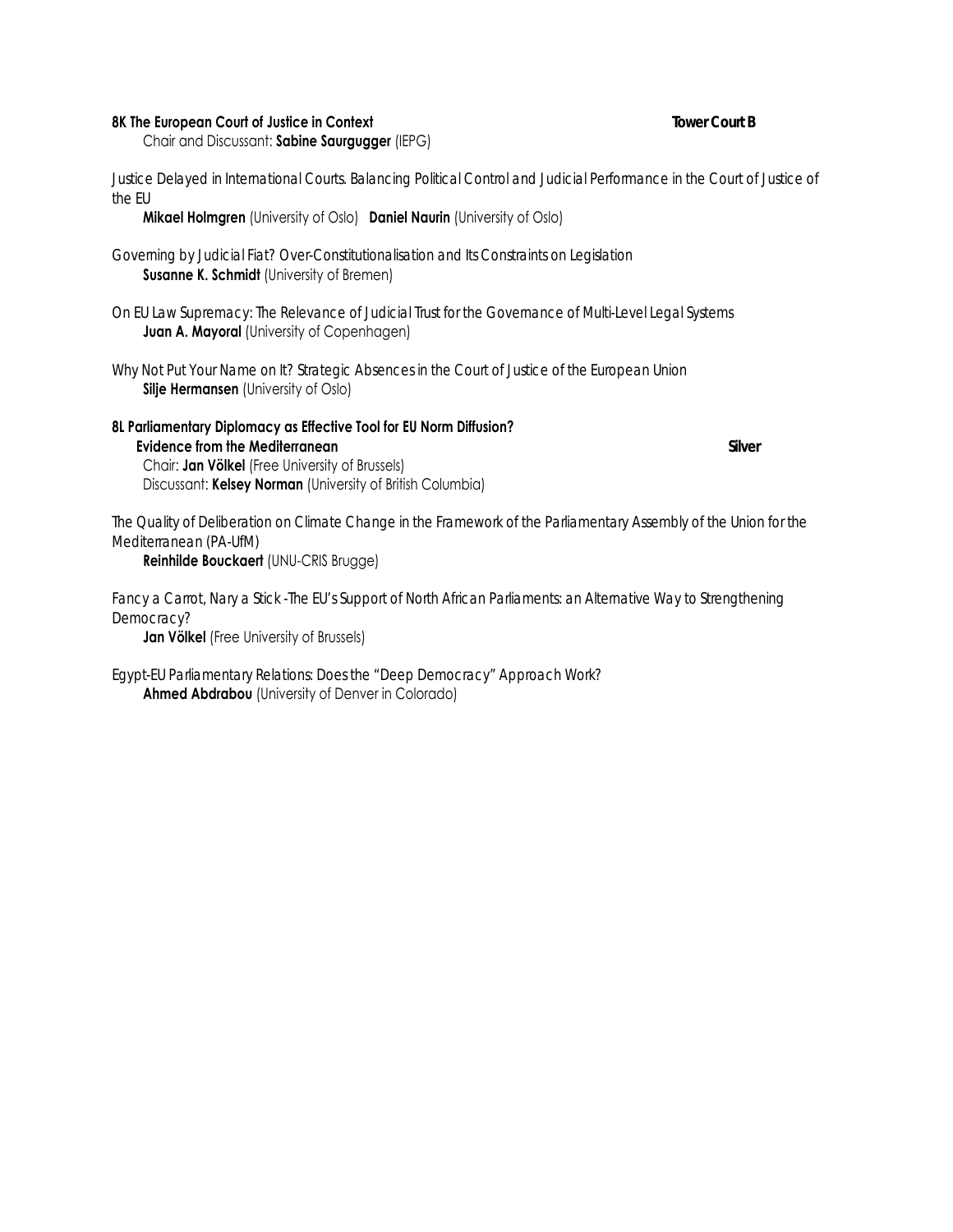**8K The European Court of Justice in Context** **Tower Court B**

Chair and Discussant: **Sabine Saurgugger** (IEPG)

*Justice Delayed in International Courts. Balancing Political Control and Judicial Performance in the Court of Justice of the EU*

**Mikael Holmgren** (University of Oslo) **Daniel Naurin** (University of Oslo)

*Governing by Judicial Fiat? Over-Constitutionalisation and Its Constraints on Legislation*

**Susanne K. Schmidt** (University of Bremen)

*On EU Law Supremacy: The Relevance of Judicial Trust for the Governance of Multi-Level Legal Systems*

**Juan A. Mayoral** (University of Copenhagen)

*Why Not Put Your Name on It? Strategic Absences in the Court of Justice of the European Union*

**Silje Hermansen** (University of Oslo)

**8L Parliamentary Diplomacy as Effective Tool for EU Norm Diffusion? Evidence from the Mediterranean** **Silver**

Chair: **Jan Völkel** (Free University of Brussels)

Discussant: **Kelsey Norman** (University of British Columbia)

*The Quality of Deliberation on Climate Change in the Framework of the Parliamentary Assembly of the Union for the Mediterranean (PA-UfM)*

**Reinhilde Bouckaert** (UNU-CRIS Brugge)

*Fancy a Carrot, Nary a Stick -The EU's Support of North African Parliaments: an Alternative Way to Strengthening Democracy?*

**Jan Völkel** (Free University of Brussels)

*Egypt-EU Parliamentary Relations: Does the "Deep Democracy" Approach Work?*

**Ahmed Abdrabou** (University of Denver in Colorado)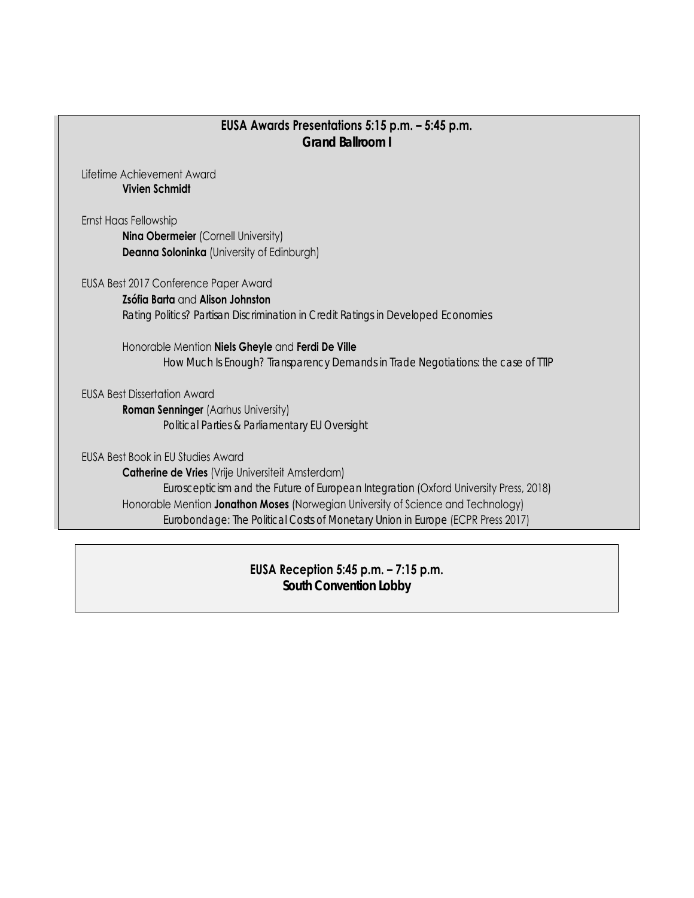## EUSA Awards Presentations 5:15 p.m. – 5:45 p.m.
### Grand Ballroom I

Lifetime Achievement Award

**Vivien Schmidt**

Ernst Haas Fellowship

**Nina Obermeier** (Cornell University)

**Deanna Soloninka** (University of Edinburgh)

EUSA Best 2017 Conference Paper Award

**Zsófia Barta** and **Alison Johnston**

*Rating Politics? Partisan Discrimination in Credit Ratings in Developed Economies*

Honorable Mention **Niels Gheyle** and **Ferdi De Ville**

*How Much Is Enough? Transparency Demands in Trade Negotiations: the case of TTIP*

EUSA Best Dissertation Award

**Roman Senninger** (Aarhus University)

*Political Parties & Parliamentary EU Oversight*

EUSA Best Book in EU Studies Award

**Catherine de Vries** (Vrije Universiteit Amsterdam)

*Euroscepticism and the Future of European Integration* (Oxford University Press, 2018)

Honorable Mention **Jonathon Moses** (Norwegian University of Science and Technology)

*Eurobondage: The Political Costs of Monetary Union in Europe* (ECPR Press 2017)

## EUSA Reception 5:45 p.m. – 7:15 p.m.
### South Convention Lobby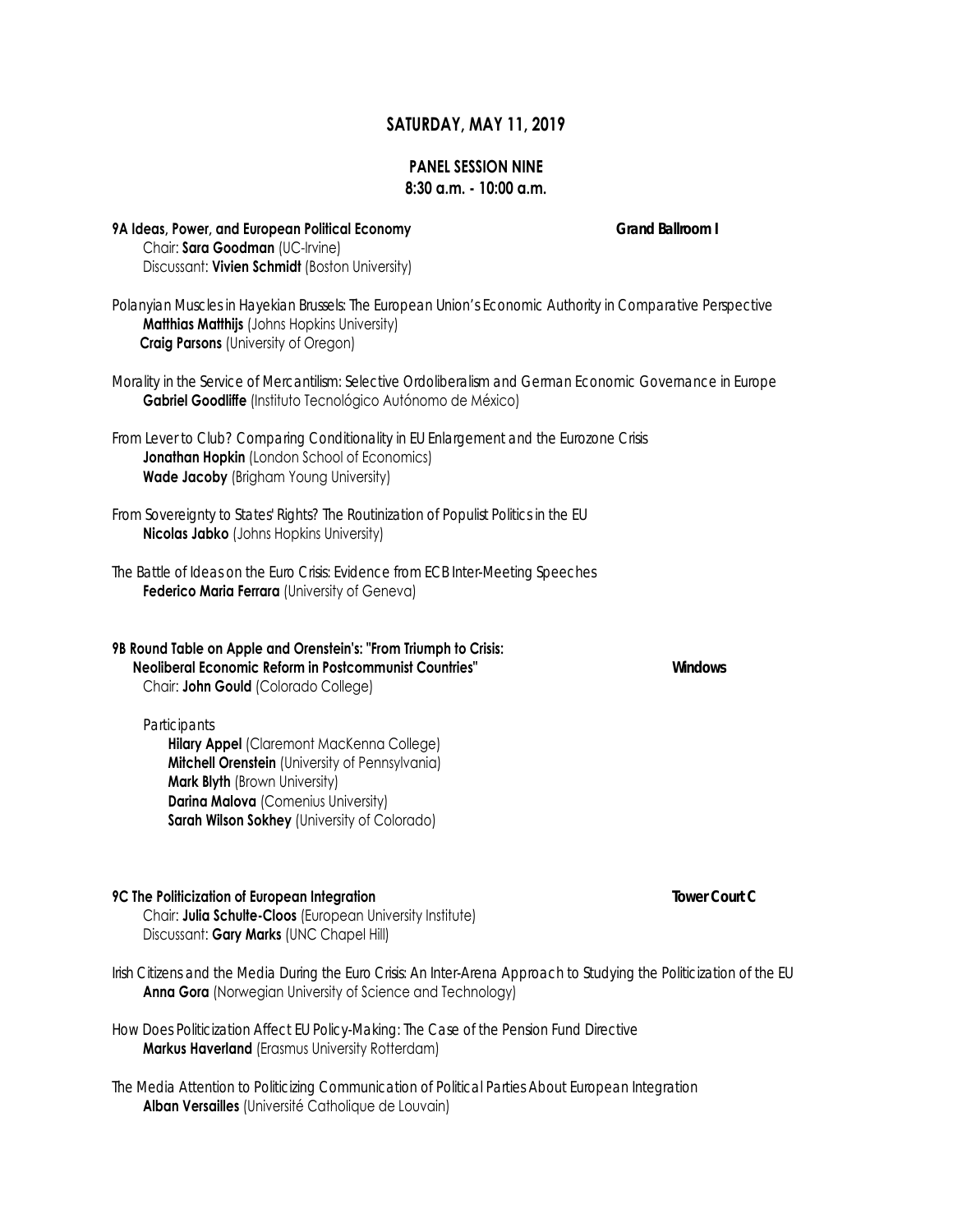## SATURDAY, MAY 11, 2019

### PANEL SESSION NINE
**8:30 a.m. - 10:00 a.m.**

**9A Ideas, Power, and European Political Economy** — **Grand Ballroom I**

Chair: **Sara Goodman** (UC-Irvine)
Discussant: **Vivien Schmidt** (Boston University)

*Polanyian Muscles in Hayekian Brussels: The European Union's Economic Authority in Comparative Perspective*
**Matthias Matthijs** (Johns Hopkins University)
**Craig Parsons** (University of Oregon)

*Morality in the Service of Mercantilism: Selective Ordoliberalism and German Economic Governance in Europe*
**Gabriel Goodliffe** (Instituto Tecnológico Autónomo de México)

*From Lever to Club? Comparing Conditionality in EU Enlargement and the Eurozone Crisis*
**Jonathan Hopkin** (London School of Economics)
**Wade Jacoby** (Brigham Young University)

*From Sovereignty to States' Rights? The Routinization of Populist Politics in the EU*
**Nicolas Jabko** (Johns Hopkins University)

*The Battle of Ideas on the Euro Crisis: Evidence from ECB Inter-Meeting Speeches*
**Federico Maria Ferrara** (University of Geneva)

**9B Round Table on Apple and Orenstein's: "From Triumph to Crisis: Neoliberal Economic Reform in Postcommunist Countries"** — **Windows**

Chair: **John Gould** (Colorado College)

*Participants*
**Hilary Appel** (Claremont MacKenna College)
**Mitchell Orenstein** (University of Pennsylvania)
**Mark Blyth** (Brown University)
**Darina Malova** (Comenius University)
**Sarah Wilson Sokhey** (University of Colorado)

**9C The Politicization of European Integration** — **Tower Court C**

Chair: **Julia Schulte-Cloos** (European University Institute)
Discussant: **Gary Marks** (UNC Chapel Hill)

*Irish Citizens and the Media During the Euro Crisis: An Inter-Arena Approach to Studying the Politicization of the EU*
**Anna Gora** (Norwegian University of Science and Technology)

*How Does Politicization Affect EU Policy-Making: The Case of the Pension Fund Directive*
**Markus Haverland** (Erasmus University Rotterdam)

*The Media Attention to Politicizing Communication of Political Parties About European Integration*
**Alban Versailles** (Université Catholique de Louvain)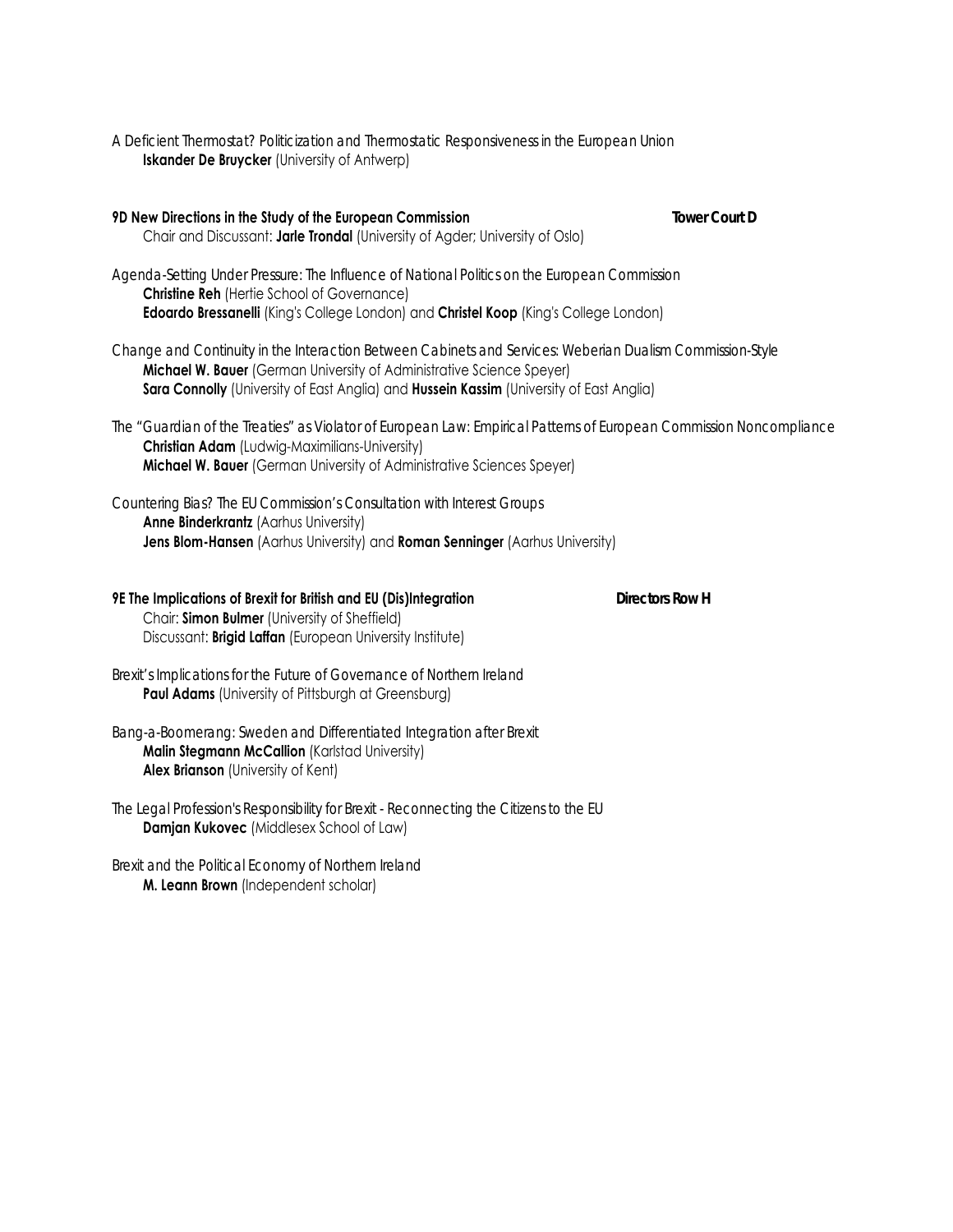A Deficient Thermostat? Politicization and Thermostatic Responsiveness in the European Union
**Iskander De Bruycker** (University of Antwerp)

**9D New Directions in the Study of the European Commission** **Tower Court D**
Chair and Discussant: **Jarle Trondal** (University of Agder; University of Oslo)

Agenda-Setting Under Pressure: The Influence of National Politics on the European Commission
**Christine Reh** (Hertie School of Governance)
**Edoardo Bressanelli** (King's College London) and **Christel Koop** (King's College London)

Change and Continuity in the Interaction Between Cabinets and Services: Weberian Dualism Commission-Style
**Michael W. Bauer** (German University of Administrative Science Speyer)
**Sara Connolly** (University of East Anglia) and **Hussein Kassim** (University of East Anglia)

The "Guardian of the Treaties" as Violator of European Law: Empirical Patterns of European Commission Noncompliance
**Christian Adam** (Ludwig-Maximilians-University)
**Michael W. Bauer** (German University of Administrative Sciences Speyer)

Countering Bias? The EU Commission's Consultation with Interest Groups
**Anne Binderkrantz** (Aarhus University)
**Jens Blom-Hansen** (Aarhus University) and **Roman Senninger** (Aarhus University)

**9E The Implications of Brexit for British and EU (Dis)Integration** **Directors Row H**
Chair: **Simon Bulmer** (University of Sheffield)
Discussant: **Brigid Laffan** (European University Institute)

Brexit's Implications for the Future of Governance of Northern Ireland
**Paul Adams** (University of Pittsburgh at Greensburg)

Bang-a-Boomerang: Sweden and Differentiated Integration after Brexit
**Malin Stegmann McCallion** (Karlstad University)
**Alex Brianson** (University of Kent)

The Legal Profession's Responsibility for Brexit - Reconnecting the Citizens to the EU
**Damjan Kukovec** (Middlesex School of Law)

Brexit and the Political Economy of Northern Ireland
**M. Leann Brown** (Independent scholar)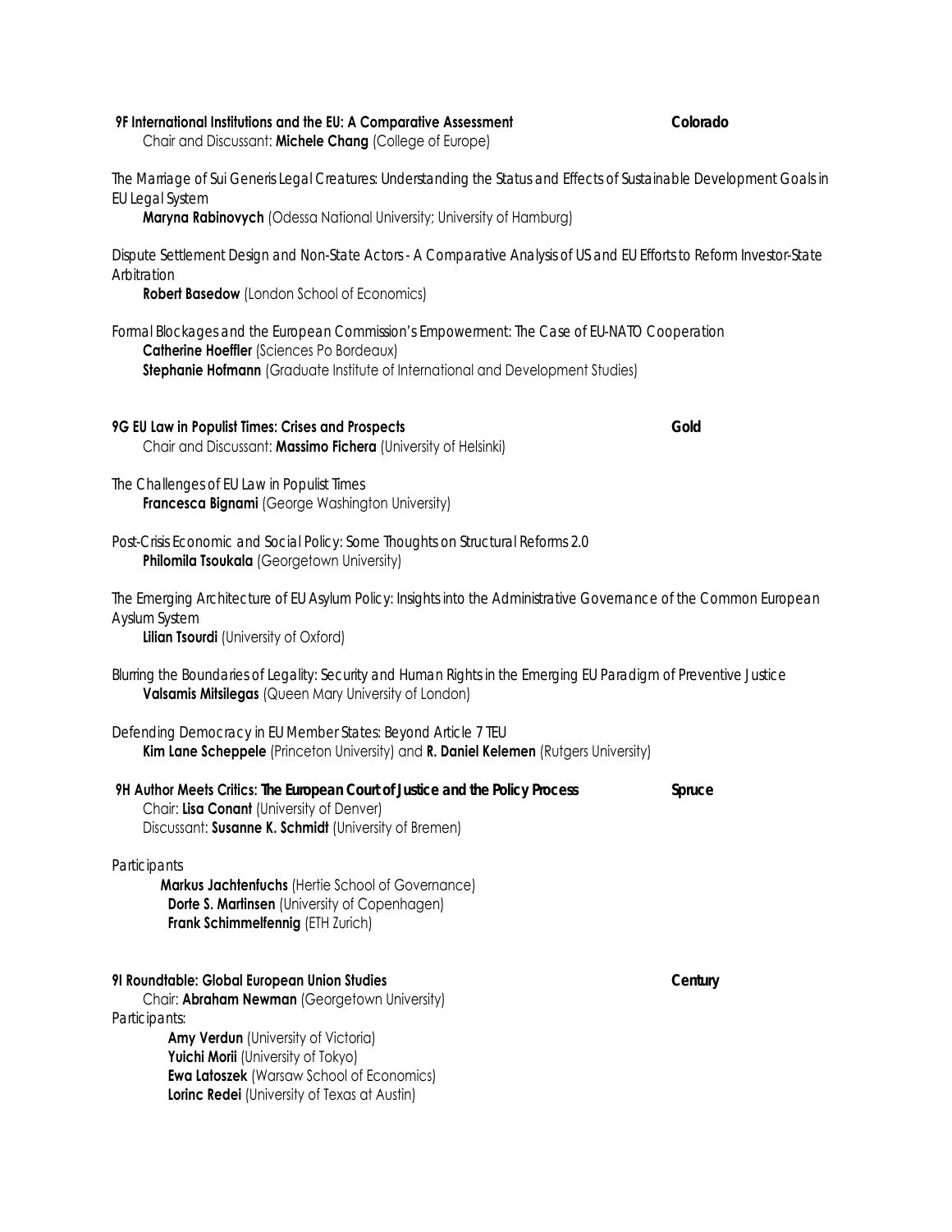**9F International Institutions and the EU: A Comparative Assessment** **Colorado**

Chair and Discussant: **Michele Chang** (College of Europe)

*The Marriage of Sui Generis Legal Creatures: Understanding the Status and Effects of Sustainable Development Goals in EU Legal System*
**Maryna Rabinovych** (Odessa National University; University of Hamburg)

*Dispute Settlement Design and Non-State Actors - A Comparative Analysis of US and EU Efforts to Reform Investor-State Arbitration*
**Robert Basedow** (London School of Economics)

*Formal Blockages and the European Commission's Empowerment: The Case of EU-NATO Cooperation*
**Catherine Hoeffler** (Sciences Po Bordeaux)
**Stephanie Hofmann** (Graduate Institute of International and Development Studies)

**9G EU Law in Populist Times: Crises and Prospects** **Gold**

Chair and Discussant: **Massimo Fichera** (University of Helsinki)

*The Challenges of EU Law in Populist Times*
**Francesca Bignami** (George Washington University)

*Post-Crisis Economic and Social Policy: Some Thoughts on Structural Reforms 2.0*
**Philomila Tsoukala** (Georgetown University)

*The Emerging Architecture of EU Asylum Policy: Insights into the Administrative Governance of the Common European Ayslum System*
**Lilian Tsourdi** (University of Oxford)

*Blurring the Boundaries of Legality: Security and Human Rights in the Emerging EU Paradigm of Preventive Justice*
**Valsamis Mitsilegas** (Queen Mary University of London)

*Defending Democracy in EU Member States: Beyond Article 7 TEU*
**Kim Lane Scheppele** (Princeton University) and **R. Daniel Kelemen** (Rutgers University)

**9H Author Meets Critics: *The European Court of Justice and the Policy Process*** **Spruce**

Chair: **Lisa Conant** (University of Denver)
Discussant: **Susanne K. Schmidt** (University of Bremen)

Participants
**Markus Jachtenfuchs** (Hertie School of Governance)
**Dorte S. Martinsen** (University of Copenhagen)
**Frank Schimmelfennig** (ETH Zurich)

**9I Roundtable: Global European Union Studies** **Century**

Chair: **Abraham Newman** (Georgetown University)

Participants:
**Amy Verdun** (University of Victoria)
**Yuichi Morii** (University of Tokyo)
**Ewa Latoszek** (Warsaw School of Economics)
**Lorinc Redei** (University of Texas at Austin)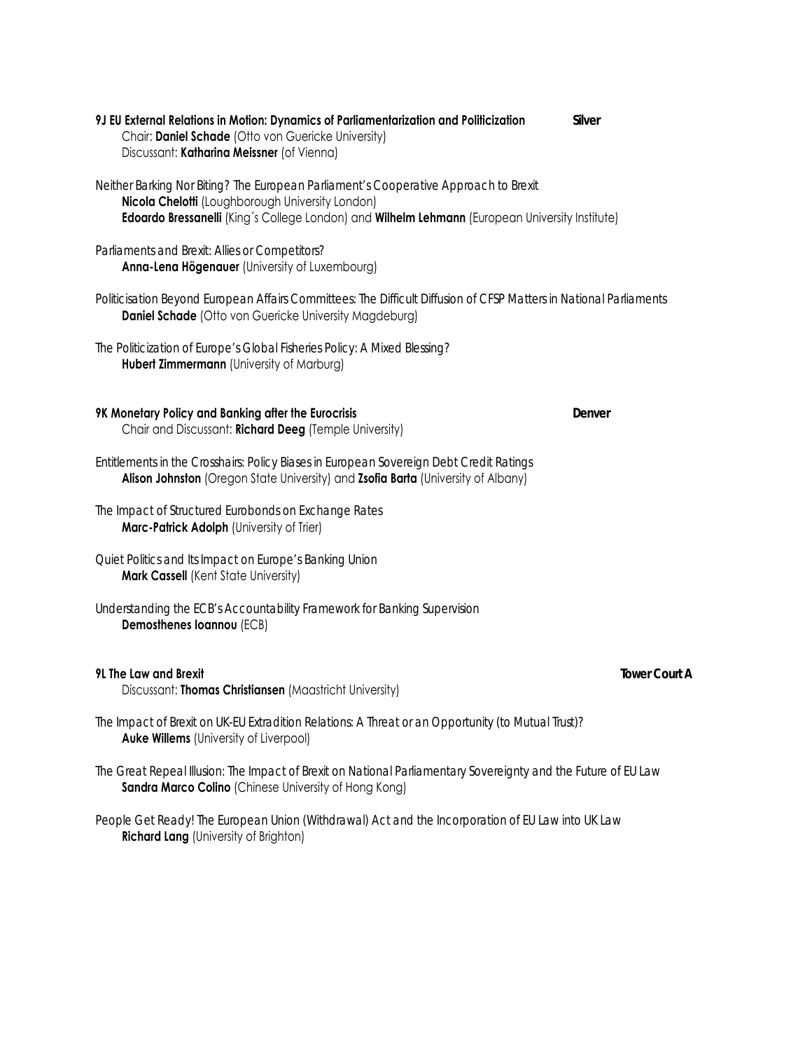**9J EU External Relations in Motion: Dynamics of Parliamentarization and Politicization** **Silver**

Chair: **Daniel Schade** (Otto von Guericke University)
Discussant: **Katharina Meissner** (of Vienna)

*Neither Barking Nor Biting? The European Parliament's Cooperative Approach to Brexit*
**Nicola Chelotti** (Loughborough University London)
**Edoardo Bressanelli** (King´s College London) and **Wilhelm Lehmann** (European University Institute)

*Parliaments and Brexit: Allies or Competitors?*
**Anna-Lena Högenauer** (University of Luxembourg)

*Politicisation Beyond European Affairs Committees: The Difficult Diffusion of CFSP Matters in National Parliaments*
**Daniel Schade** (Otto von Guericke University Magdeburg)

*The Politicization of Europe's Global Fisheries Policy: A Mixed Blessing?*
**Hubert Zimmermann** (University of Marburg)

**9K Monetary Policy and Banking after the Eurocrisis** **Denver**

Chair and Discussant: **Richard Deeg** (Temple University)

*Entitlements in the Crosshairs: Policy Biases in European Sovereign Debt Credit Ratings*
**Alison Johnston** (Oregon State University) and **Zsofia Barta** (University of Albany)

*The Impact of Structured Eurobonds on Exchange Rates*
**Marc-Patrick Adolph** (University of Trier)

*Quiet Politics and Its Impact on Europe's Banking Union*
**Mark Cassell** (Kent State University)

*Understanding the ECB's Accountability Framework for Banking Supervision*
**Demosthenes Ioannou** (ECB)

**9L The Law and Brexit** **Tower Court A**

Discussant: **Thomas Christiansen** (Maastricht University)

*The Impact of Brexit on UK-EU Extradition Relations: A Threat or an Opportunity (to Mutual Trust)?*
**Auke Willems** (University of Liverpool)

*The Great Repeal Illusion: The Impact of Brexit on National Parliamentary Sovereignty and the Future of EU Law*
**Sandra Marco Colino** (Chinese University of Hong Kong)

*People Get Ready! The European Union (Withdrawal) Act and the Incorporation of EU Law into UK Law*
**Richard Lang** (University of Brighton)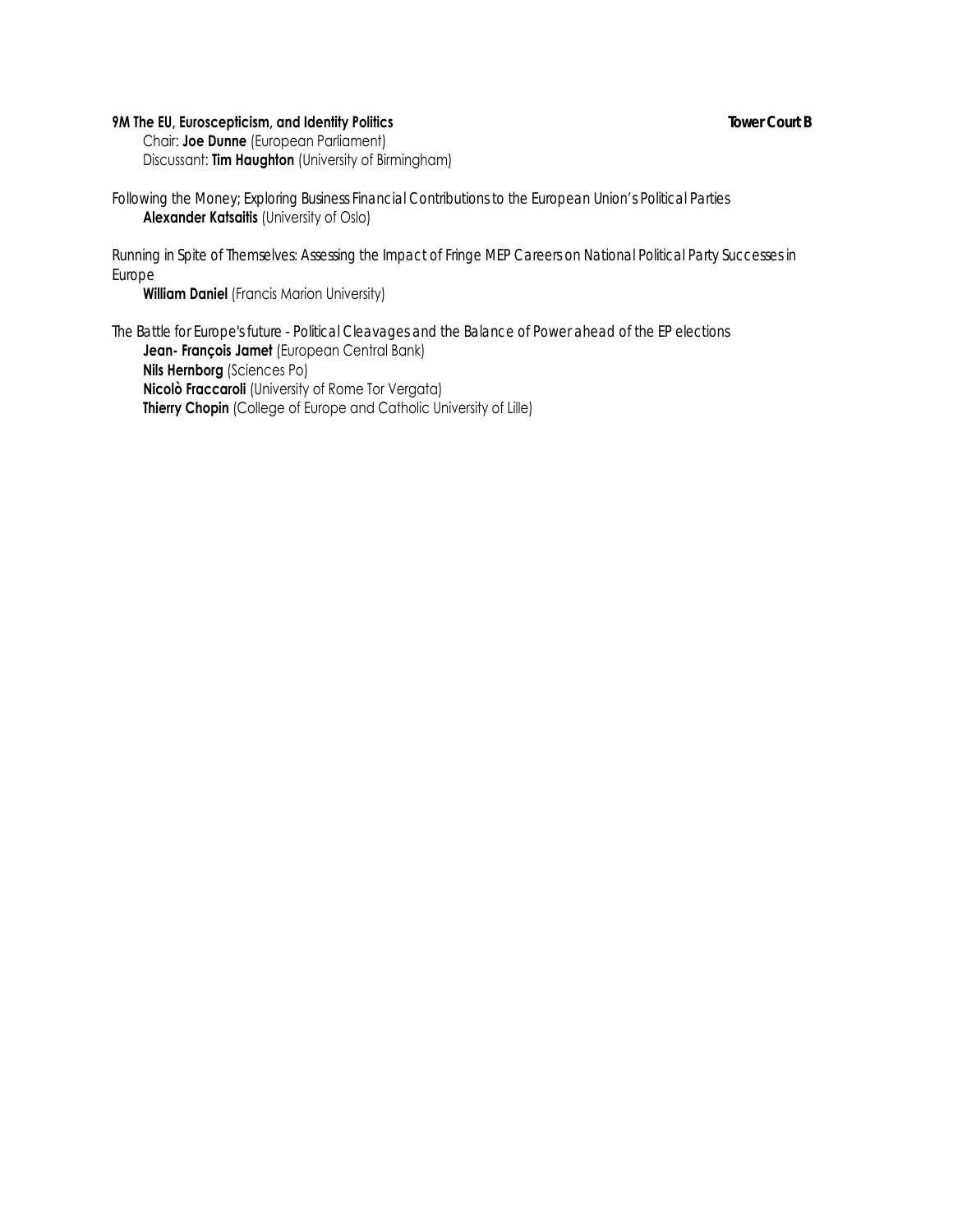**9M The EU, Euroscepticism, and Identity Politics** **Tower Court B**

Chair: **Joe Dunne** (European Parliament)
Discussant: **Tim Haughton** (University of Birmingham)

*Following the Money; Exploring Business Financial Contributions to the European Union's Political Parties*
**Alexander Katsaitis** (University of Oslo)

*Running in Spite of Themselves: Assessing the Impact of Fringe MEP Careers on National Political Party Successes in Europe*
**William Daniel** (Francis Marion University)

*The Battle for Europe's future - Political Cleavages and the Balance of Power ahead of the EP elections*
**Jean- François Jamet** (European Central Bank)
**Nils Hernborg** (Sciences Po)
**Nicolò Fraccaroli** (University of Rome Tor Vergata)
**Thierry Chopin** (College of Europe and Catholic University of Lille)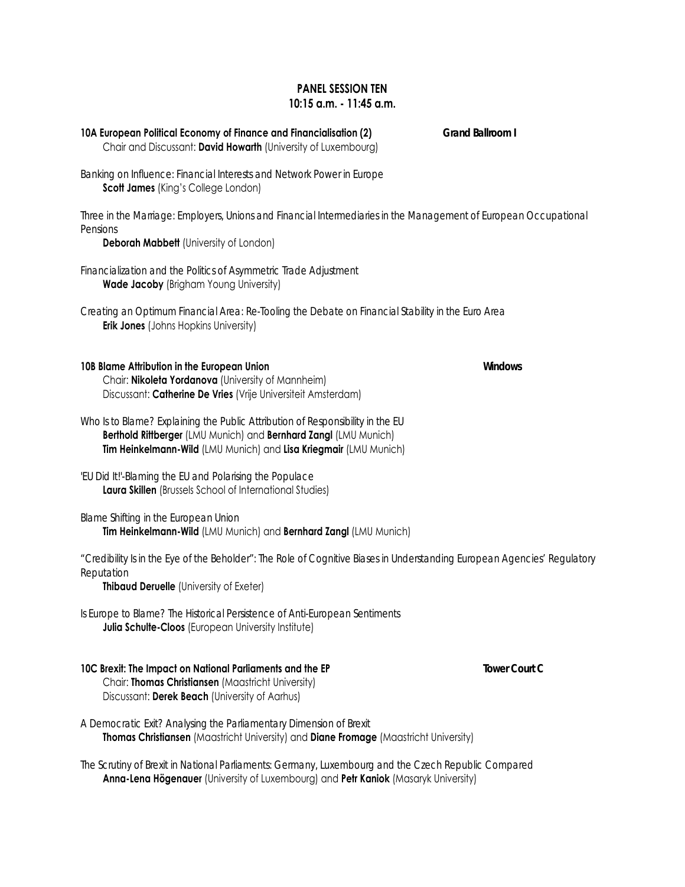## PANEL SESSION TEN
## 10:15 a.m. - 11:45 a.m.

### 10A European Political Economy of Finance and Financialisation (2) — Grand Ballroom I

Chair and Discussant: **David Howarth** (University of Luxembourg)

*Banking on Influence: Financial Interests and Network Power in Europe*
**Scott James** (King's College London)

*Three in the Marriage: Employers, Unions and Financial Intermediaries in the Management of European Occupational Pensions*
**Deborah Mabbett** (University of London)

*Financialization and the Politics of Asymmetric Trade Adjustment*
**Wade Jacoby** (Brigham Young University)

*Creating an Optimum Financial Area: Re-Tooling the Debate on Financial Stability in the Euro Area*
**Erik Jones** (Johns Hopkins University)

### 10B Blame Attribution in the European Union — Windows

Chair: **Nikoleta Yordanova** (University of Mannheim)
Discussant: **Catherine De Vries** (Vrije Universiteit Amsterdam)

*Who Is to Blame? Explaining the Public Attribution of Responsibility in the EU*
**Berthold Rittberger** (LMU Munich) and **Bernhard Zangl** (LMU Munich)
**Tim Heinkelmann-Wild** (LMU Munich) and **Lisa Kriegmair** (LMU Munich)

*'EU Did It!'-Blaming the EU and Polarising the Populace*
**Laura Skillen** (Brussels School of International Studies)

*Blame Shifting in the European Union*
**Tim Heinkelmann-Wild** (LMU Munich) and **Bernhard Zangl** (LMU Munich)

*"Credibility Is in the Eye of the Beholder": The Role of Cognitive Biases in Understanding European Agencies' Regulatory Reputation*
**Thibaud Deruelle** (University of Exeter)

*Is Europe to Blame? The Historical Persistence of Anti-European Sentiments*
**Julia Schulte-Cloos** (European University Institute)

### 10C Brexit: The Impact on National Parliaments and the EP — Tower Court C

Chair: **Thomas Christiansen** (Maastricht University)
Discussant: **Derek Beach** (University of Aarhus)

*A Democratic Exit? Analysing the Parliamentary Dimension of Brexit*
**Thomas Christiansen** (Maastricht University) and **Diane Fromage** (Maastricht University)

*The Scrutiny of Brexit in National Parliaments: Germany, Luxembourg and the Czech Republic Compared*
**Anna-Lena Högenauer** (University of Luxembourg) and **Petr Kaniok** (Masaryk University)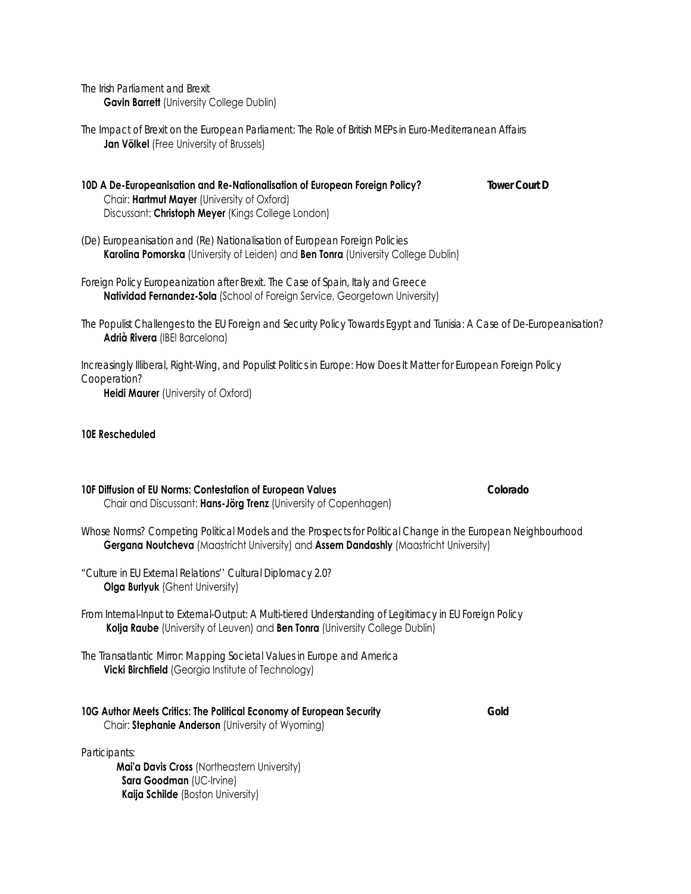The Irish Parliament and Brexit
**Gavin Barrett** (University College Dublin)

The Impact of Brexit on the European Parliament: The Role of British MEPs in Euro-Mediterranean Affairs
**Jan Völkel** (Free University of Brussels)

**10D A De-Europeanisation and Re-Nationalisation of European Foreign Policy?** **Tower Court D**
Chair: **Hartmut Mayer** (University of Oxford)
Discussant: **Christoph Meyer** (Kings College London)

(De) Europeanisation and (Re) Nationalisation of European Foreign Policies
**Karolina Pomorska** (University of Leiden) and **Ben Tonra** (University College Dublin)

Foreign Policy Europeanization after Brexit. The Case of Spain, Italy and Greece
**Natividad Fernandez-Sola** (School of Foreign Service, Georgetown University)

The Populist Challenges to the EU Foreign and Security Policy Towards Egypt and Tunisia: A Case of De-Europeanisation?
**Adrià Rivera** (IBEI Barcelona)

Increasingly Illiberal, Right-Wing, and Populist Politics in Europe: How Does It Matter for European Foreign Policy Cooperation?
**Heidi Maurer** (University of Oxford)

**10E Rescheduled**

**10F Diffusion of EU Norms: Contestation of European Values** **Colorado**
Chair and Discussant: **Hans-Jörg Trenz** (University of Copenhagen)

Whose Norms? Competing Political Models and the Prospects for Political Change in the European Neighbourhood
**Gergana Noutcheva** (Maastricht University) and **Assem Dandashly** (Maastricht University)

"Culture in EU External Relations'' Cultural Diplomacy 2.0?
**Olga Burlyuk** (Ghent University)

From Internal-Input to External-Output: A Multi-tiered Understanding of Legitimacy in EU Foreign Policy
**Kolja Raube** (University of Leuven) and **Ben Tonra** (University College Dublin)

The Transatlantic Mirror: Mapping Societal Values in Europe and America
**Vicki Birchfield** (Georgia Institute of Technology)

**10G Author Meets Critics: The Political Economy of European Security** **Gold**
Chair: **Stephanie Anderson** (University of Wyoming)

Participants:
**Mai'a Davis Cross** (Northeastern University)
**Sara Goodman** (UC-Irvine)
**Kaija Schilde** (Boston University)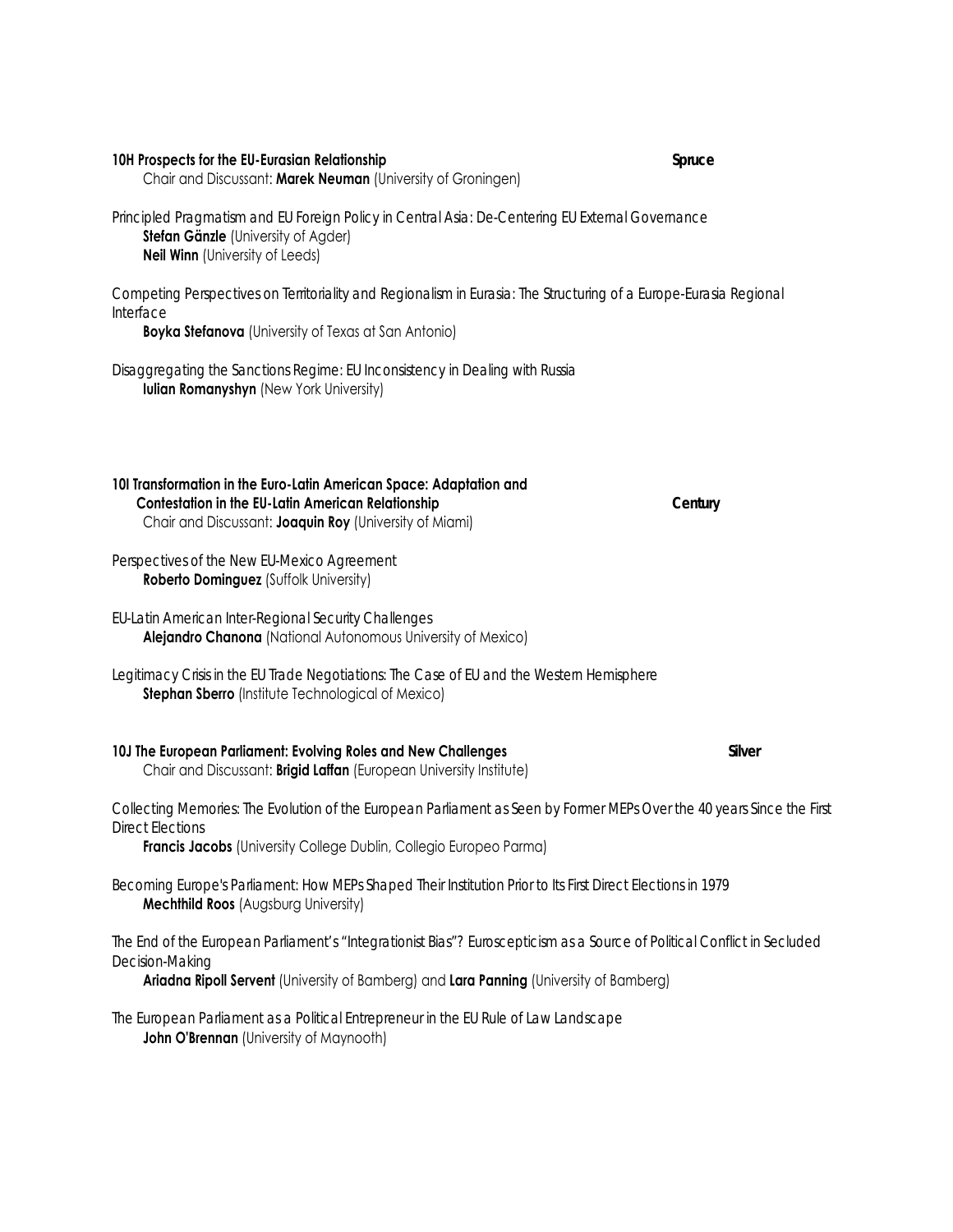**10H Prospects for the EU-Eurasian Relationship** **Spruce**

Chair and Discussant: **Marek Neuman** (University of Groningen)

*Principled Pragmatism and EU Foreign Policy in Central Asia: De-Centering EU External Governance*
**Stefan Gänzle** (University of Agder)
**Neil Winn** (University of Leeds)

*Competing Perspectives on Territoriality and Regionalism in Eurasia: The Structuring of a Europe-Eurasia Regional Interface*
**Boyka Stefanova** (University of Texas at San Antonio)

*Disaggregating the Sanctions Regime: EU Inconsistency in Dealing with Russia*
**Iulian Romanyshyn** (New York University)

**10I Transformation in the Euro-Latin American Space: Adaptation and Contestation in the EU-Latin American Relationship** **Century**

Chair and Discussant: **Joaquin Roy** (University of Miami)

*Perspectives of the New EU-Mexico Agreement*
**Roberto Dominguez** (Suffolk University)

*EU-Latin American Inter-Regional Security Challenges*
**Alejandro Chanona** (National Autonomous University of Mexico)

*Legitimacy Crisis in the EU Trade Negotiations: The Case of EU and the Western Hemisphere*
**Stephan Sberro** (Institute Technological of Mexico)

**10J The European Parliament: Evolving Roles and New Challenges** **Silver**

Chair and Discussant: **Brigid Laffan** (European University Institute)

*Collecting Memories: The Evolution of the European Parliament as Seen by Former MEPs Over the 40 years Since the First Direct Elections*
**Francis Jacobs** (University College Dublin, Collegio Europeo Parma)

*Becoming Europe's Parliament: How MEPs Shaped Their Institution Prior to Its First Direct Elections in 1979*
**Mechthild Roos** (Augsburg University)

*The End of the European Parliament's "Integrationist Bias"? Euroscepticism as a Source of Political Conflict in Secluded Decision-Making*
**Ariadna Ripoll Servent** (University of Bamberg) and **Lara Panning** (University of Bamberg)

*The European Parliament as a Political Entrepreneur in the EU Rule of Law Landscape*
**John O'Brennan** (University of Maynooth)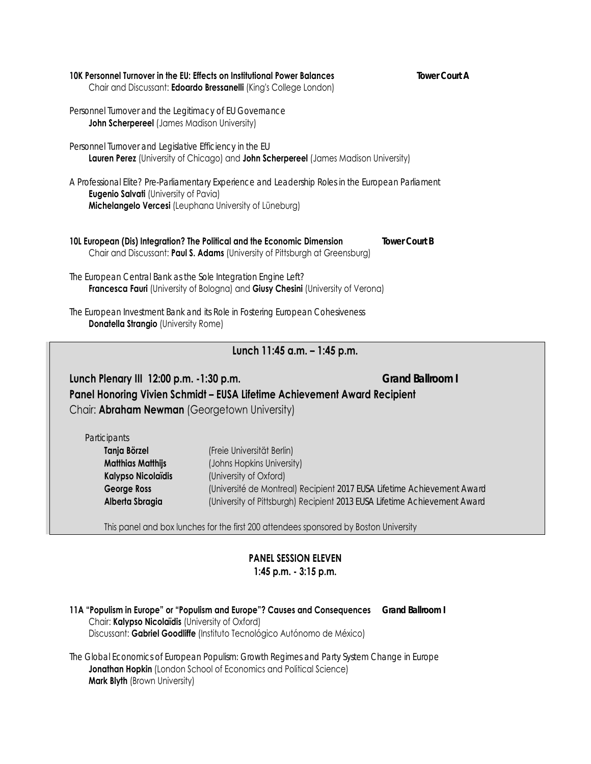**10K Personnel Turnover in the EU: Effects on Institutional Power Balances** **Tower Court A**
Chair and Discussant: **Edoardo Bressanelli** (King's College London)

*Personnel Turnover and the Legitimacy of EU Governance*
**John Scherpereel** (James Madison University)

*Personnel Turnover and Legislative Efficiency in the EU*
**Lauren Perez** (University of Chicago) and **John Scherpereel** (James Madison University)

*A Professional Elite? Pre-Parliamentary Experience and Leadership Roles in the European Parliament*
**Eugenio Salvati** (University of Pavia)
**Michelangelo Vercesi** (Leuphana University of Lüneburg)

**10L European (Dis) Integration? The Political and the Economic Dimension** **Tower Court B**
Chair and Discussant: **Paul S. Adams** (University of Pittsburgh at Greensburg)

*The European Central Bank as the Sole Integration Engine Left?*
**Francesca Fauri** (University of Bologna) and **Giusy Chesini** (University of Verona)

*The European Investment Bank and its Role in Fostering European Cohesiveness*
**Donatella Strangio** (University Rome)

## Lunch 11:45 a.m. – 1:45 p.m.

**Lunch Plenary III 12:00 p.m. -1:30 p.m.** **Grand Ballroom I**
**Panel Honoring Vivien Schmidt – EUSA Lifetime Achievement Award Recipient**
Chair: **Abraham Newman** (Georgetown University)

*Participants*

| | |
|---|---|
| **Tanja Börzel** | (Freie Universität Berlin) |
| **Matthias Matthijs** | (Johns Hopkins University) |
| **Kalypso Nicolaïdis** | (University of Oxford) |
| **George Ross** | (Université de Montreal) Recipient 2017 EUSA Lifetime Achievement Award |
| **Alberta Sbragia** | (University of Pittsburgh) Recipient 2013 EUSA Lifetime Achievement Award |

This panel and box lunches for the first 200 attendees sponsored by Boston University

## PANEL SESSION ELEVEN
## 1:45 p.m. - 3:15 p.m.

**11A "Populism in Europe" or "Populism and Europe"? Causes and Consequences** **Grand Ballroom I**
Chair: **Kalypso Nicolaïdis** (University of Oxford)
Discussant: **Gabriel Goodliffe** (Instituto Tecnológico Autónomo de México)

*The Global Economics of European Populism: Growth Regimes and Party System Change in Europe*
**Jonathan Hopkin** (London School of Economics and Political Science)
**Mark Blyth** (Brown University)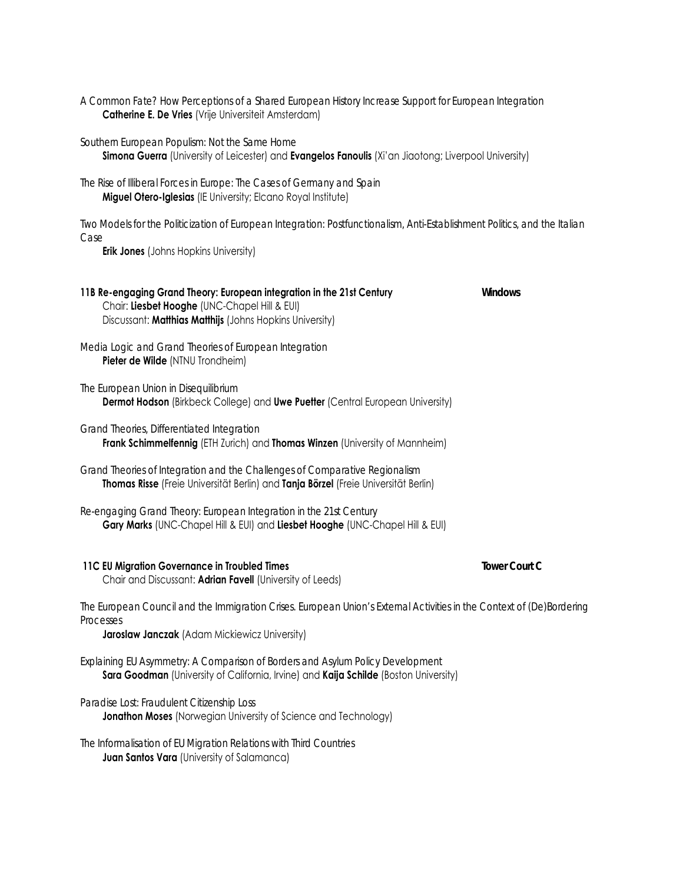*A Common Fate? How Perceptions of a Shared European History Increase Support for European Integration*
**Catherine E. De Vries** (Vrije Universiteit Amsterdam)

*Southern European Populism: Not the Same Home*
**Simona Guerra** (University of Leicester) and **Evangelos Fanoulis** (Xi'an Jiaotong; Liverpool University)

*The Rise of Illiberal Forces in Europe: The Cases of Germany and Spain*
**Miguel Otero-Iglesias** (IE University; Elcano Royal Institute)

*Two Models for the Politicization of European Integration: Postfunctionalism, Anti-Establishment Politics, and the Italian Case*
**Erik Jones** (Johns Hopkins University)

### 11B Re-engaging Grand Theory: European integration in the 21st Century — Windows

Chair: **Liesbet Hooghe** (UNC-Chapel Hill & EUI)
Discussant: **Matthias Matthijs** (Johns Hopkins University)

*Media Logic and Grand Theories of European Integration*
**Pieter de Wilde** (NTNU Trondheim)

*The European Union in Disequilibrium*
**Dermot Hodson** (Birkbeck College) and **Uwe Puetter** (Central European University)

*Grand Theories, Differentiated Integration*
**Frank Schimmelfennig** (ETH Zurich) and **Thomas Winzen** (University of Mannheim)

*Grand Theories of Integration and the Challenges of Comparative Regionalism*
**Thomas Risse** (Freie Universität Berlin) and **Tanja Börzel** (Freie Universität Berlin)

*Re-engaging Grand Theory: European Integration in the 21st Century*
**Gary Marks** (UNC-Chapel Hill & EUI) and **Liesbet Hooghe** (UNC-Chapel Hill & EUI)

### 11C EU Migration Governance in Troubled Times — Tower Court C

Chair and Discussant: **Adrian Favell** (University of Leeds)

*The European Council and the Immigration Crises. European Union's External Activities in the Context of (De)Bordering Processes*
**Jaroslaw Janczak** (Adam Mickiewicz University)

*Explaining EU Asymmetry: A Comparison of Borders and Asylum Policy Development*
**Sara Goodman** (University of California, Irvine) and **Kaija Schilde** (Boston University)

*Paradise Lost: Fraudulent Citizenship Loss*
**Jonathon Moses** (Norwegian University of Science and Technology)

*The Informalisation of EU Migration Relations with Third Countries*
**Juan Santos Vara** (University of Salamanca)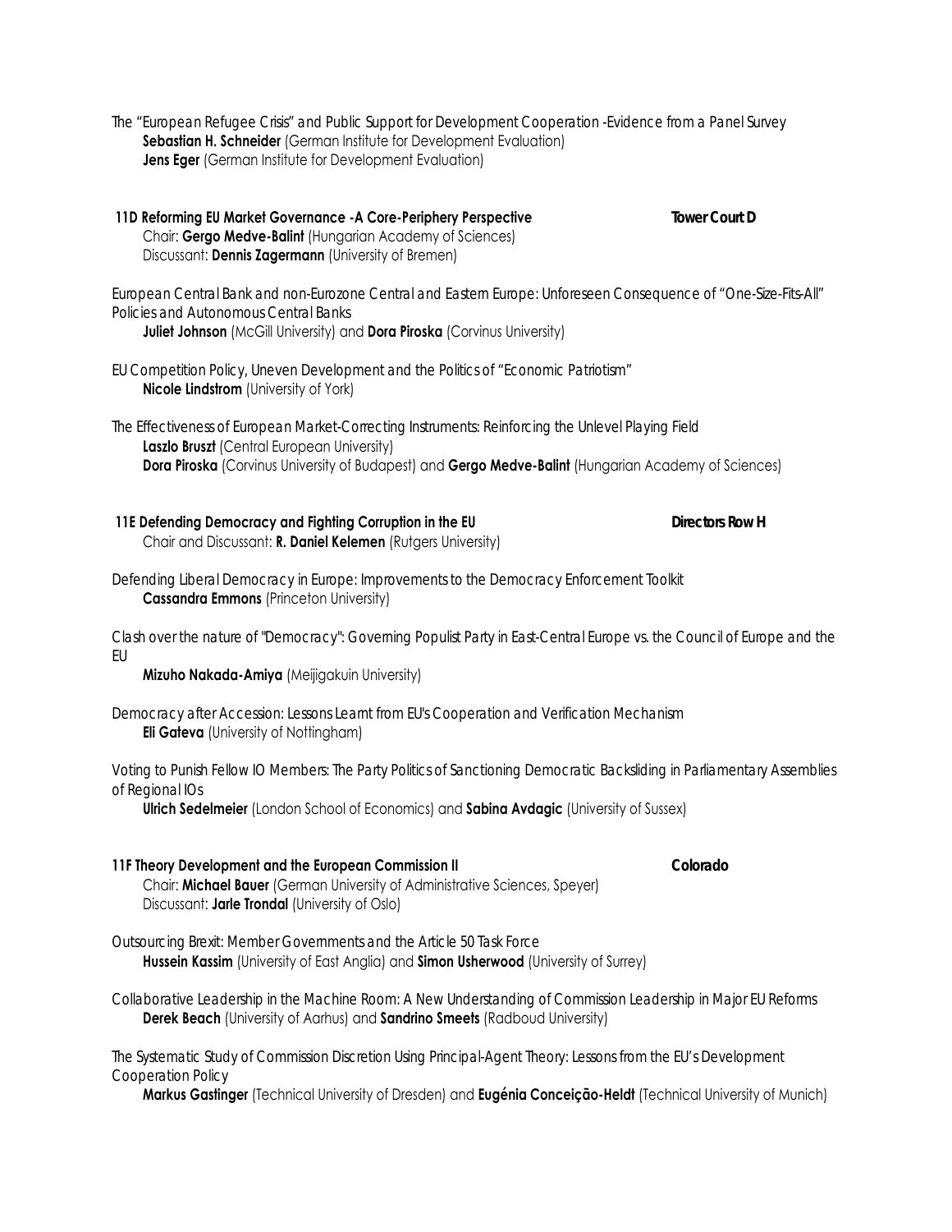The "European Refugee Crisis" and Public Support for Development Cooperation -Evidence from a Panel Survey
**Sebastian H. Schneider** (German Institute for Development Evaluation)
**Jens Eger** (German Institute for Development Evaluation)

### 11D Reforming EU Market Governance -A Core-Periphery Perspective — Tower Court D

Chair: **Gergo Medve-Balint** (Hungarian Academy of Sciences)
Discussant: **Dennis Zagermann** (University of Bremen)

European Central Bank and non-Eurozone Central and Eastern Europe: Unforeseen Consequence of "One-Size-Fits-All" Policies and Autonomous Central Banks
**Juliet Johnson** (McGill University) and **Dora Piroska** (Corvinus University)

EU Competition Policy, Uneven Development and the Politics of "Economic Patriotism"
**Nicole Lindstrom** (University of York)

The Effectiveness of European Market-Correcting Instruments: Reinforcing the Unlevel Playing Field
**Laszlo Bruszt** (Central European University)
**Dora Piroska** (Corvinus University of Budapest) and **Gergo Medve-Balint** (Hungarian Academy of Sciences)

### 11E Defending Democracy and Fighting Corruption in the EU — Directors Row H

Chair and Discussant: **R. Daniel Kelemen** (Rutgers University)

Defending Liberal Democracy in Europe: Improvements to the Democracy Enforcement Toolkit
**Cassandra Emmons** (Princeton University)

Clash over the nature of "Democracy": Governing Populist Party in East-Central Europe vs. the Council of Europe and the EU
**Mizuho Nakada-Amiya** (Meijigakuin University)

Democracy after Accession: Lessons Learnt from EU's Cooperation and Verification Mechanism
**Eli Gateva** (University of Nottingham)

Voting to Punish Fellow IO Members: The Party Politics of Sanctioning Democratic Backsliding in Parliamentary Assemblies of Regional IOs
**Ulrich Sedelmeier** (London School of Economics) and **Sabina Avdagic** (University of Sussex)

### 11F Theory Development and the European Commission II — Colorado

Chair: **Michael Bauer** (German University of Administrative Sciences, Speyer)
Discussant: **Jarle Trondal** (University of Oslo)

Outsourcing Brexit: Member Governments and the Article 50 Task Force
**Hussein Kassim** (University of East Anglia) and **Simon Usherwood** (University of Surrey)

Collaborative Leadership in the Machine Room: A New Understanding of Commission Leadership in Major EU Reforms
**Derek Beach** (University of Aarhus) and **Sandrino Smeets** (Radboud University)

The Systematic Study of Commission Discretion Using Principal-Agent Theory: Lessons from the EU's Development Cooperation Policy
**Markus Gastinger** (Technical University of Dresden) and **Eugénia Conceição-Heldt** (Technical University of Munich)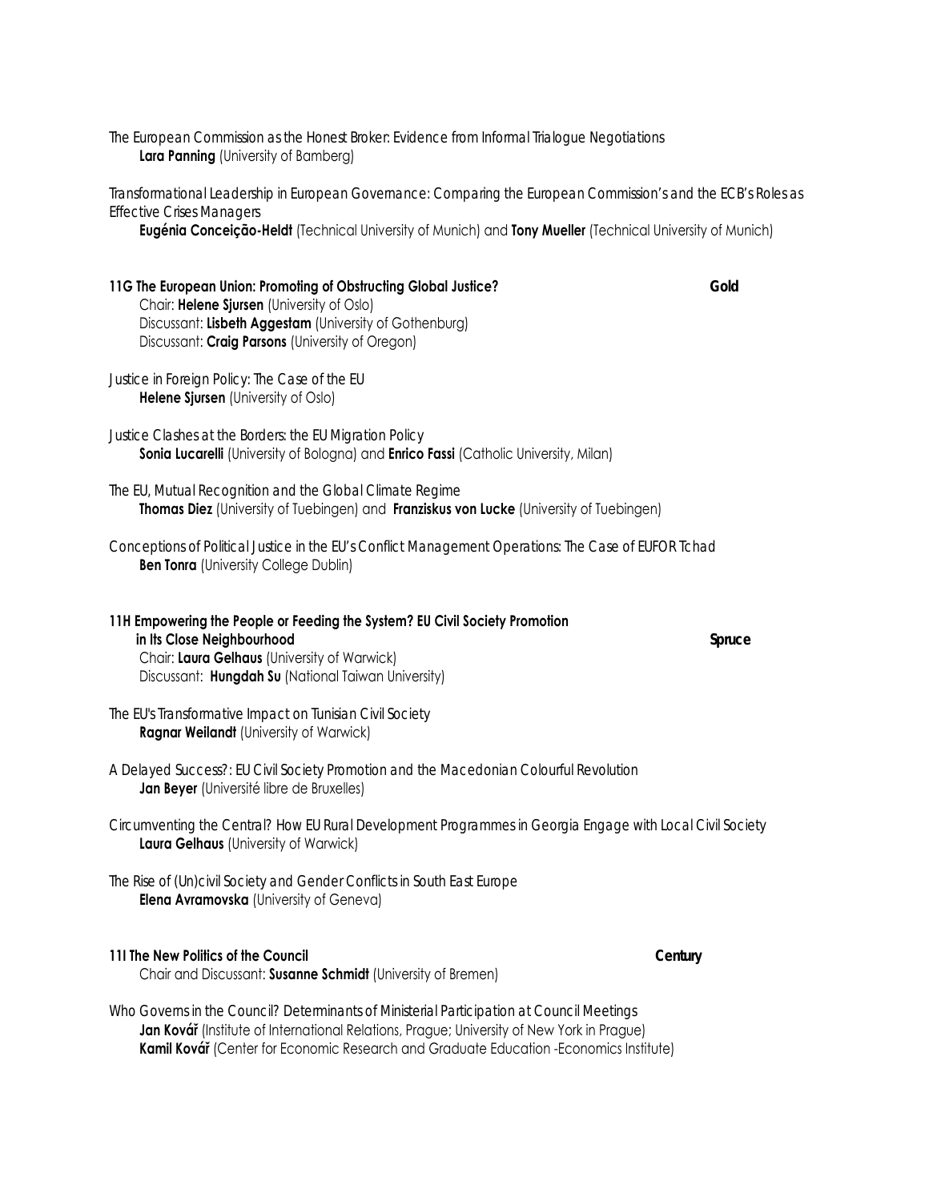*The European Commission as the Honest Broker: Evidence from Informal Trialogue Negotiations*
**Lara Panning** (University of Bamberg)

*Transformational Leadership in European Governance: Comparing the European Commission's and the ECB's Roles as Effective Crises Managers*
**Eugénia Conceição-Heldt** (Technical University of Munich) and **Tony Mueller** (Technical University of Munich)

**11G The European Union: Promoting of Obstructing Global Justice?** **Gold**
Chair: **Helene Sjursen** (University of Oslo)
Discussant: **Lisbeth Aggestam** (University of Gothenburg)
Discussant: **Craig Parsons** (University of Oregon)

*Justice in Foreign Policy: The Case of the EU*
**Helene Sjursen** (University of Oslo)

*Justice Clashes at the Borders: the EU Migration Policy*
**Sonia Lucarelli** (University of Bologna) and **Enrico Fassi** (Catholic University, Milan)

*The EU, Mutual Recognition and the Global Climate Regime*
**Thomas Diez** (University of Tuebingen) and **Franziskus von Lucke** (University of Tuebingen)

*Conceptions of Political Justice in the EU's Conflict Management Operations: The Case of EUFOR Tchad*
**Ben Tonra** (University College Dublin)

**11H Empowering the People or Feeding the System? EU Civil Society Promotion in Its Close Neighbourhood** **Spruce**
Chair: **Laura Gelhaus** (University of Warwick)
Discussant: **Hungdah Su** (National Taiwan University)

*The EU's Transformative Impact on Tunisian Civil Society*
**Ragnar Weilandt** (University of Warwick)

*A Delayed Success?: EU Civil Society Promotion and the Macedonian Colourful Revolution*
**Jan Beyer** (Université libre de Bruxelles)

*Circumventing the Central? How EU Rural Development Programmes in Georgia Engage with Local Civil Society*
**Laura Gelhaus** (University of Warwick)

*The Rise of (Un)civil Society and Gender Conflicts in South East Europe*
**Elena Avramovska** (University of Geneva)

**11I The New Politics of the Council** **Century**
Chair and Discussant: **Susanne Schmidt** (University of Bremen)

*Who Governs in the Council? Determinants of Ministerial Participation at Council Meetings*
**Jan Kovář** (Institute of International Relations, Prague; University of New York in Prague)
**Kamil Kovář** (Center for Economic Research and Graduate Education -Economics Institute)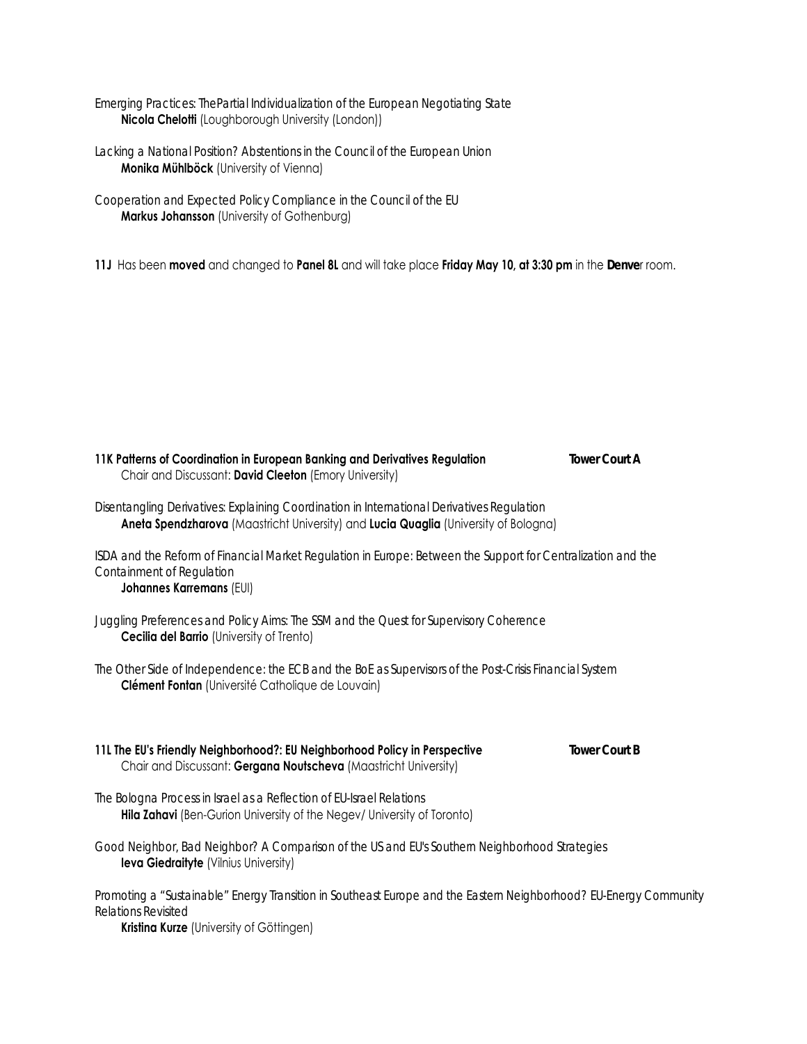*Emerging Practices: The Partial Individualization of the European Negotiating State*
**Nicola Chelotti** (Loughborough University (London))

*Lacking a National Position? Abstentions in the Council of the European Union*
**Monika Mühlböck** (University of Vienna)

*Cooperation and Expected Policy Compliance in the Council of the EU*
**Markus Johansson** (University of Gothenburg)

**11J** Has been **moved** and changed to **Panel 8L** and will take place **Friday May 10, at 3:30 pm** in the **Denve**r room.

**11K Patterns of Coordination in European Banking and Derivatives Regulation** **Tower Court A**
Chair and Discussant: **David Cleeton** (Emory University)

*Disentangling Derivatives: Explaining Coordination in International Derivatives Regulation*
**Aneta Spendzharova** (Maastricht University) and **Lucia Quaglia** (University of Bologna)

*ISDA and the Reform of Financial Market Regulation in Europe: Between the Support for Centralization and the Containment of Regulation*
**Johannes Karremans** (EUI)

*Juggling Preferences and Policy Aims: The SSM and the Quest for Supervisory Coherence*
**Cecilia del Barrio** (University of Trento)

*The Other Side of Independence: the ECB and the BoE as Supervisors of the Post-Crisis Financial System*
**Clément Fontan** (Université Catholique de Louvain)

**11L The EU's Friendly Neighborhood?: EU Neighborhood Policy in Perspective** **Tower Court B**
Chair and Discussant: **Gergana Noutscheva** (Maastricht University)

*The Bologna Process in Israel as a Reflection of EU-Israel Relations*
**Hila Zahavi** (Ben-Gurion University of the Negev/ University of Toronto)

*Good Neighbor, Bad Neighbor? A Comparison of the US and EU's Southern Neighborhood Strategies*
**Ieva Giedraityte** (Vilnius University)

*Promoting a "Sustainable" Energy Transition in Southeast Europe and the Eastern Neighborhood? EU-Energy Community Relations Revisited*
**Kristina Kurze** (University of Göttingen)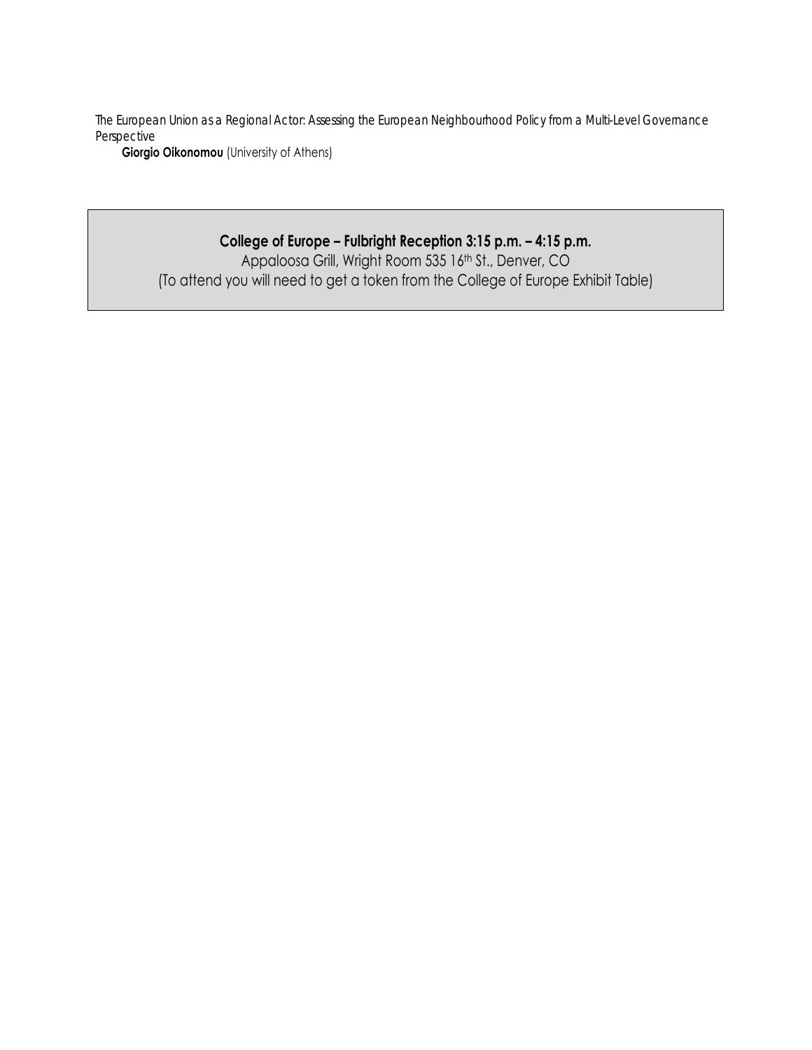*The European Union as a Regional Actor: Assessing the European Neighbourhood Policy from a Multi-Level Governance Perspective*
**Giorgio Oikonomou** (University of Athens)

**College of Europe – Fulbright Reception 3:15 p.m. – 4:15 p.m.**
Appaloosa Grill, Wright Room 535 16th St., Denver, CO
(To attend you will need to get a token from the College of Europe Exhibit Table)